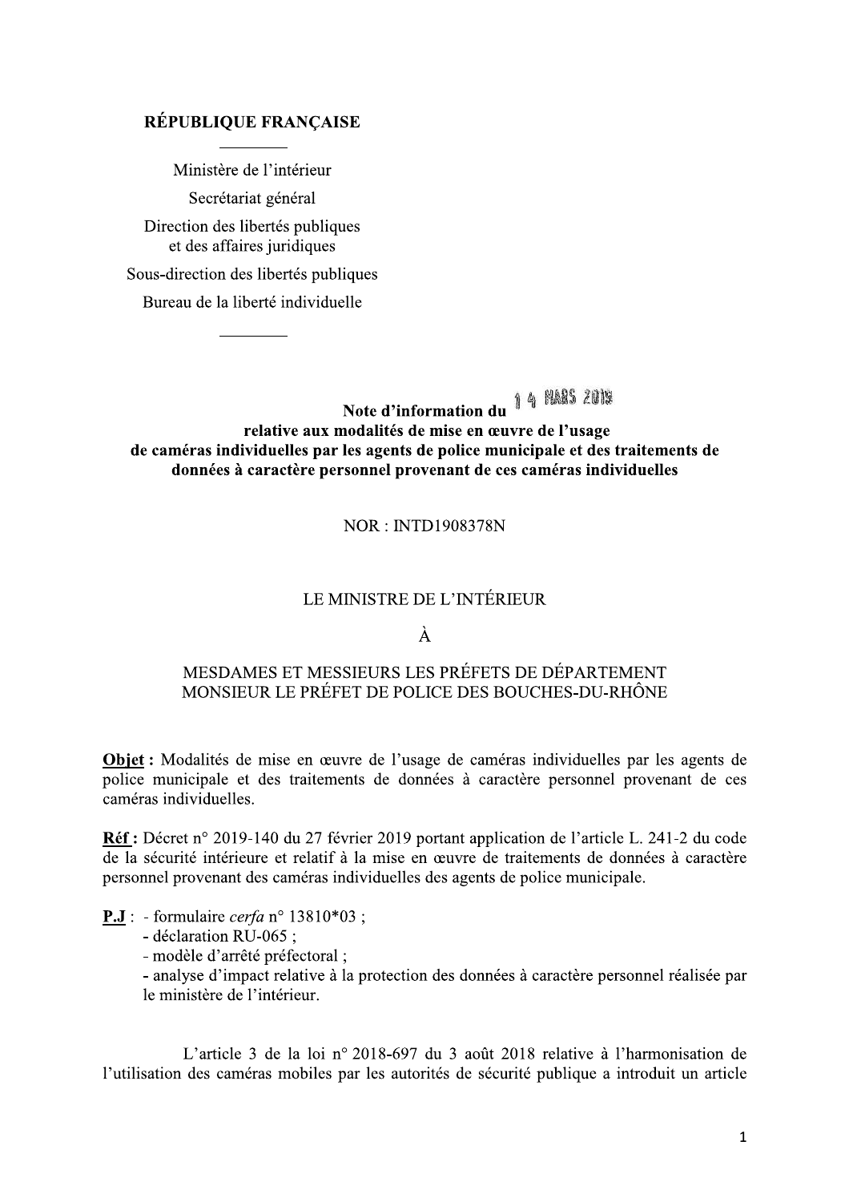**RÉPUBLIQUE FRANÇAISE**

---

Ministère de l'intérieur

Secrétariat général

Direction des libertés publiques
et des affaires juridiques

Sous-direction des libertés publiques

Bureau de la liberté individuelle

---

**Note d'information du 14 MARS 2019**
**relative aux modalités de mise en œuvre de l'usage de caméras individuelles par les agents de police municipale et des traitements de données à caractère personnel provenant de ces caméras individuelles**

NOR : INTD1908378N

LE MINISTRE DE L'INTÉRIEUR

À

MESDAMES ET MESSIEURS LES PRÉFETS DE DÉPARTEMENT
MONSIEUR LE PRÉFET DE POLICE DES BOUCHES-DU-RHÔNE

**Objet :** Modalités de mise en œuvre de l'usage de caméras individuelles par les agents de police municipale et des traitements de données à caractère personnel provenant de ces caméras individuelles.

**Réf :** Décret n° 2019-140 du 27 février 2019 portant application de l'article L. 241-2 du code de la sécurité intérieure et relatif à la mise en œuvre de traitements de données à caractère personnel provenant des caméras individuelles des agents de police municipale.

**P.J :**
- formulaire *cerfa* n° 13810*03 ;
- déclaration RU-065 ;
- modèle d'arrêté préfectoral ;
- analyse d'impact relative à la protection des données à caractère personnel réalisée par le ministère de l'intérieur.

L'article 3 de la loi n° 2018-697 du 3 août 2018 relative à l'harmonisation de l'utilisation des caméras mobiles par les autorités de sécurité publique a introduit un article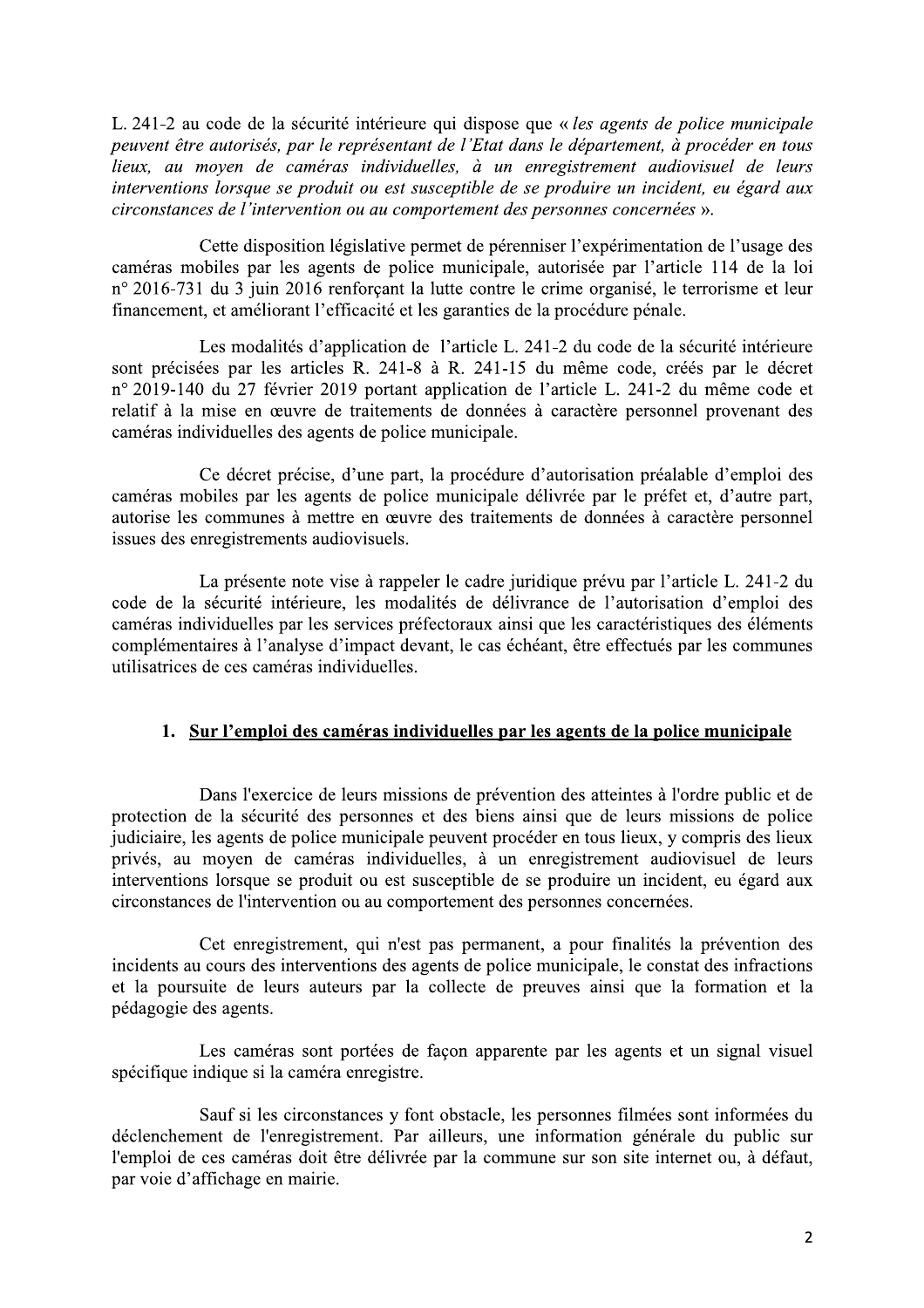L. 241-2 au code de la sécurité intérieure qui dispose que « *les agents de police municipale peuvent être autorisés, par le représentant de l'Etat dans le département, à procéder en tous lieux, au moyen de caméras individuelles, à un enregistrement audiovisuel de leurs interventions lorsque se produit ou est susceptible de se produire un incident, eu égard aux circonstances de l'intervention ou au comportement des personnes concernées* ».

Cette disposition législative permet de pérenniser l'expérimentation de l'usage des caméras mobiles par les agents de police municipale, autorisée par l'article 114 de la loi n° 2016-731 du 3 juin 2016 renforçant la lutte contre le crime organisé, le terrorisme et leur financement, et améliorant l'efficacité et les garanties de la procédure pénale.

Les modalités d'application de l'article L. 241-2 du code de la sécurité intérieure sont précisées par les articles R. 241-8 à R. 241-15 du même code, créés par le décret n° 2019-140 du 27 février 2019 portant application de l'article L. 241-2 du même code et relatif à la mise en œuvre de traitements de données à caractère personnel provenant des caméras individuelles des agents de police municipale.

Ce décret précise, d'une part, la procédure d'autorisation préalable d'emploi des caméras mobiles par les agents de police municipale délivrée par le préfet et, d'autre part, autorise les communes à mettre en œuvre des traitements de données à caractère personnel issues des enregistrements audiovisuels.

La présente note vise à rappeler le cadre juridique prévu par l'article L. 241-2 du code de la sécurité intérieure, les modalités de délivrance de l'autorisation d'emploi des caméras individuelles par les services préfectoraux ainsi que les caractéristiques des éléments complémentaires à l'analyse d'impact devant, le cas échéant, être effectués par les communes utilisatrices de ces caméras individuelles.

## 1. Sur l'emploi des caméras individuelles par les agents de la police municipale

Dans l'exercice de leurs missions de prévention des atteintes à l'ordre public et de protection de la sécurité des personnes et des biens ainsi que de leurs missions de police judiciaire, les agents de police municipale peuvent procéder en tous lieux, y compris des lieux privés, au moyen de caméras individuelles, à un enregistrement audiovisuel de leurs interventions lorsque se produit ou est susceptible de se produire un incident, eu égard aux circonstances de l'intervention ou au comportement des personnes concernées.

Cet enregistrement, qui n'est pas permanent, a pour finalités la prévention des incidents au cours des interventions des agents de police municipale, le constat des infractions et la poursuite de leurs auteurs par la collecte de preuves ainsi que la formation et la pédagogie des agents.

Les caméras sont portées de façon apparente par les agents et un signal visuel spécifique indique si la caméra enregistre.

Sauf si les circonstances y font obstacle, les personnes filmées sont informées du déclenchement de l'enregistrement. Par ailleurs, une information générale du public sur l'emploi de ces caméras doit être délivrée par la commune sur son site internet ou, à défaut, par voie d'affichage en mairie.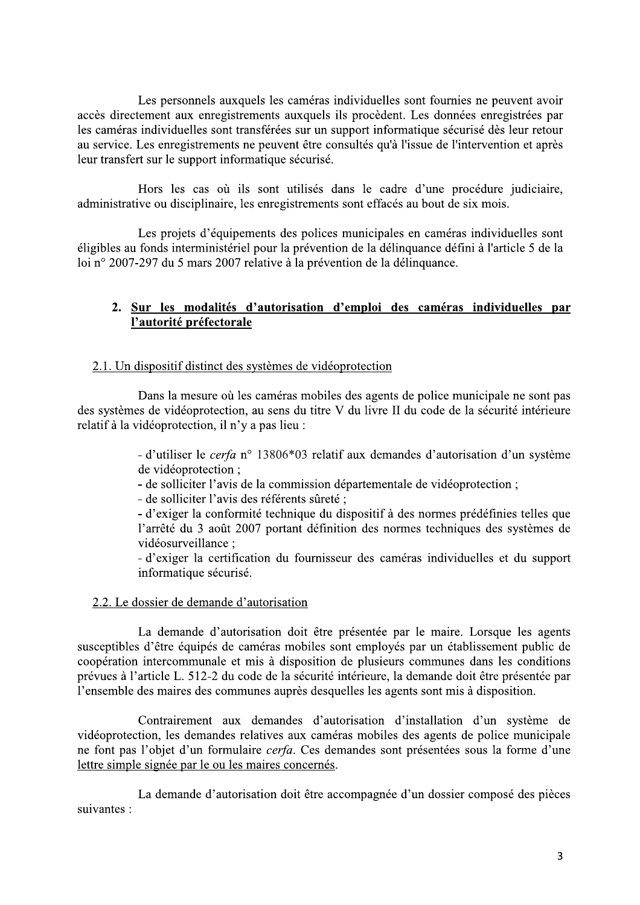Les personnels auxquels les caméras individuelles sont fournies ne peuvent avoir accès directement aux enregistrements auxquels ils procèdent. Les données enregistrées par les caméras individuelles sont transférées sur un support informatique sécurisé dès leur retour au service. Les enregistrements ne peuvent être consultés qu'à l'issue de l'intervention et après leur transfert sur le support informatique sécurisé.

Hors les cas où ils sont utilisés dans le cadre d'une procédure judiciaire, administrative ou disciplinaire, les enregistrements sont effacés au bout de six mois.

Les projets d'équipements des polices municipales en caméras individuelles sont éligibles au fonds interministériel pour la prévention de la délinquance défini à l'article 5 de la loi n° 2007-297 du 5 mars 2007 relative à la prévention de la délinquance.

## 2. Sur les modalités d'autorisation d'emploi des caméras individuelles par l'autorité préfectorale

### 2.1. Un dispositif distinct des systèmes de vidéoprotection

Dans la mesure où les caméras mobiles des agents de police municipale ne sont pas des systèmes de vidéoprotection, au sens du titre V du livre II du code de la sécurité intérieure relatif à la vidéoprotection, il n'y a pas lieu :

- d'utiliser le *cerfa* n° 13806*03 relatif aux demandes d'autorisation d'un système de vidéoprotection ;
- de solliciter l'avis de la commission départementale de vidéoprotection ;
- de solliciter l'avis des référents sûreté ;
- d'exiger la conformité technique du dispositif à des normes prédéfinies telles que l'arrêté du 3 août 2007 portant définition des normes techniques des systèmes de vidéosurveillance ;
- d'exiger la certification du fournisseur des caméras individuelles et du support informatique sécurisé.

### 2.2. Le dossier de demande d'autorisation

La demande d'autorisation doit être présentée par le maire. Lorsque les agents susceptibles d'être équipés de caméras mobiles sont employés par un établissement public de coopération intercommunale et mis à disposition de plusieurs communes dans les conditions prévues à l'article L. 512-2 du code de la sécurité intérieure, la demande doit être présentée par l'ensemble des maires des communes auprès desquelles les agents sont mis à disposition.

Contrairement aux demandes d'autorisation d'installation d'un système de vidéoprotection, les demandes relatives aux caméras mobiles des agents de police municipale ne font pas l'objet d'un formulaire *cerfa*. Ces demandes sont présentées sous la forme d'une lettre simple signée par le ou les maires concernés.

La demande d'autorisation doit être accompagnée d'un dossier composé des pièces suivantes :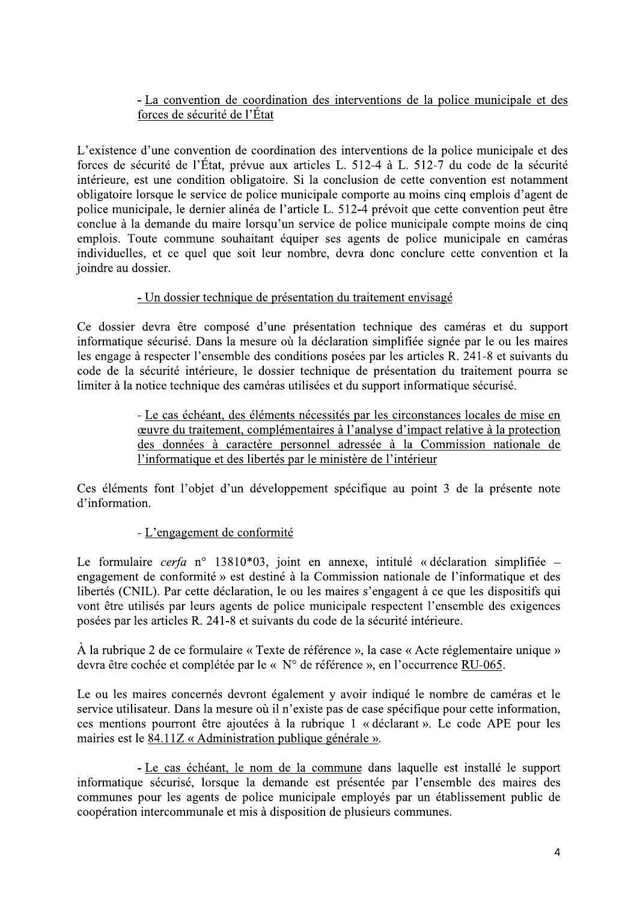- La convention de coordination des interventions de la police municipale et des forces de sécurité de l'État

L'existence d'une convention de coordination des interventions de la police municipale et des forces de sécurité de l'État, prévue aux articles L. 512-4 à L. 512-7 du code de la sécurité intérieure, est une condition obligatoire. Si la conclusion de cette convention est notamment obligatoire lorsque le service de police municipale comporte au moins cinq emplois d'agent de police municipale, le dernier alinéa de l'article L. 512-4 prévoit que cette convention peut être conclue à la demande du maire lorsqu'un service de police municipale compte moins de cinq emplois. Toute commune souhaitant équiper ses agents de police municipale en caméras individuelles, et ce quel que soit leur nombre, devra donc conclure cette convention et la joindre au dossier.

- Un dossier technique de présentation du traitement envisagé

Ce dossier devra être composé d'une présentation technique des caméras et du support informatique sécurisé. Dans la mesure où la déclaration simplifiée signée par le ou les maires les engage à respecter l'ensemble des conditions posées par les articles R. 241-8 et suivants du code de la sécurité intérieure, le dossier technique de présentation du traitement pourra se limiter à la notice technique des caméras utilisées et du support informatique sécurisé.

- Le cas échéant, des éléments nécessités par les circonstances locales de mise en œuvre du traitement, complémentaires à l'analyse d'impact relative à la protection des données à caractère personnel adressée à la Commission nationale de l'informatique et des libertés par le ministère de l'intérieur

Ces éléments font l'objet d'un développement spécifique au point 3 de la présente note d'information.

- L'engagement de conformité

Le formulaire *cerfa* n° 13810*03, joint en annexe, intitulé « déclaration simplifiée – engagement de conformité » est destiné à la Commission nationale de l'informatique et des libertés (CNIL). Par cette déclaration, le ou les maires s'engagent à ce que les dispositifs qui vont être utilisés par leurs agents de police municipale respectent l'ensemble des exigences posées par les articles R. 241-8 et suivants du code de la sécurité intérieure.

À la rubrique 2 de ce formulaire « Texte de référence », la case « Acte réglementaire unique » devra être cochée et complétée par le « N° de référence », en l'occurrence RU-065.

Le ou les maires concernés devront également y avoir indiqué le nombre de caméras et le service utilisateur. Dans la mesure où il n'existe pas de case spécifique pour cette information, ces mentions pourront être ajoutées à la rubrique 1 « déclarant ». Le code APE pour les mairies est le 84.11Z « Administration publique générale ».

- Le cas échéant, le nom de la commune dans laquelle est installé le support informatique sécurisé, lorsque la demande est présentée par l'ensemble des maires des communes pour les agents de police municipale employés par un établissement public de coopération intercommunale et mis à disposition de plusieurs communes.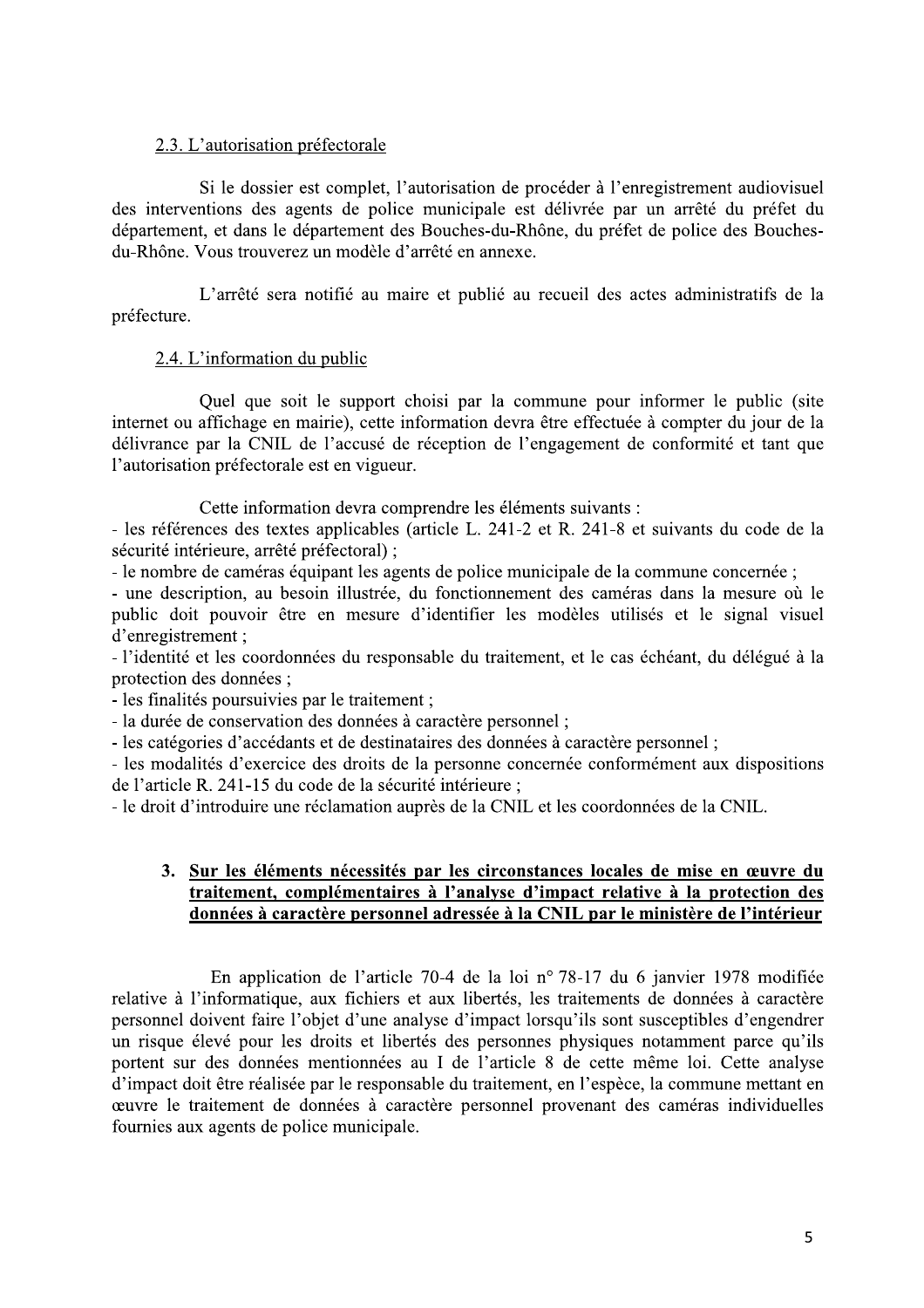### 2.3. L'autorisation préfectorale

Si le dossier est complet, l'autorisation de procéder à l'enregistrement audiovisuel des interventions des agents de police municipale est délivrée par un arrêté du préfet du département, et dans le département des Bouches-du-Rhône, du préfet de police des Bouches-du-Rhône. Vous trouverez un modèle d'arrêté en annexe.

L'arrêté sera notifié au maire et publié au recueil des actes administratifs de la préfecture.

### 2.4. L'information du public

Quel que soit le support choisi par la commune pour informer le public (site internet ou affichage en mairie), cette information devra être effectuée à compter du jour de la délivrance par la CNIL de l'accusé de réception de l'engagement de conformité et tant que l'autorisation préfectorale est en vigueur.

Cette information devra comprendre les éléments suivants :

- les références des textes applicables (article L. 241-2 et R. 241-8 et suivants du code de la sécurité intérieure, arrêté préfectoral) ;
- le nombre de caméras équipant les agents de police municipale de la commune concernée ;
- une description, au besoin illustrée, du fonctionnement des caméras dans la mesure où le public doit pouvoir être en mesure d'identifier les modèles utilisés et le signal visuel d'enregistrement ;
- l'identité et les coordonnées du responsable du traitement, et le cas échéant, du délégué à la protection des données ;
- les finalités poursuivies par le traitement ;
- la durée de conservation des données à caractère personnel ;
- les catégories d'accédants et de destinataires des données à caractère personnel ;
- les modalités d'exercice des droits de la personne concernée conformément aux dispositions de l'article R. 241-15 du code de la sécurité intérieure ;
- le droit d'introduire une réclamation auprès de la CNIL et les coordonnées de la CNIL.

## 3. Sur les éléments nécessités par les circonstances locales de mise en œuvre du traitement, complémentaires à l'analyse d'impact relative à la protection des données à caractère personnel adressée à la CNIL par le ministère de l'intérieur

En application de l'article 70-4 de la loi n° 78-17 du 6 janvier 1978 modifiée relative à l'informatique, aux fichiers et aux libertés, les traitements de données à caractère personnel doivent faire l'objet d'une analyse d'impact lorsqu'ils sont susceptibles d'engendrer un risque élevé pour les droits et libertés des personnes physiques notamment parce qu'ils portent sur des données mentionnées au I de l'article 8 de cette même loi. Cette analyse d'impact doit être réalisée par le responsable du traitement, en l'espèce, la commune mettant en œuvre le traitement de données à caractère personnel provenant des caméras individuelles fournies aux agents de police municipale.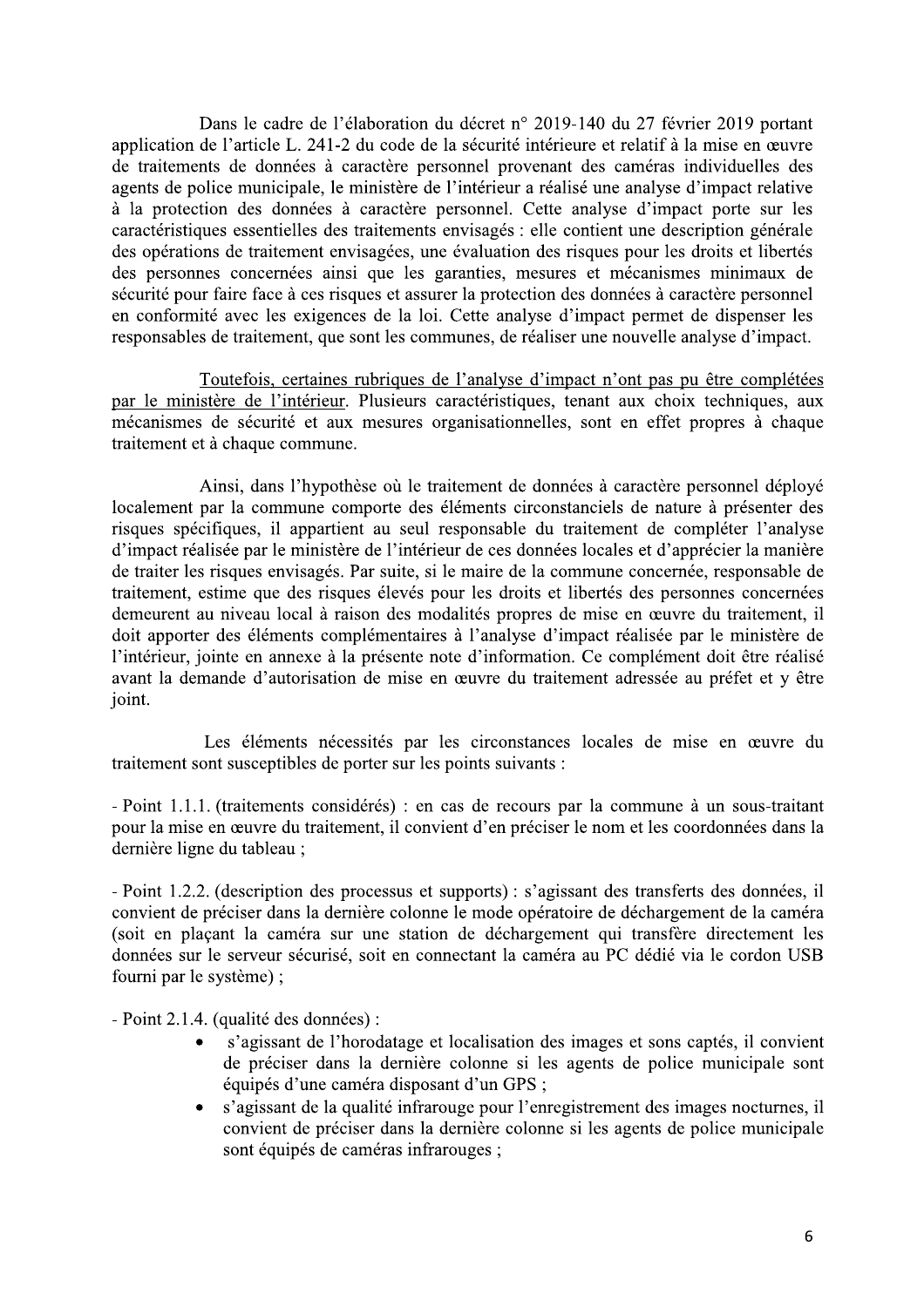Dans le cadre de l'élaboration du décret n° 2019-140 du 27 février 2019 portant application de l'article L. 241-2 du code de la sécurité intérieure et relatif à la mise en œuvre de traitements de données à caractère personnel provenant des caméras individuelles des agents de police municipale, le ministère de l'intérieur a réalisé une analyse d'impact relative à la protection des données à caractère personnel. Cette analyse d'impact porte sur les caractéristiques essentielles des traitements envisagés : elle contient une description générale des opérations de traitement envisagées, une évaluation des risques pour les droits et libertés des personnes concernées ainsi que les garanties, mesures et mécanismes minimaux de sécurité pour faire face à ces risques et assurer la protection des données à caractère personnel en conformité avec les exigences de la loi. Cette analyse d'impact permet de dispenser les responsables de traitement, que sont les communes, de réaliser une nouvelle analyse d'impact.

<u>Toutefois, certaines rubriques de l'analyse d'impact n'ont pas pu être complétées par le ministère de l'intérieur</u>. Plusieurs caractéristiques, tenant aux choix techniques, aux mécanismes de sécurité et aux mesures organisationnelles, sont en effet propres à chaque traitement et à chaque commune.

Ainsi, dans l'hypothèse où le traitement de données à caractère personnel déployé localement par la commune comporte des éléments circonstanciels de nature à présenter des risques spécifiques, il appartient au seul responsable du traitement de compléter l'analyse d'impact réalisée par le ministère de l'intérieur de ces données locales et d'apprécier la manière de traiter les risques envisagés. Par suite, si le maire de la commune concernée, responsable de traitement, estime que des risques élevés pour les droits et libertés des personnes concernées demeurent au niveau local à raison des modalités propres de mise en œuvre du traitement, il doit apporter des éléments complémentaires à l'analyse d'impact réalisée par le ministère de l'intérieur, jointe en annexe à la présente note d'information. Ce complément doit être réalisé avant la demande d'autorisation de mise en œuvre du traitement adressée au préfet et y être joint.

Les éléments nécessités par les circonstances locales de mise en œuvre du traitement sont susceptibles de porter sur les points suivants :

- Point 1.1.1. (traitements considérés) : en cas de recours par la commune à un sous-traitant pour la mise en œuvre du traitement, il convient d'en préciser le nom et les coordonnées dans la dernière ligne du tableau ;

- Point 1.2.2. (description des processus et supports) : s'agissant des transferts des données, il convient de préciser dans la dernière colonne le mode opératoire de déchargement de la caméra (soit en plaçant la caméra sur une station de déchargement qui transfère directement les données sur le serveur sécurisé, soit en connectant la caméra au PC dédié via le cordon USB fourni par le système) ;

- Point 2.1.4. (qualité des données) :
    - s'agissant de l'horodatage et localisation des images et sons captés, il convient de préciser dans la dernière colonne si les agents de police municipale sont équipés d'une caméra disposant d'un GPS ;
    - s'agissant de la qualité infrarouge pour l'enregistrement des images nocturnes, il convient de préciser dans la dernière colonne si les agents de police municipale sont équipés de caméras infrarouges ;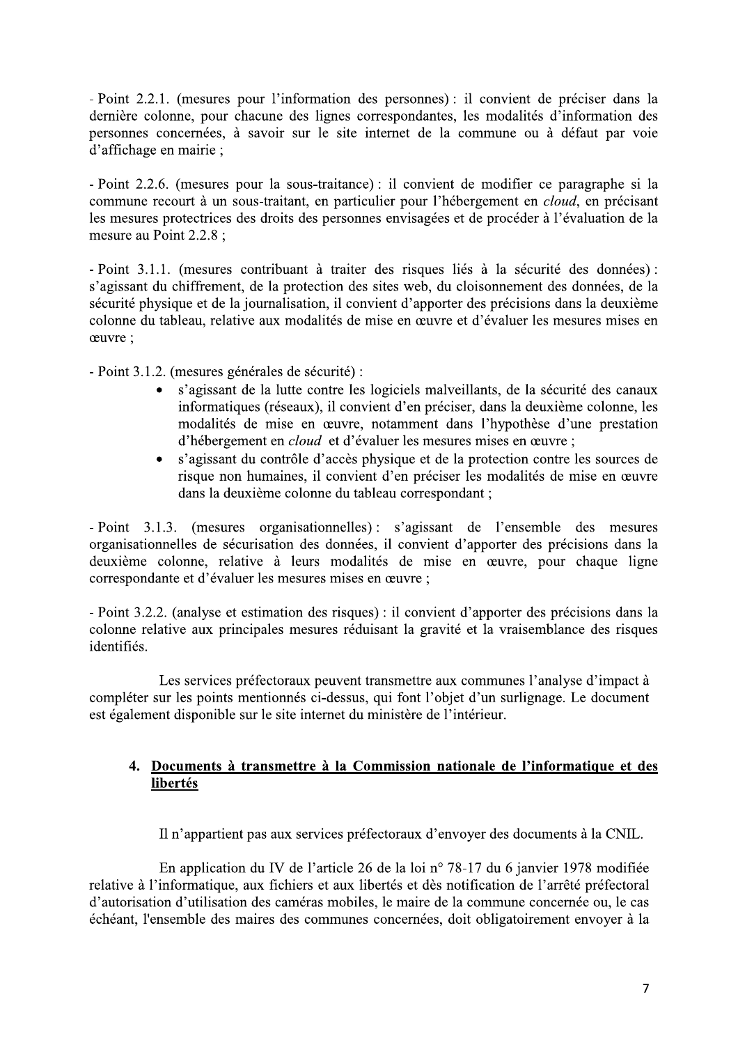- Point 2.2.1. (mesures pour l'information des personnes) : il convient de préciser dans la dernière colonne, pour chacune des lignes correspondantes, les modalités d'information des personnes concernées, à savoir sur le site internet de la commune ou à défaut par voie d'affichage en mairie ;

- Point 2.2.6. (mesures pour la sous-traitance) : il convient de modifier ce paragraphe si la commune recourt à un sous-traitant, en particulier pour l'hébergement en *cloud*, en précisant les mesures protectrices des droits des personnes envisagées et de procéder à l'évaluation de la mesure au Point 2.2.8 ;

- Point 3.1.1. (mesures contribuant à traiter des risques liés à la sécurité des données) : s'agissant du chiffrement, de la protection des sites web, du cloisonnement des données, de la sécurité physique et de la journalisation, il convient d'apporter des précisions dans la deuxième colonne du tableau, relative aux modalités de mise en œuvre et d'évaluer les mesures mises en œuvre ;

- Point 3.1.2. (mesures générales de sécurité) :
  - s'agissant de la lutte contre les logiciels malveillants, de la sécurité des canaux informatiques (réseaux), il convient d'en préciser, dans la deuxième colonne, les modalités de mise en œuvre, notamment dans l'hypothèse d'une prestation d'hébergement en *cloud* et d'évaluer les mesures mises en œuvre ;
  - s'agissant du contrôle d'accès physique et de la protection contre les sources de risque non humaines, il convient d'en préciser les modalités de mise en œuvre dans la deuxième colonne du tableau correspondant ;

- Point 3.1.3. (mesures organisationnelles) : s'agissant de l'ensemble des mesures organisationnelles de sécurisation des données, il convient d'apporter des précisions dans la deuxième colonne, relative à leurs modalités de mise en œuvre, pour chaque ligne correspondante et d'évaluer les mesures mises en œuvre ;

- Point 3.2.2. (analyse et estimation des risques) : il convient d'apporter des précisions dans la colonne relative aux principales mesures réduisant la gravité et la vraisemblance des risques identifiés.

Les services préfectoraux peuvent transmettre aux communes l'analyse d'impact à compléter sur les points mentionnés ci-dessus, qui font l'objet d'un surlignage. Le document est également disponible sur le site internet du ministère de l'intérieur.

## 4. Documents à transmettre à la Commission nationale de l'informatique et des libertés

Il n'appartient pas aux services préfectoraux d'envoyer des documents à la CNIL.

En application du IV de l'article 26 de la loi n° 78-17 du 6 janvier 1978 modifiée relative à l'informatique, aux fichiers et aux libertés et dès notification de l'arrêté préfectoral d'autorisation d'utilisation des caméras mobiles, le maire de la commune concernée ou, le cas échéant, l'ensemble des maires des communes concernées, doit obligatoirement envoyer à la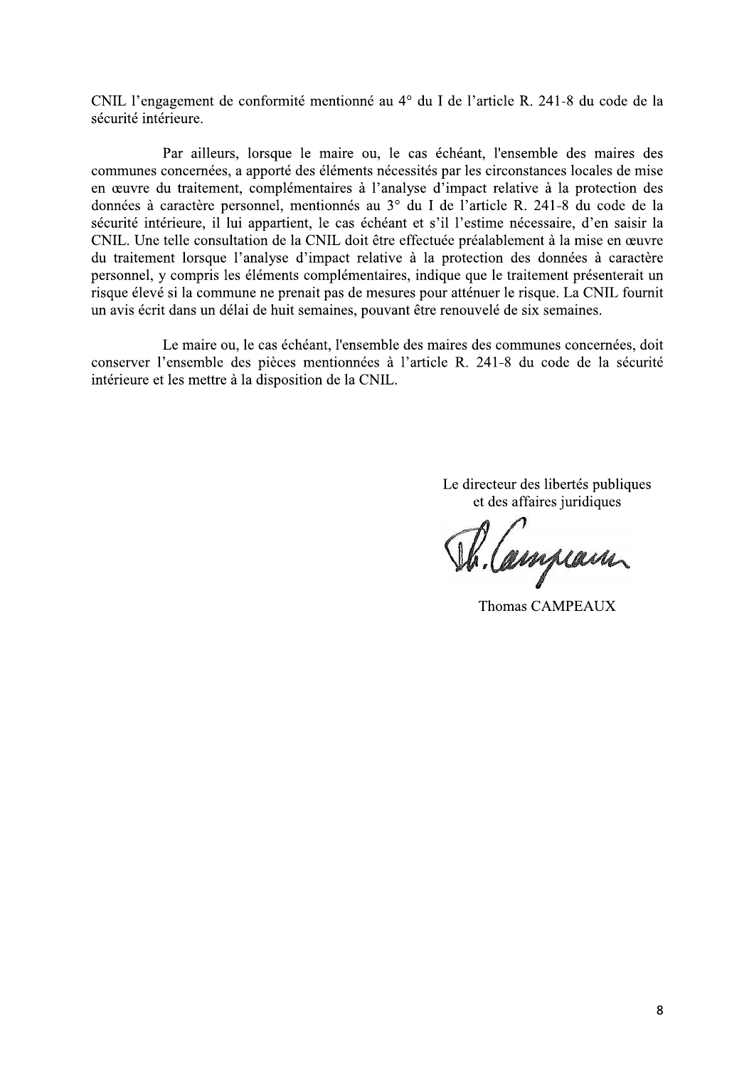CNIL l'engagement de conformité mentionné au 4° du I de l'article R. 241-8 du code de la sécurité intérieure.

Par ailleurs, lorsque le maire ou, le cas échéant, l'ensemble des maires des communes concernées, a apporté des éléments nécessités par les circonstances locales de mise en œuvre du traitement, complémentaires à l'analyse d'impact relative à la protection des données à caractère personnel, mentionnés au 3° du I de l'article R. 241-8 du code de la sécurité intérieure, il lui appartient, le cas échéant et s'il l'estime nécessaire, d'en saisir la CNIL. Une telle consultation de la CNIL doit être effectuée préalablement à la mise en œuvre du traitement lorsque l'analyse d'impact relative à la protection des données à caractère personnel, y compris les éléments complémentaires, indique que le traitement présenterait un risque élevé si la commune ne prenait pas de mesures pour atténuer le risque. La CNIL fournit un avis écrit dans un délai de huit semaines, pouvant être renouvelé de six semaines.

Le maire ou, le cas échéant, l'ensemble des maires des communes concernées, doit conserver l'ensemble des pièces mentionnées à l'article R. 241-8 du code de la sécurité intérieure et les mettre à la disposition de la CNIL.

Le directeur des libertés publiques
et des affaires juridiques

Thomas CAMPEAUX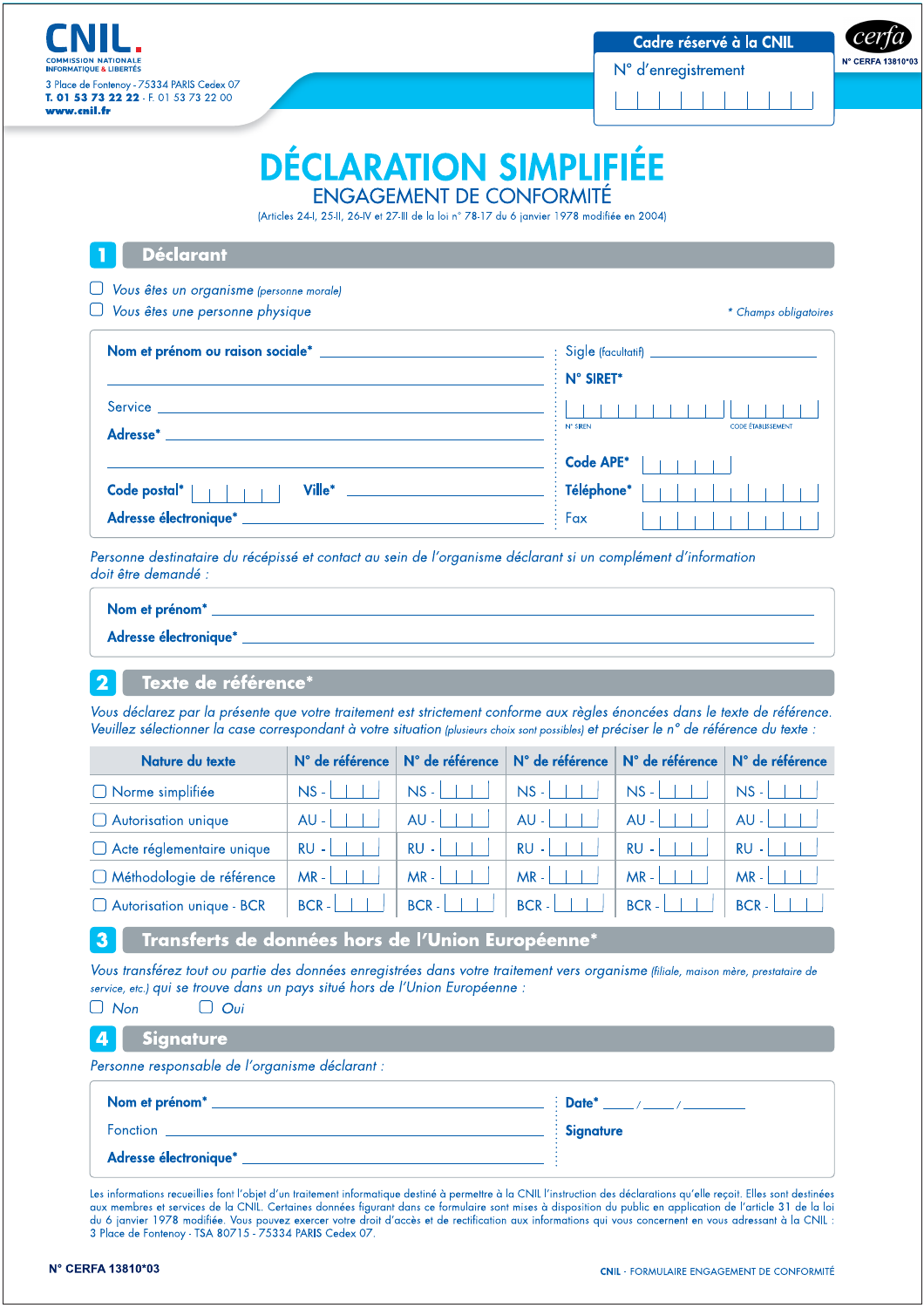CNIL.
COMMISSION NATIONALE INFORMATIQUE & LIBERTÉS
3 Place de Fontenoy - 75334 PARIS Cedex 07
T. 01 53 73 22 22 - F. 01 53 73 22 00
www.cnil.fr

**Cadre réservé à la CNIL**

N° d'enregistrement

cerfa
N° CERFA 13810*03

# DÉCLARATION SIMPLIFIÉE
## ENGAGEMENT DE CONFORMITÉ

(Articles 24-I, 25-II, 26-IV et 27-III de la loi n° 78-17 du 6 janvier 1978 modifiée en 2004)

## 1 Déclarant

☐ *Vous êtes un organisme (personne morale)*
☐ *Vous êtes une personne physique*

*\* Champs obligatoires*

**Nom et prénom ou raison sociale\*** ____________________

Service ____________________

**Adresse\*** ____________________

**Code postal\*** ☐☐☐☐☐ **Ville\*** ____________________

**Adresse électronique\*** ____________________

Sigle (facultatif) ____________________

**N° SIRET\***
N° SIREN ☐☐☐☐☐☐☐☐☐ CODE ÉTABLISSEMENT ☐☐☐☐☐

**Code APE\*** ☐☐☐☐☐

**Téléphone\*** ☐☐☐☐☐☐☐☐☐☐

Fax ☐☐☐☐☐☐☐☐☐☐

*Personne destinataire du récépissé et contact au sein de l'organisme déclarant si un complément d'information doit être demandé :*

**Nom et prénom\*** ____________________

**Adresse électronique\*** ____________________

## 2 Texte de référence\*

*Vous déclarez par la présente que votre traitement est strictement conforme aux règles énoncées dans le texte de référence. Veuillez sélectionner la case correspondant à votre situation (plusieurs choix sont possibles) et préciser le n° de référence du texte :*

| Nature du texte | N° de référence | N° de référence | N° de référence | N° de référence | N° de référence |
|---|---|---|---|---|---|
| ☐ Norme simplifiée | NS - ☐☐☐ | NS - ☐☐☐ | NS - ☐☐☐ | NS - ☐☐☐ | NS - ☐☐☐ |
| ☐ Autorisation unique | AU - ☐☐☐ | AU - ☐☐☐ | AU - ☐☐☐ | AU - ☐☐☐ | AU - ☐☐☐ |
| ☐ Acte réglementaire unique | RU - ☐☐☐ | RU - ☐☐☐ | RU - ☐☐☐ | RU - ☐☐☐ | RU - ☐☐☐ |
| ☐ Méthodologie de référence | MR - ☐☐☐ | MR - ☐☐☐ | MR - ☐☐☐ | MR - ☐☐☐ | MR - ☐☐☐ |
| ☐ Autorisation unique - BCR | BCR - ☐☐☐ | BCR - ☐☐☐ | BCR - ☐☐☐ | BCR - ☐☐☐ | BCR - ☐☐☐ |

## 3 Transferts de données hors de l'Union Européenne\*

*Vous transférez tout ou partie des données enregistrées dans votre traitement vers organisme (filiale, maison mère, prestataire de service, etc.) qui se trouve dans un pays situé hors de l'Union Européenne :*

☐ *Non* ☐ *Oui*

## 4 Signature

*Personne responsable de l'organisme déclarant :*

**Nom et prénom\*** ____________________

Fonction ____________________

**Adresse électronique\*** ____________________

**Date\*** ____ / ____ / ________

**Signature**

Les informations recueillies font l'objet d'un traitement informatique destiné à permettre à la CNIL l'instruction des déclarations qu'elle reçoit. Elles sont destinées aux membres et services de la CNIL. Certaines données figurant dans ce formulaire sont mises à disposition du public en application de l'article 31 de la loi du 6 janvier 1978 modifiée. Vous pouvez exercer votre droit d'accès et de rectification aux informations qui vous concernent en vous adressant à la CNIL : 3 Place de Fontenoy - TSA 80715 - 75334 PARIS Cedex 07.

N° CERFA 13810*03

CNIL - FORMULAIRE ENGAGEMENT DE CONFORMITÉ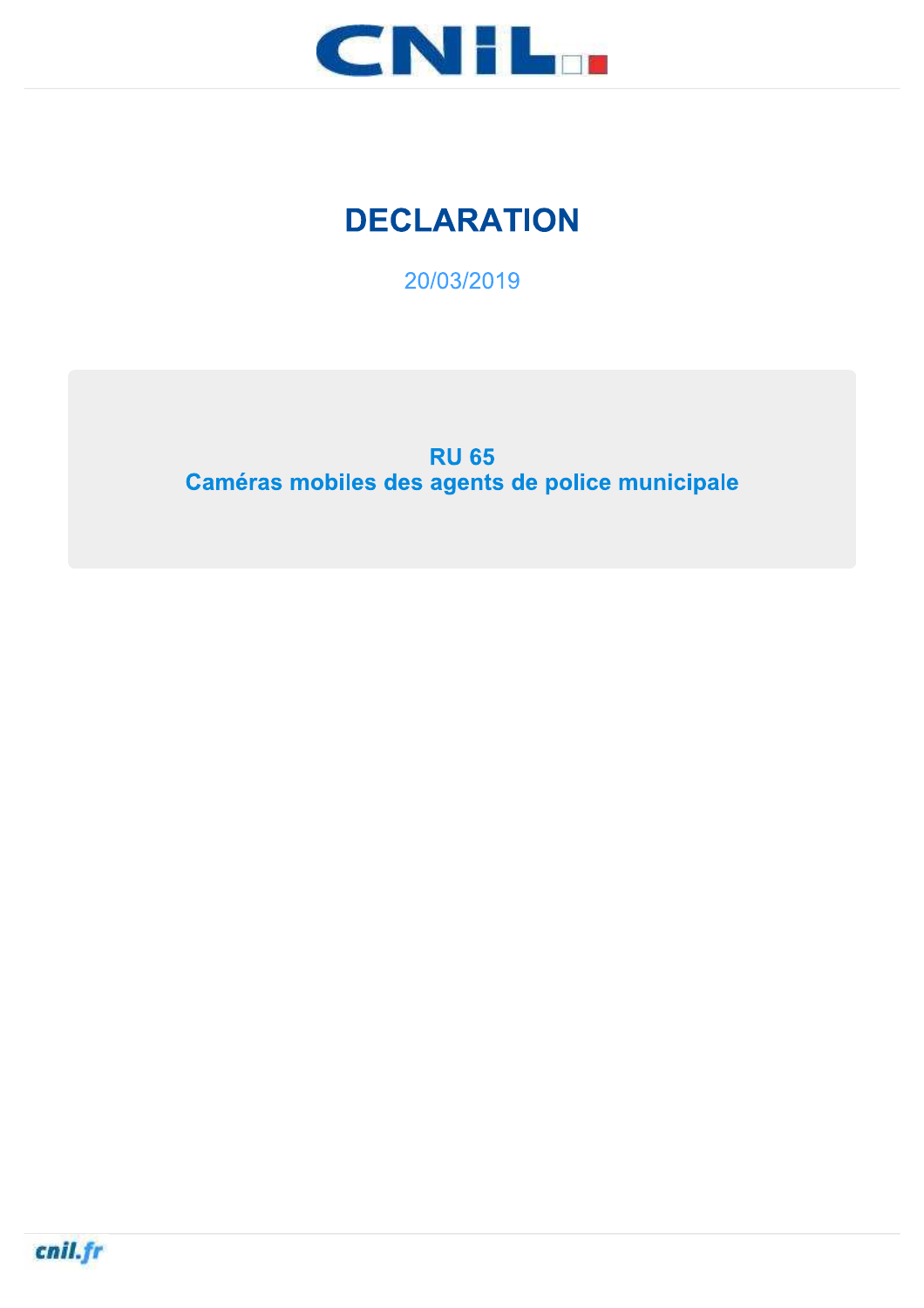# DECLARATION

20/03/2019

**RU 65**
**Caméras mobiles des agents de police municipale**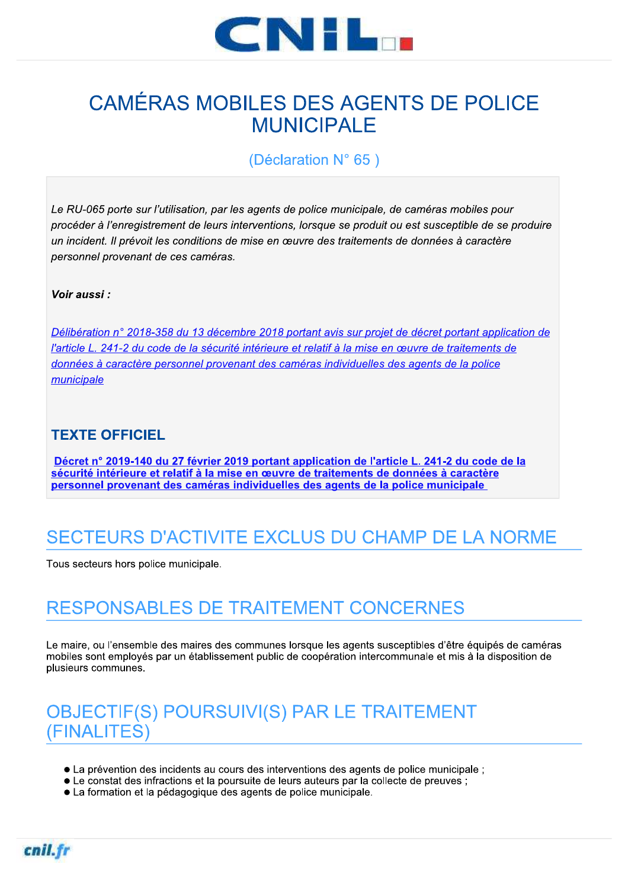# CAMÉRAS MOBILES DES AGENTS DE POLICE MUNICIPALE

(Déclaration N° 65 )

*Le RU-065 porte sur l'utilisation, par les agents de police municipale, de caméras mobiles pour procéder à l'enregistrement de leurs interventions, lorsque se produit ou est susceptible de se produire un incident. Il prévoit les conditions de mise en œuvre des traitements de données à caractère personnel provenant de ces caméras.*

***Voir aussi :***

*Délibération n° 2018-358 du 13 décembre 2018 portant avis sur projet de décret portant application de l'article L. 241-2 du code de la sécurité intérieure et relatif à la mise en œuvre de traitements de données à caractère personnel provenant des caméras individuelles des agents de la police municipale*

### TEXTE OFFICIEL

**Décret n° 2019-140 du 27 février 2019 portant application de l'article L. 241-2 du code de la sécurité intérieure et relatif à la mise en œuvre de traitements de données à caractère personnel provenant des caméras individuelles des agents de la police municipale**

## SECTEURS D'ACTIVITE EXCLUS DU CHAMP DE LA NORME

Tous secteurs hors police municipale.

## RESPONSABLES DE TRAITEMENT CONCERNES

Le maire, ou l'ensemble des maires des communes lorsque les agents susceptibles d'être équipés de caméras mobiles sont employés par un établissement public de coopération intercommunale et mis à la disposition de plusieurs communes.

## OBJECTIF(S) POURSUIVI(S) PAR LE TRAITEMENT (FINALITES)

- La prévention des incidents au cours des interventions des agents de police municipale ;
- Le constat des infractions et la poursuite de leurs auteurs par la collecte de preuves ;
- La formation et la pédagogique des agents de police municipale.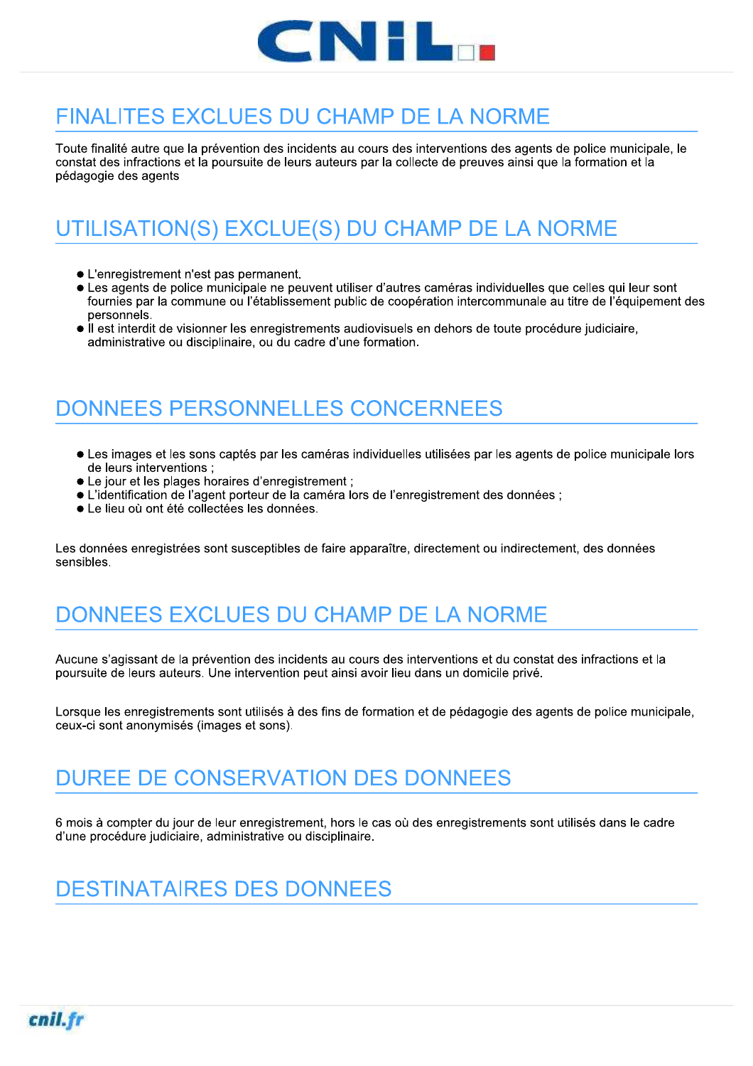## FINALITES EXCLUES DU CHAMP DE LA NORME

Toute finalité autre que la prévention des incidents au cours des interventions des agents de police municipale, le constat des infractions et la poursuite de leurs auteurs par la collecte de preuves ainsi que la formation et la pédagogie des agents

## UTILISATION(S) EXCLUE(S) DU CHAMP DE LA NORME

- L'enregistrement n'est pas permanent.
- Les agents de police municipale ne peuvent utiliser d'autres caméras individuelles que celles qui leur sont fournies par la commune ou l'établissement public de coopération intercommunale au titre de l'équipement des personnels.
- Il est interdit de visionner les enregistrements audiovisuels en dehors de toute procédure judiciaire, administrative ou disciplinaire, ou du cadre d'une formation.

## DONNEES PERSONNELLES CONCERNEES

- Les images et les sons captés par les caméras individuelles utilisées par les agents de police municipale lors de leurs interventions ;
- Le jour et les plages horaires d'enregistrement ;
- L'identification de l'agent porteur de la caméra lors de l'enregistrement des données ;
- Le lieu où ont été collectées les données.

Les données enregistrées sont susceptibles de faire apparaître, directement ou indirectement, des données sensibles.

## DONNEES EXCLUES DU CHAMP DE LA NORME

Aucune s'agissant de la prévention des incidents au cours des interventions et du constat des infractions et la poursuite de leurs auteurs. Une intervention peut ainsi avoir lieu dans un domicile privé.

Lorsque les enregistrements sont utilisés à des fins de formation et de pédagogie des agents de police municipale, ceux-ci sont anonymisés (images et sons).

## DUREE DE CONSERVATION DES DONNEES

6 mois à compter du jour de leur enregistrement, hors le cas où des enregistrements sont utilisés dans le cadre d'une procédure judiciaire, administrative ou disciplinaire.

## DESTINATAIRES DES DONNEES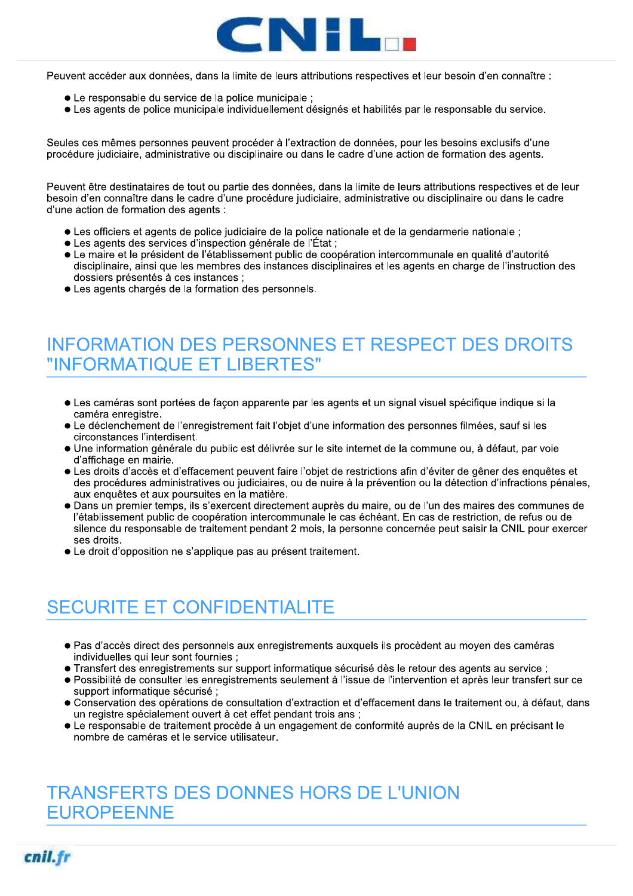Peuvent accéder aux données, dans la limite de leurs attributions respectives et leur besoin d'en connaître :

- Le responsable du service de la police municipale ;
- Les agents de police municipale individuellement désignés et habilités par le responsable du service.

Seules ces mêmes personnes peuvent procéder à l'extraction de données, pour les besoins exclusifs d'une procédure judiciaire, administrative ou disciplinaire ou dans le cadre d'une action de formation des agents.

Peuvent être destinataires de tout ou partie des données, dans la limite de leurs attributions respectives et de leur besoin d'en connaître dans le cadre d'une procédure judiciaire, administrative ou disciplinaire ou dans le cadre d'une action de formation des agents :

- Les officiers et agents de police judiciaire de la police nationale et de la gendarmerie nationale ;
- Les agents des services d'inspection générale de l'État ;
- Le maire et le président de l'établissement public de coopération intercommunale en qualité d'autorité disciplinaire, ainsi que les membres des instances disciplinaires et les agents en charge de l'instruction des dossiers présentés à ces instances ;
- Les agents chargés de la formation des personnels.

## INFORMATION DES PERSONNES ET RESPECT DES DROITS "INFORMATIQUE ET LIBERTES"

- Les caméras sont portées de façon apparente par les agents et un signal visuel spécifique indique si la caméra enregistre.
- Le déclenchement de l'enregistrement fait l'objet d'une information des personnes filmées, sauf si les circonstances l'interdisent.
- Une information générale du public est délivrée sur le site internet de la commune ou, à défaut, par voie d'affichage en mairie.
- Les droits d'accès et d'effacement peuvent faire l'objet de restrictions afin d'éviter de gêner des enquêtes et des procédures administratives ou judiciaires, ou de nuire à la prévention ou la détection d'infractions pénales, aux enquêtes et aux poursuites en la matière.
- Dans un premier temps, ils s'exercent directement auprès du maire, ou de l'un des maires des communes de l'établissement public de coopération intercommunale le cas échéant. En cas de restriction, de refus ou de silence du responsable de traitement pendant 2 mois, la personne concernée peut saisir la CNIL pour exercer ses droits.
- Le droit d'opposition ne s'applique pas au présent traitement.

## SECURITE ET CONFIDENTIALITE

- Pas d'accès direct des personnels aux enregistrements auxquels ils procèdent au moyen des caméras individuelles qui leur sont fournies ;
- Transfert des enregistrements sur support informatique sécurisé dès le retour des agents au service ;
- Possibilité de consulter les enregistrements seulement à l'issue de l'intervention et après leur transfert sur ce support informatique sécurisé ;
- Conservation des opérations de consultation d'extraction et d'effacement dans le traitement ou, à défaut, dans un registre spécialement ouvert à cet effet pendant trois ans ;
- Le responsable de traitement procède à un engagement de conformité auprès de la CNIL en précisant le nombre de caméras et le service utilisateur.

## TRANSFERTS DES DONNES HORS DE L'UNION EUROPEENNE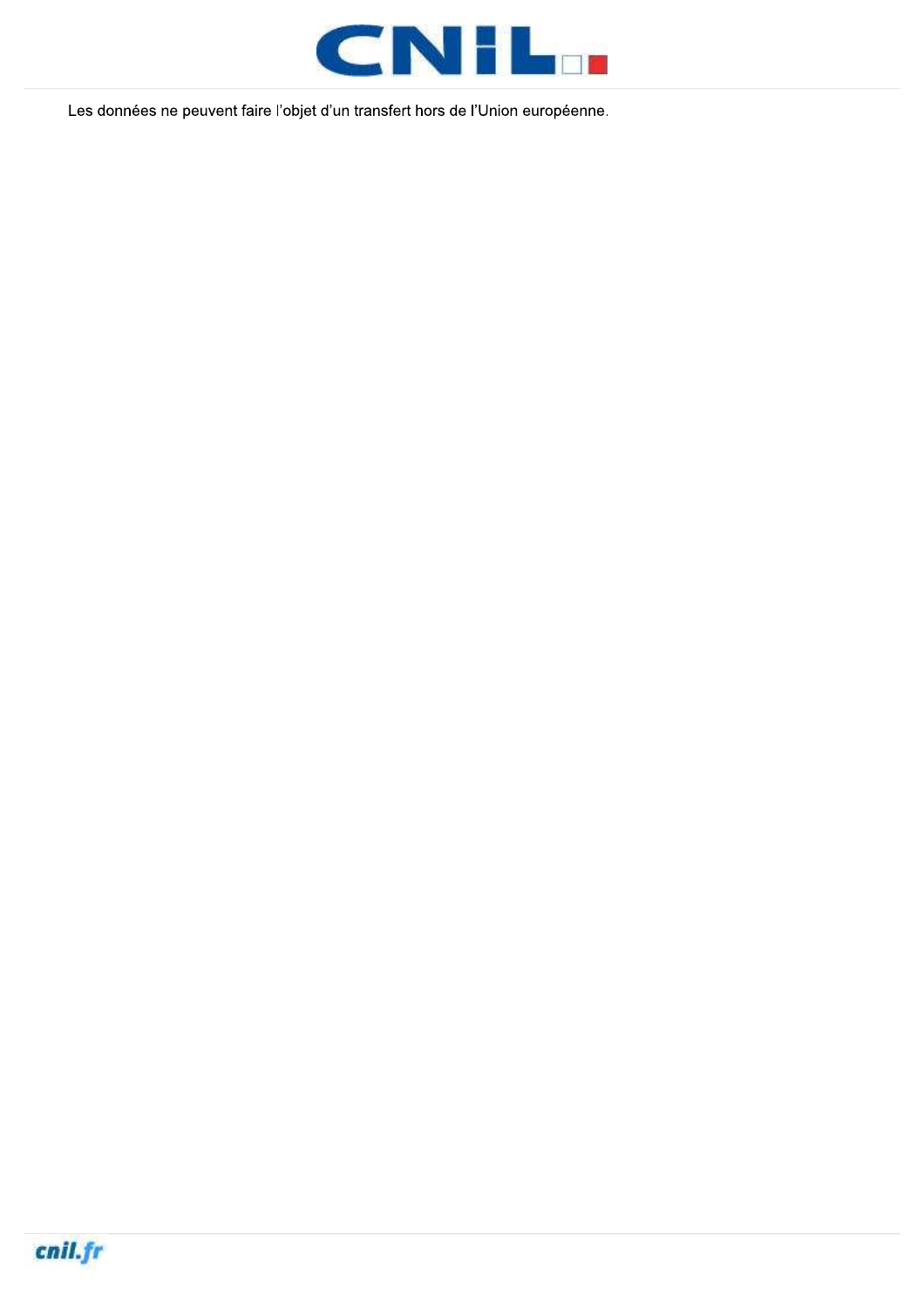Les données ne peuvent faire l'objet d'un transfert hors de l'Union européenne.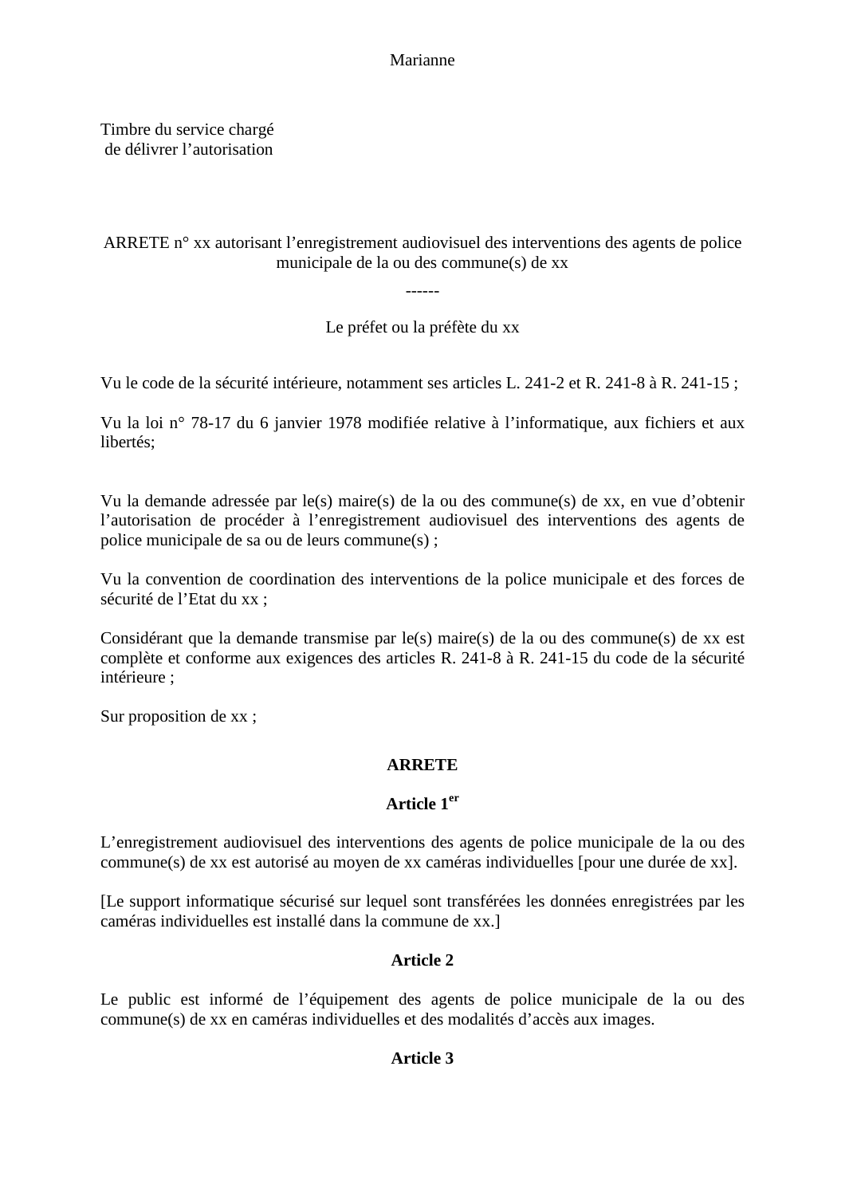Marianne

Timbre du service chargé
de délivrer l'autorisation

ARRETE n° xx autorisant l'enregistrement audiovisuel des interventions des agents de police municipale de la ou des commune(s) de xx

------

Le préfet ou la préfète du xx

Vu le code de la sécurité intérieure, notamment ses articles L. 241-2 et R. 241-8 à R. 241-15 ;

Vu la loi n° 78-17 du 6 janvier 1978 modifiée relative à l'informatique, aux fichiers et aux libertés;

Vu la demande adressée par le(s) maire(s) de la ou des commune(s) de xx, en vue d'obtenir l'autorisation de procéder à l'enregistrement audiovisuel des interventions des agents de police municipale de sa ou de leurs commune(s) ;

Vu la convention de coordination des interventions de la police municipale et des forces de sécurité de l'Etat du xx ;

Considérant que la demande transmise par le(s) maire(s) de la ou des commune(s) de xx est complète et conforme aux exigences des articles R. 241-8 à R. 241-15 du code de la sécurité intérieure ;

Sur proposition de xx ;

**ARRETE**

**Article 1er**

L'enregistrement audiovisuel des interventions des agents de police municipale de la ou des commune(s) de xx est autorisé au moyen de xx caméras individuelles [pour une durée de xx].

[Le support informatique sécurisé sur lequel sont transférées les données enregistrées par les caméras individuelles est installé dans la commune de xx.]

**Article 2**

Le public est informé de l'équipement des agents de police municipale de la ou des commune(s) de xx en caméras individuelles et des modalités d'accès aux images.

**Article 3**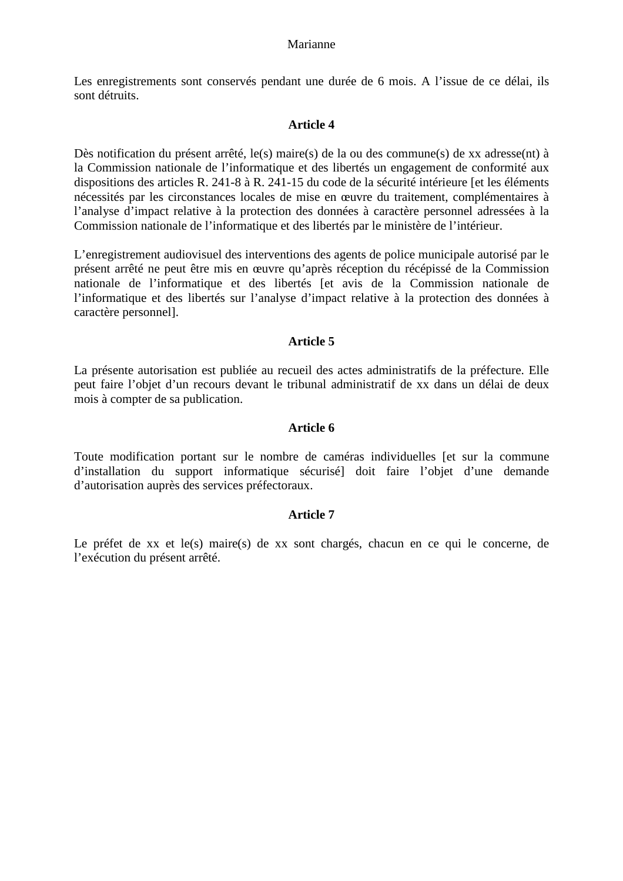Les enregistrements sont conservés pendant une durée de 6 mois. A l'issue de ce délai, ils sont détruits.

**Article 4**

Dès notification du présent arrêté, le(s) maire(s) de la ou des commune(s) de xx adresse(nt) à la Commission nationale de l'informatique et des libertés un engagement de conformité aux dispositions des articles R. 241-8 à R. 241-15 du code de la sécurité intérieure [et les éléments nécessités par les circonstances locales de mise en œuvre du traitement, complémentaires à l'analyse d'impact relative à la protection des données à caractère personnel adressées à la Commission nationale de l'informatique et des libertés par le ministère de l'intérieur.

L'enregistrement audiovisuel des interventions des agents de police municipale autorisé par le présent arrêté ne peut être mis en œuvre qu'après réception du récépissé de la Commission nationale de l'informatique et des libertés [et avis de la Commission nationale de l'informatique et des libertés sur l'analyse d'impact relative à la protection des données à caractère personnel].

**Article 5**

La présente autorisation est publiée au recueil des actes administratifs de la préfecture. Elle peut faire l'objet d'un recours devant le tribunal administratif de xx dans un délai de deux mois à compter de sa publication.

**Article 6**

Toute modification portant sur le nombre de caméras individuelles [et sur la commune d'installation du support informatique sécurisé] doit faire l'objet d'une demande d'autorisation auprès des services préfectoraux.

**Article 7**

Le préfet de xx et le(s) maire(s) de xx sont chargés, chacun en ce qui le concerne, de l'exécution du présent arrêté.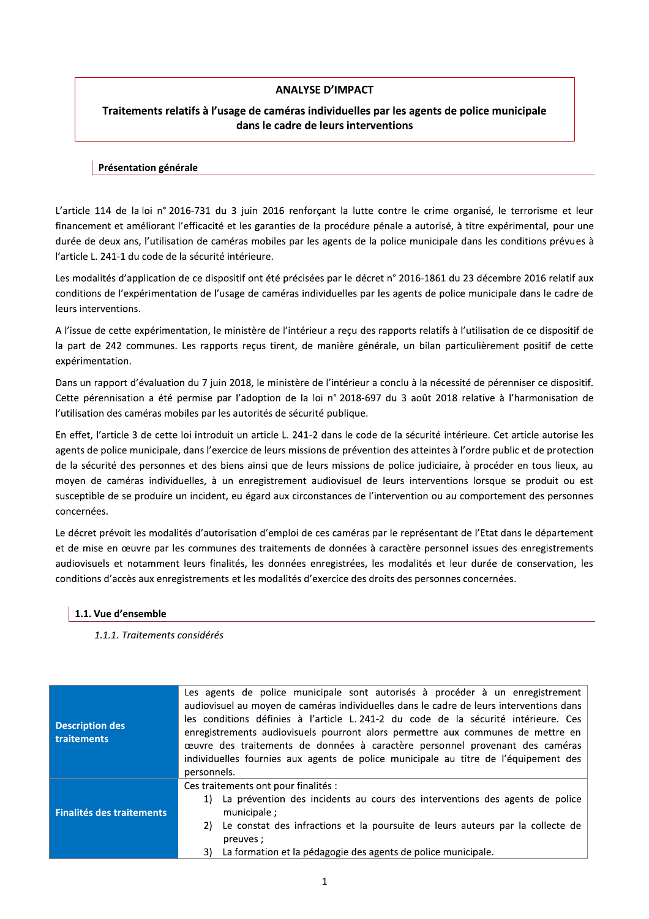**ANALYSE D'IMPACT**

**Traitements relatifs à l'usage de caméras individuelles par les agents de police municipale dans le cadre de leurs interventions**

## Présentation générale

L'article 114 de la loi n° 2016-731 du 3 juin 2016 renforçant la lutte contre le crime organisé, le terrorisme et leur financement et améliorant l'efficacité et les garanties de la procédure pénale a autorisé, à titre expérimental, pour une durée de deux ans, l'utilisation de caméras mobiles par les agents de la police municipale dans les conditions prévues à l'article L. 241-1 du code de la sécurité intérieure.

Les modalités d'application de ce dispositif ont été précisées par le décret n° 2016-1861 du 23 décembre 2016 relatif aux conditions de l'expérimentation de l'usage de caméras individuelles par les agents de police municipale dans le cadre de leurs interventions.

A l'issue de cette expérimentation, le ministère de l'intérieur a reçu des rapports relatifs à l'utilisation de ce dispositif de la part de 242 communes. Les rapports reçus tirent, de manière générale, un bilan particulièrement positif de cette expérimentation.

Dans un rapport d'évaluation du 7 juin 2018, le ministère de l'intérieur a conclu à la nécessité de pérenniser ce dispositif. Cette pérennisation a été permise par l'adoption de la loi n° 2018-697 du 3 août 2018 relative à l'harmonisation de l'utilisation des caméras mobiles par les autorités de sécurité publique.

En effet, l'article 3 de cette loi introduit un article L. 241-2 dans le code de la sécurité intérieure. Cet article autorise les agents de police municipale, dans l'exercice de leurs missions de prévention des atteintes à l'ordre public et de protection de la sécurité des personnes et des biens ainsi que de leurs missions de police judiciaire, à procéder en tous lieux, au moyen de caméras individuelles, à un enregistrement audiovisuel de leurs interventions lorsque se produit ou est susceptible de se produire un incident, eu égard aux circonstances de l'intervention ou au comportement des personnes concernées.

Le décret prévoit les modalités d'autorisation d'emploi de ces caméras par le représentant de l'Etat dans le département et de mise en œuvre par les communes des traitements de données à caractère personnel issues des enregistrements audiovisuels et notamment leurs finalités, les données enregistrées, les modalités et leur durée de conservation, les conditions d'accès aux enregistrements et les modalités d'exercice des droits des personnes concernées.

## 1.1. Vue d'ensemble

### *1.1.1. Traitements considérés*

| | |
|---|---|
| **Description des traitements** | Les agents de police municipale sont autorisés à procéder à un enregistrement audiovisuel au moyen de caméras individuelles dans le cadre de leurs interventions dans les conditions définies à l'article L. 241-2 du code de la sécurité intérieure. Ces enregistrements audiovisuels pourront alors permettre aux communes de mettre en œuvre des traitements de données à caractère personnel provenant des caméras individuelles fournies aux agents de police municipale au titre de l'équipement des personnels. |
| **Finalités des traitements** | Ces traitements ont pour finalités :<br>1) La prévention des incidents au cours des interventions des agents de police municipale ;<br>2) Le constat des infractions et la poursuite de leurs auteurs par la collecte de preuves ;<br>3) La formation et la pédagogie des agents de police municipale. |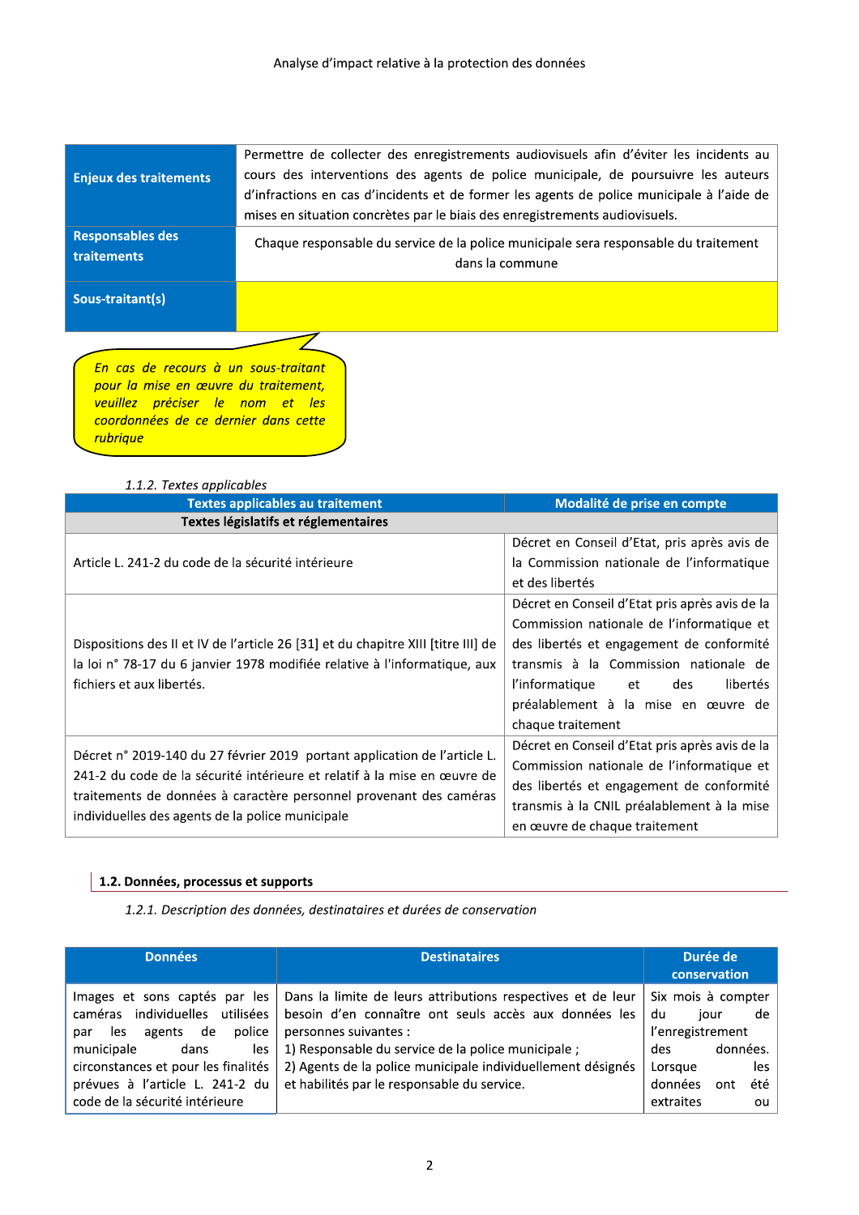| Enjeux des traitements | Permettre de collecter des enregistrements audiovisuels afin d'éviter les incidents au cours des interventions des agents de police municipale, de poursuivre les auteurs d'infractions en cas d'incidents et de former les agents de police municipale à l'aide de mises en situation concrètes par le biais des enregistrements audiovisuels. |
|---|---|
| Responsables des traitements | Chaque responsable du service de la police municipale sera responsable du traitement dans la commune |
| Sous-traitant(s) | |

*En cas de recours à un sous-traitant pour la mise en œuvre du traitement, veuillez préciser le nom et les coordonnées de ce dernier dans cette rubrique*

*1.1.2. Textes applicables*

| Textes applicables au traitement | Modalité de prise en compte |
|---|---|
| **Textes législatifs et réglementaires** | |
| Article L. 241-2 du code de la sécurité intérieure | Décret en Conseil d'Etat, pris après avis de la Commission nationale de l'informatique et des libertés |
| Dispositions des II et IV de l'article 26 [31] et du chapitre XIII [titre III] de la loi n° 78-17 du 6 janvier 1978 modifiée relative à l'informatique, aux fichiers et aux libertés. | Décret en Conseil d'Etat pris après avis de la Commission nationale de l'informatique et des libertés et engagement de conformité transmis à la Commission nationale de l'informatique et des libertés préalablement à la mise en œuvre de chaque traitement |
| Décret n° 2019-140 du 27 février 2019 portant application de l'article L. 241-2 du code de la sécurité intérieure et relatif à la mise en œuvre de traitements de données à caractère personnel provenant des caméras individuelles des agents de la police municipale | Décret en Conseil d'Etat pris après avis de la Commission nationale de l'informatique et des libertés et engagement de conformité transmis à la CNIL préalablement à la mise en œuvre de chaque traitement |

### 1.2. Données, processus et supports

*1.2.1. Description des données, destinataires et durées de conservation*

| Données | Destinataires | Durée de conservation |
|---|---|---|
| Images et sons captés par les caméras individuelles utilisées par les agents de police municipale dans les circonstances et pour les finalités prévues à l'article L. 241-2 du code de la sécurité intérieure | Dans la limite de leurs attributions respectives et de leur besoin d'en connaître ont seuls accès aux données les personnes suivantes :<br>1) Responsable du service de la police municipale ;<br>2) Agents de la police municipale individuellement désignés et habilités par le responsable du service. | Six mois à compter du jour de l'enregistrement des données. Lorsque les données ont été extraites ou |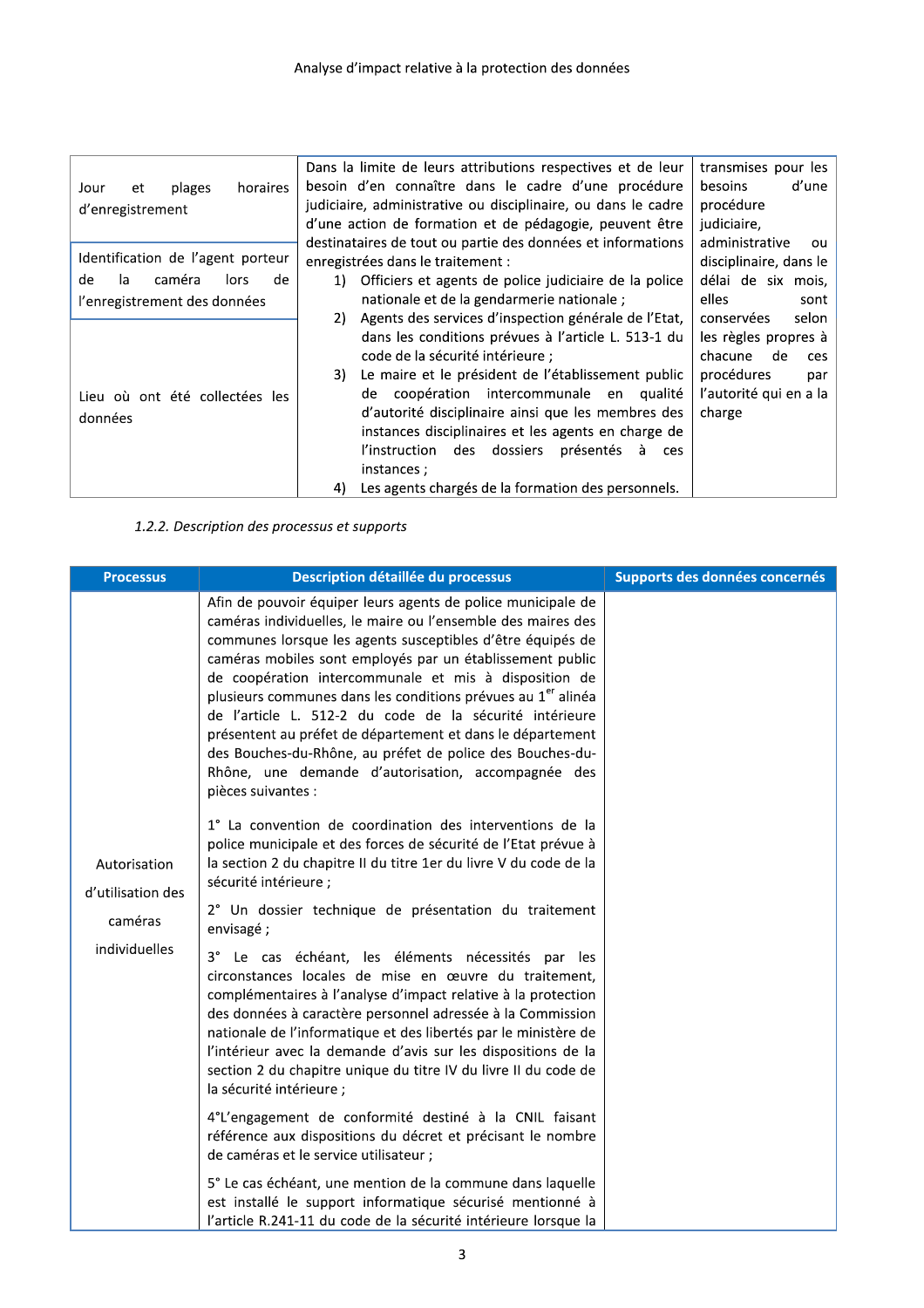| | | |
|---|---|---|
| Jour et plages horaires d'enregistrement<br><br>Identification de l'agent porteur de la caméra lors de l'enregistrement des données<br><br>Lieu où ont été collectées les données | Dans la limite de leurs attributions respectives et de leur besoin d'en connaître dans le cadre d'une procédure judiciaire, administrative ou disciplinaire, ou dans le cadre d'une action de formation et de pédagogie, peuvent être destinataires de tout ou partie des données et informations enregistrées dans le traitement :<br>1) Officiers et agents de police judiciaire de la police nationale et de la gendarmerie nationale ;<br>2) Agents des services d'inspection générale de l'Etat, dans les conditions prévues à l'article L. 513-1 du code de la sécurité intérieure ;<br>3) Le maire et le président de l'établissement public de coopération intercommunale en qualité d'autorité disciplinaire ainsi que les membres des instances disciplinaires et les agents en charge de l'instruction des dossiers présentés à ces instances ;<br>4) Les agents chargés de la formation des personnels. | transmises pour les besoins d'une procédure judiciaire, administrative ou disciplinaire, dans le délai de six mois, elles sont conservées selon les règles propres à chacune de ces procédures par l'autorité qui en a la charge |

*1.2.2. Description des processus et supports*

| Processus | Description détaillée du processus | Supports des données concernés |
|---|---|---|
| Autorisation d'utilisation des caméras individuelles | Afin de pouvoir équiper leurs agents de police municipale de caméras individuelles, le maire ou l'ensemble des maires des communes lorsque les agents susceptibles d'être équipés de caméras mobiles sont employés par un établissement public de coopération intercommunale et mis à disposition de plusieurs communes dans les conditions prévues au 1er alinéa de l'article L. 512-2 du code de la sécurité intérieure présentent au préfet de département et dans le département des Bouches-du-Rhône, au préfet de police des Bouches-du-Rhône, une demande d'autorisation, accompagnée des pièces suivantes :<br><br>1° La convention de coordination des interventions de la police municipale et des forces de sécurité de l'Etat prévue à la section 2 du chapitre II du titre 1er du livre V du code de la sécurité intérieure ;<br><br>2° Un dossier technique de présentation du traitement envisagé ;<br><br>3° Le cas échéant, les éléments nécessités par les circonstances locales de mise en œuvre du traitement, complémentaires à l'analyse d'impact relative à la protection des données à caractère personnel adressée à la Commission nationale de l'informatique et des libertés par le ministère de l'intérieur avec la demande d'avis sur les dispositions de la section 2 du chapitre unique du titre IV du livre II du code de la sécurité intérieure ;<br><br>4°L'engagement de conformité destiné à la CNIL faisant référence aux dispositions du décret et précisant le nombre de caméras et le service utilisateur ;<br><br>5° Le cas échéant, une mention de la commune dans laquelle est installé le support informatique sécurisé mentionné à l'article R.241-11 du code de la sécurité intérieure lorsque la | |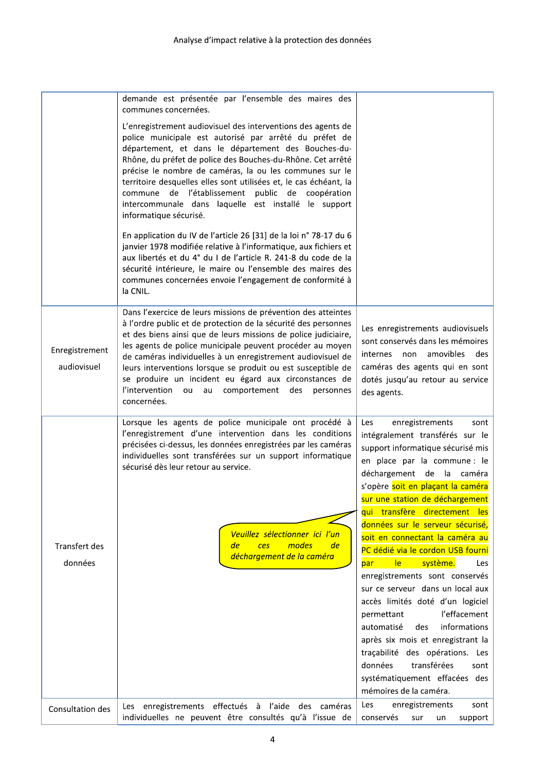| | | |
|---|---|---|
| | demande est présentée par l'ensemble des maires des communes concernées.<br><br>L'enregistrement audiovisuel des interventions des agents de police municipale est autorisé par arrêté du préfet de département, et dans le département des Bouches-du-Rhône, du préfet de police des Bouches-du-Rhône. Cet arrêté précise le nombre de caméras, la ou les communes sur le territoire desquelles elles sont utilisées et, le cas échéant, la commune de l'établissement public de coopération intercommunale dans laquelle est installé le support informatique sécurisé.<br><br>En application du IV de l'article 26 [31] de la loi n° 78-17 du 6 janvier 1978 modifiée relative à l'informatique, aux fichiers et aux libertés et du 4° du I de l'article R. 241-8 du code de la sécurité intérieure, le maire ou l'ensemble des maires des communes concernées envoie l'engagement de conformité à la CNIL. | |
| Enregistrement audiovisuel | Dans l'exercice de leurs missions de prévention des atteintes à l'ordre public et de protection de la sécurité des personnes et des biens ainsi que de leurs missions de police judiciaire, les agents de police municipale peuvent procéder au moyen de caméras individuelles à un enregistrement audiovisuel de leurs interventions lorsque se produit ou est susceptible de se produire un incident eu égard aux circonstances de l'intervention ou au comportement des personnes concernées. | Les enregistrements audiovisuels sont conservés dans les mémoires internes non amovibles des caméras des agents qui en sont dotés jusqu'au retour au service des agents. |
| Transfert des données | Lorsque les agents de police municipale ont procédé à l'enregistrement d'une intervention dans les conditions précisées ci-dessus, les données enregistrées par les caméras individuelles sont transférées sur un support informatique sécurisé dès leur retour au service.<br><br>*Veuillez sélectionner ici l'un de ces modes de déchargement de la caméra* | Les enregistrements sont intégralement transférés sur le support informatique sécurisé mis en place par la commune : le déchargement de la caméra s'opère soit en plaçant la caméra sur une station de déchargement qui transfère directement les données sur le serveur sécurisé, soit en connectant la caméra au PC dédié via le cordon USB fourni par le système. Les enregistrements sont conservés sur ce serveur dans un local aux accès limités doté d'un logiciel permettant l'effacement automatisé des informations après six mois et enregistrant la traçabilité des opérations. Les données transférées sont systématiquement effacées des mémoires de la caméra. |
| Consultation des | Les enregistrements effectués à l'aide des caméras individuelles ne peuvent être consultés qu'à l'issue de | Les enregistrements sont conservés sur un support |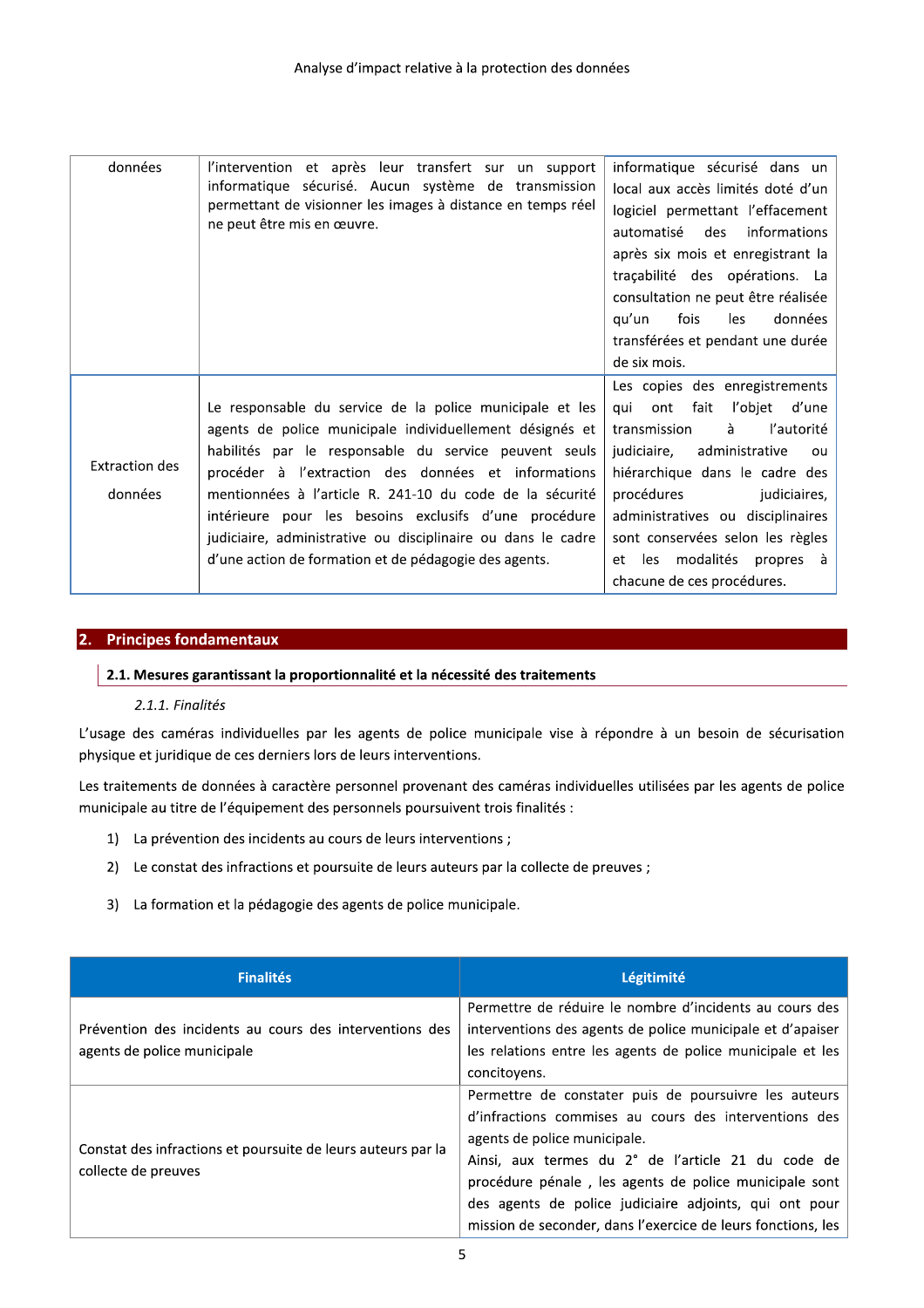| | | |
|---|---|---|
| données | l'intervention et après leur transfert sur un support informatique sécurisé. Aucun système de transmission permettant de visionner les images à distance en temps réel ne peut être mis en œuvre. | informatique sécurisé dans un local aux accès limités doté d'un logiciel permettant l'effacement automatisé des informations après six mois et enregistrant la traçabilité des opérations. La consultation ne peut être réalisée qu'un fois les données transférées et pendant une durée de six mois. |
| Extraction des données | Le responsable du service de la police municipale et les agents de police municipale individuellement désignés et habilités par le responsable du service peuvent seuls procéder à l'extraction des données et informations mentionnées à l'article R. 241-10 du code de la sécurité intérieure pour les besoins exclusifs d'une procédure judiciaire, administrative ou disciplinaire ou dans le cadre d'une action de formation et de pédagogie des agents. | Les copies des enregistrements qui ont fait l'objet d'une transmission à l'autorité judiciaire, administrative ou hiérarchique dans le cadre des procédures judiciaires, administratives ou disciplinaires sont conservées selon les règles et les modalités propres à chacune de ces procédures. |

## 2. Principes fondamentaux

### 2.1. Mesures garantissant la proportionnalité et la nécessité des traitements

#### *2.1.1. Finalités*

L'usage des caméras individuelles par les agents de police municipale vise à répondre à un besoin de sécurisation physique et juridique de ces derniers lors de leurs interventions.

Les traitements de données à caractère personnel provenant des caméras individuelles utilisées par les agents de police municipale au titre de l'équipement des personnels poursuivent trois finalités :

1) La prévention des incidents au cours de leurs interventions ;
2) Le constat des infractions et poursuite de leurs auteurs par la collecte de preuves ;
3) La formation et la pédagogie des agents de police municipale.

| Finalités | Légitimité |
|---|---|
| Prévention des incidents au cours des interventions des agents de police municipale | Permettre de réduire le nombre d'incidents au cours des interventions des agents de police municipale et d'apaiser les relations entre les agents de police municipale et les concitoyens. |
| Constat des infractions et poursuite de leurs auteurs par la collecte de preuves | Permettre de constater puis de poursuivre les auteurs d'infractions commises au cours des interventions des agents de police municipale.<br>Ainsi, aux termes du 2° de l'article 21 du code de procédure pénale , les agents de police municipale sont des agents de police judiciaire adjoints, qui ont pour mission de seconder, dans l'exercice de leurs fonctions, les |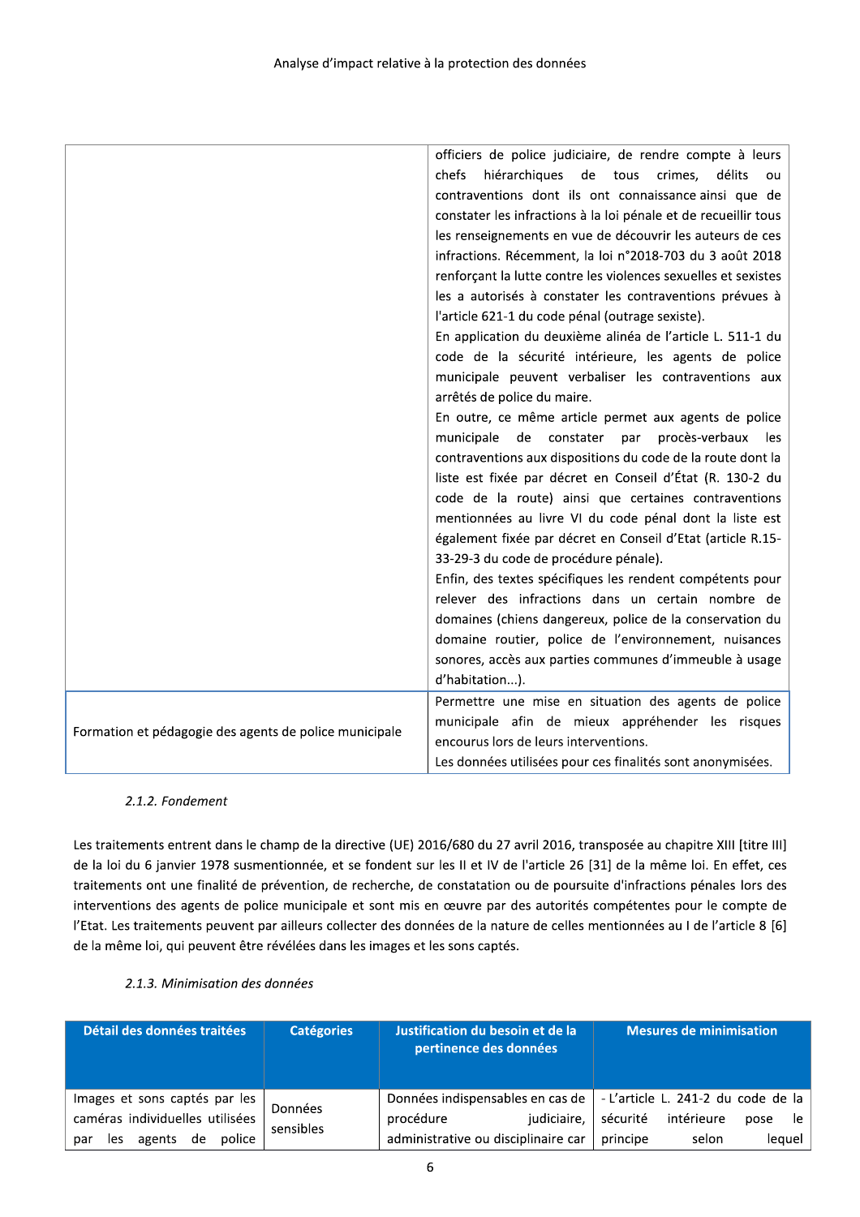| | |
|---|---|
| | officiers de police judiciaire, de rendre compte à leurs chefs hiérarchiques de tous crimes, délits ou contraventions dont ils ont connaissance ainsi que de constater les infractions à la loi pénale et de recueillir tous les renseignements en vue de découvrir les auteurs de ces infractions. Récemment, la loi n°2018-703 du 3 août 2018 renforçant la lutte contre les violences sexuelles et sexistes les a autorisés à constater les contraventions prévues à l'article 621-1 du code pénal (outrage sexiste).<br>En application du deuxième alinéa de l'article L. 511-1 du code de la sécurité intérieure, les agents de police municipale peuvent verbaliser les contraventions aux arrêtés de police du maire.<br>En outre, ce même article permet aux agents de police municipale de constater par procès-verbaux les contraventions aux dispositions du code de la route dont la liste est fixée par décret en Conseil d'État (R. 130-2 du code de la route) ainsi que certaines contraventions mentionnées au livre VI du code pénal dont la liste est également fixée par décret en Conseil d'Etat (article R.15-33-29-3 du code de procédure pénale).<br>Enfin, des textes spécifiques les rendent compétents pour relever des infractions dans un certain nombre de domaines (chiens dangereux, police de la conservation du domaine routier, police de l'environnement, nuisances sonores, accès aux parties communes d'immeuble à usage d'habitation...). |
| Formation et pédagogie des agents de police municipale | Permettre une mise en situation des agents de police municipale afin de mieux appréhender les risques encourus lors de leurs interventions.<br>Les données utilisées pour ces finalités sont anonymisées. |

#### 2.1.2. Fondement

Les traitements entrent dans le champ de la directive (UE) 2016/680 du 27 avril 2016, transposée au chapitre XIII [titre III] de la loi du 6 janvier 1978 susmentionnée, et se fondent sur les II et IV de l'article 26 [31] de la même loi. En effet, ces traitements ont une finalité de prévention, de recherche, de constatation ou de poursuite d'infractions pénales lors des interventions des agents de police municipale et sont mis en œuvre par des autorités compétentes pour le compte de l'Etat. Les traitements peuvent par ailleurs collecter des données de la nature de celles mentionnées au I de l'article 8 [6] de la même loi, qui peuvent être révélées dans les images et les sons captés.

#### 2.1.3. Minimisation des données

| Détail des données traitées | Catégories | Justification du besoin et de la pertinence des données | Mesures de minimisation |
|---|---|---|---|
| Images et sons captés par les caméras individuelles utilisées par les agents de police | Données sensibles | Données indispensables en cas de procédure judiciaire, administrative ou disciplinaire car | - L'article L. 241-2 du code de la sécurité intérieure pose le principe selon lequel |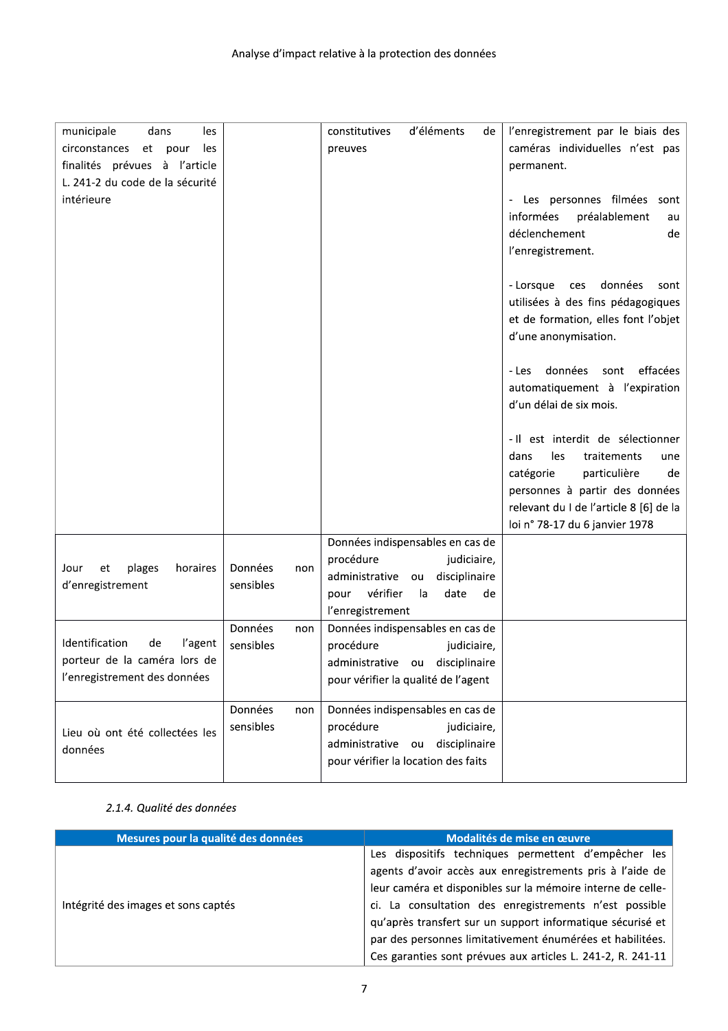| | | | |
|---|---|---|---|
| municipale dans les circonstances et pour les finalités prévues à l'article L. 241-2 du code de la sécurité intérieure | | constitutives d'éléments de preuves | l'enregistrement par le biais des caméras individuelles n'est pas permanent.<br><br>- Les personnes filmées sont informées préalablement au déclenchement de l'enregistrement.<br><br>- Lorsque ces données sont utilisées à des fins pédagogiques et de formation, elles font l'objet d'une anonymisation.<br><br>- Les données sont effacées automatiquement à l'expiration d'un délai de six mois.<br><br>- Il est interdit de sélectionner dans les traitements une catégorie particulière de personnes à partir des données relevant du I de l'article 8 [6] de la loi n° 78-17 du 6 janvier 1978 |
| Jour et plages horaires d'enregistrement | Données non sensibles | Données indispensables en cas de procédure judiciaire, administrative ou disciplinaire pour vérifier la date de l'enregistrement | |
| Identification de l'agent porteur de la caméra lors de l'enregistrement des données | Données non sensibles | Données indispensables en cas de procédure judiciaire, administrative ou disciplinaire pour vérifier la qualité de l'agent | |
| Lieu où ont été collectées les données | Données non sensibles | Données indispensables en cas de procédure judiciaire, administrative ou disciplinaire pour vérifier la location des faits | |

*2.1.4. Qualité des données*

| Mesures pour la qualité des données | Modalités de mise en œuvre |
|---|---|
| Intégrité des images et sons captés | Les dispositifs techniques permettent d'empêcher les agents d'avoir accès aux enregistrements pris à l'aide de leur caméra et disponibles sur la mémoire interne de celle-ci. La consultation des enregistrements n'est possible qu'après transfert sur un support informatique sécurisé et par des personnes limitativement énumérées et habilitées. Ces garanties sont prévues aux articles L. 241-2, R. 241-11 |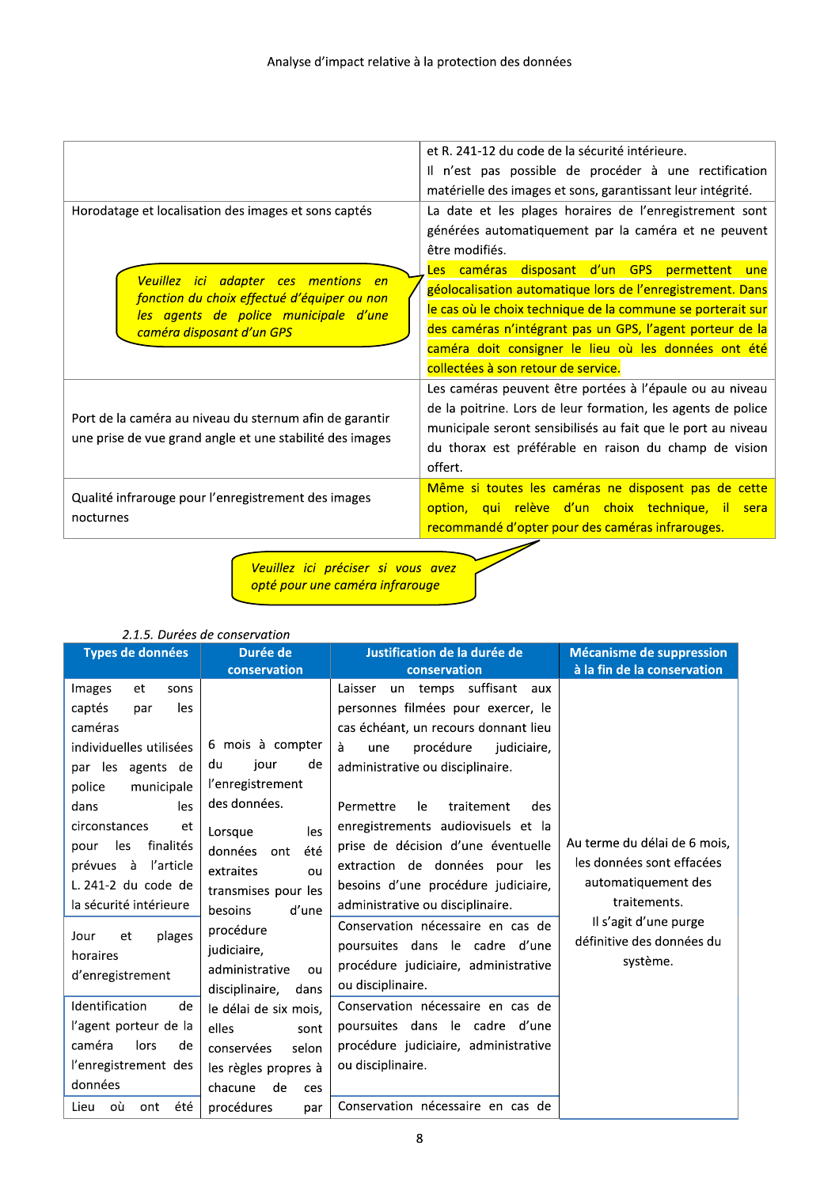| | |
|---|---|
| | et R. 241-12 du code de la sécurité intérieure. Il n'est pas possible de procéder à une rectification matérielle des images et sons, garantissant leur intégrité. |
| Horodatage et localisation des images et sons captés<br><br>*Veuillez ici adapter ces mentions en fonction du choix effectué d'équiper ou non les agents de police municipale d'une caméra disposant d'un GPS* | La date et les plages horaires de l'enregistrement sont générées automatiquement par la caméra et ne peuvent être modifiés.<br>Les caméras disposant d'un GPS permettent une géolocalisation automatique lors de l'enregistrement. Dans le cas où le choix technique de la commune se porterait sur des caméras n'intégrant pas un GPS, l'agent porteur de la caméra doit consigner le lieu où les données ont été collectées à son retour de service. |
| Port de la caméra au niveau du sternum afin de garantir une prise de vue grand angle et une stabilité des images | Les caméras peuvent être portées à l'épaule ou au niveau de la poitrine. Lors de leur formation, les agents de police municipale seront sensibilisés au fait que le port au niveau du thorax est préférable en raison du champ de vision offert. |
| Qualité infrarouge pour l'enregistrement des images nocturnes | Même si toutes les caméras ne disposent pas de cette option, qui relève d'un choix technique, il sera recommandé d'opter pour des caméras infrarouges. |

*Veuillez ici préciser si vous avez opté pour une caméra infrarouge*

*2.1.5. Durées de conservation*

| Types de données | Durée de conservation | Justification de la durée de conservation | Mécanisme de suppression à la fin de la conservation |
|---|---|---|---|
| Images et sons captés par les caméras individuelles utilisées par les agents de police municipale dans les circonstances et pour les finalités prévues à l'article L. 241-2 du code de la sécurité intérieure | 6 mois à compter du jour de l'enregistrement des données.<br><br>Lorsque les données ont été extraites ou transmises pour les besoins d'une procédure judiciaire, administrative ou disciplinaire, dans le délai de six mois, elles sont conservées selon les règles propres à chacune de ces procédures par | Laisser un temps suffisant aux personnes filmées pour exercer, le cas échéant, un recours donnant lieu à une procédure judiciaire, administrative ou disciplinaire.<br><br>Permettre le traitement des enregistrements audiovisuels et la prise de décision d'une éventuelle extraction de données pour les besoins d'une procédure judiciaire, administrative ou disciplinaire. | Au terme du délai de 6 mois, les données sont effacées automatiquement des traitements.<br>Il s'agit d'une purge définitive des données du système. |
| Jour et plages horaires d'enregistrement | | Conservation nécessaire en cas de poursuites dans le cadre d'une procédure judiciaire, administrative ou disciplinaire. | |
| Identification de l'agent porteur de la caméra lors de l'enregistrement des données | | Conservation nécessaire en cas de poursuites dans le cadre d'une procédure judiciaire, administrative ou disciplinaire. | |
| Lieu où ont été | | Conservation nécessaire en cas de | |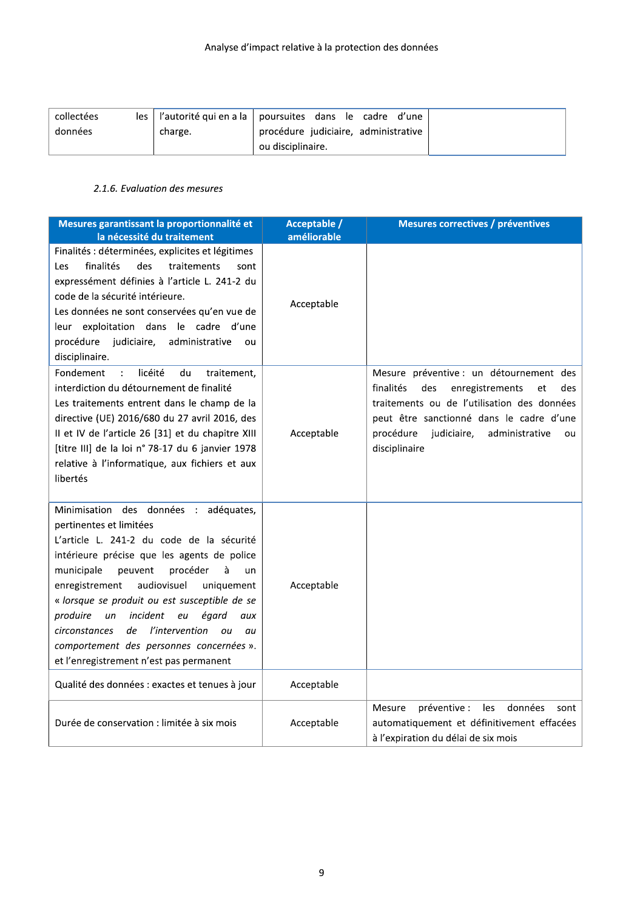| collectées les données | l'autorité qui en a la charge. | poursuites dans le cadre d'une procédure judiciaire, administrative ou disciplinaire. | |
|---|---|---|---|

*2.1.6. Evaluation des mesures*

| Mesures garantissant la proportionnalité et la nécessité du traitement | Acceptable / améliorable | Mesures correctives / préventives |
|---|---|---|
| Finalités : déterminées, explicites et légitimes<br>Les finalités des traitements sont expressément définies à l'article L. 241-2 du code de la sécurité intérieure.<br>Les données ne sont conservées qu'en vue de leur exploitation dans le cadre d'une procédure judiciaire, administrative ou disciplinaire. | Acceptable | |
| Fondement : licéité du traitement, interdiction du détournement de finalité<br>Les traitements entrent dans le champ de la directive (UE) 2016/680 du 27 avril 2016, des II et IV de l'article 26 [31] et du chapitre XIII [titre III] de la loi n° 78-17 du 6 janvier 1978 relative à l'informatique, aux fichiers et aux libertés | Acceptable | Mesure préventive : un détournement des finalités des enregistrements et des traitements ou de l'utilisation des données peut être sanctionné dans le cadre d'une procédure judiciaire, administrative ou disciplinaire |
| Minimisation des données : adéquates, pertinentes et limitées<br>L'article L. 241-2 du code de la sécurité intérieure précise que les agents de police municipale peuvent procéder à un enregistrement audiovisuel uniquement « *lorsque se produit ou est susceptible de se produire un incident eu égard aux circonstances de l'intervention ou au comportement des personnes concernées* ».<br>et l'enregistrement n'est pas permanent | Acceptable | |
| Qualité des données : exactes et tenues à jour | Acceptable | |
| Durée de conservation : limitée à six mois | Acceptable | Mesure préventive : les données sont automatiquement et définitivement effacées à l'expiration du délai de six mois |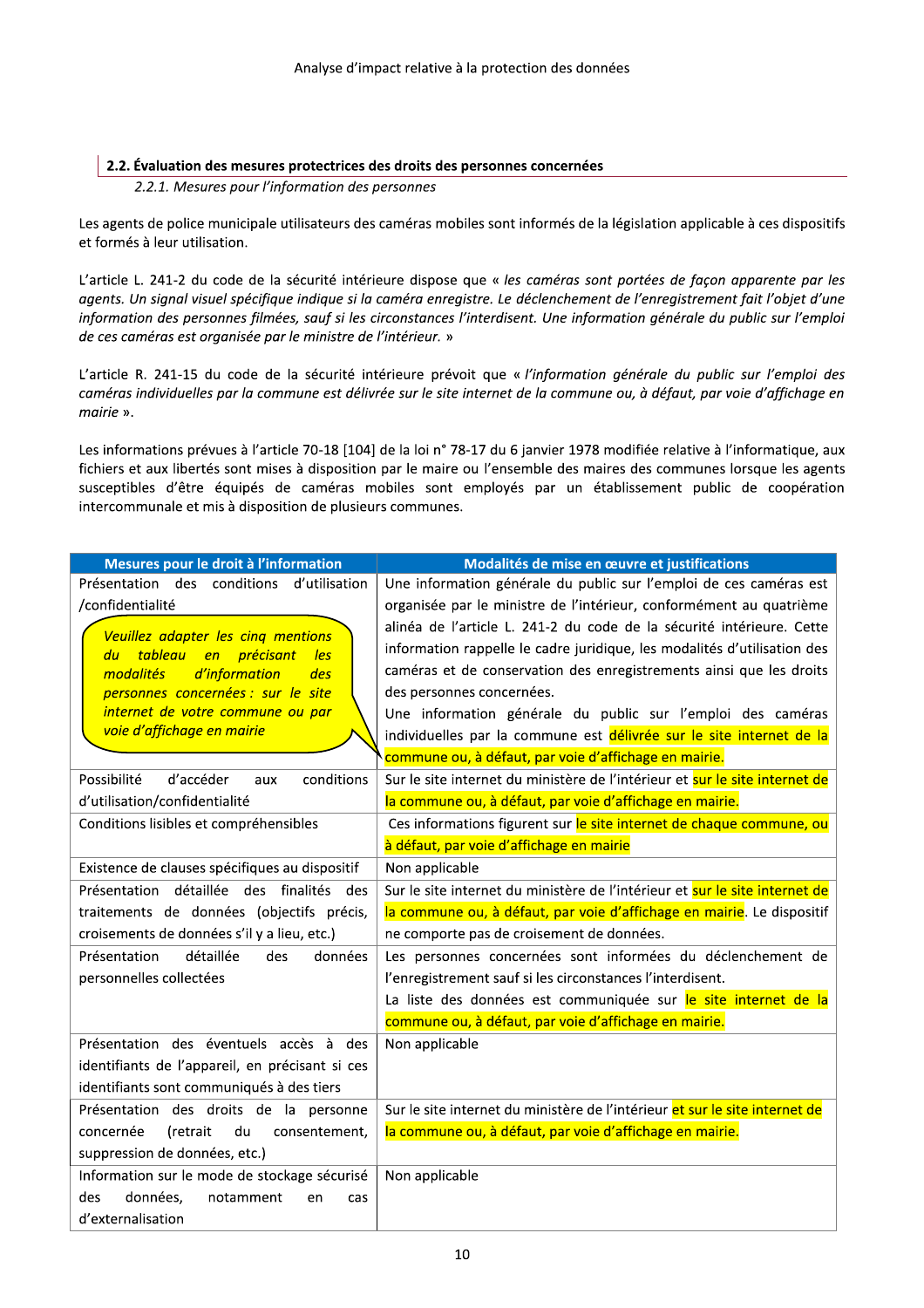### 2.2. Évaluation des mesures protectrices des droits des personnes concernées

*2.2.1. Mesures pour l'information des personnes*

Les agents de police municipale utilisateurs des caméras mobiles sont informés de la législation applicable à ces dispositifs et formés à leur utilisation.

L'article L. 241-2 du code de la sécurité intérieure dispose que « *les caméras sont portées de façon apparente par les agents. Un signal visuel spécifique indique si la caméra enregistre. Le déclenchement de l'enregistrement fait l'objet d'une information des personnes filmées, sauf si les circonstances l'interdisent. Une information générale du public sur l'emploi de ces caméras est organisée par le ministre de l'intérieur.* »

L'article R. 241-15 du code de la sécurité intérieure prévoit que « *l'information générale du public sur l'emploi des caméras individuelles par la commune est délivrée sur le site internet de la commune ou, à défaut, par voie d'affichage en mairie* ».

Les informations prévues à l'article 70-18 [104] de la loi n° 78-17 du 6 janvier 1978 modifiée relative à l'informatique, aux fichiers et aux libertés sont mises à disposition par le maire ou l'ensemble des maires des communes lorsque les agents susceptibles d'être équipés de caméras mobiles sont employés par un établissement public de coopération intercommunale et mis à disposition de plusieurs communes.

| Mesures pour le droit à l'information | Modalités de mise en œuvre et justifications |
|---|---|
| Présentation des conditions d'utilisation /confidentialité<br><br>*Veuillez adapter les cinq mentions du tableau en précisant les modalités d'information des personnes concernées : sur le site internet de votre commune ou par voie d'affichage en mairie* | Une information générale du public sur l'emploi de ces caméras est organisée par le ministre de l'intérieur, conformément au quatrième alinéa de l'article L. 241-2 du code de la sécurité intérieure. Cette information rappelle le cadre juridique, les modalités d'utilisation des caméras et de conservation des enregistrements ainsi que les droits des personnes concernées.<br>Une information générale du public sur l'emploi des caméras individuelles par la commune est délivrée sur le site internet de la commune ou, à défaut, par voie d'affichage en mairie. |
| Possibilité d'accéder aux conditions d'utilisation/confidentialité | Sur le site internet du ministère de l'intérieur et sur le site internet de la commune ou, à défaut, par voie d'affichage en mairie. |
| Conditions lisibles et compréhensibles | Ces informations figurent sur le site internet de chaque commune, ou à défaut, par voie d'affichage en mairie |
| Existence de clauses spécifiques au dispositif | Non applicable |
| Présentation détaillée des finalités des traitements de données (objectifs précis, croisements de données s'il y a lieu, etc.) | Sur le site internet du ministère de l'intérieur et sur le site internet de la commune ou, à défaut, par voie d'affichage en mairie. Le dispositif ne comporte pas de croisement de données. |
| Présentation détaillée des données personnelles collectées | Les personnes concernées sont informées du déclenchement de l'enregistrement sauf si les circonstances l'interdisent.<br>La liste des données est communiquée sur le site internet de la commune ou, à défaut, par voie d'affichage en mairie. |
| Présentation des éventuels accès à des identifiants de l'appareil, en précisant si ces identifiants sont communiqués à des tiers | Non applicable |
| Présentation des droits de la personne concernée (retrait du consentement, suppression de données, etc.) | Sur le site internet du ministère de l'intérieur et sur le site internet de la commune ou, à défaut, par voie d'affichage en mairie. |
| Information sur le mode de stockage sécurisé des données, notamment en cas d'externalisation | Non applicable |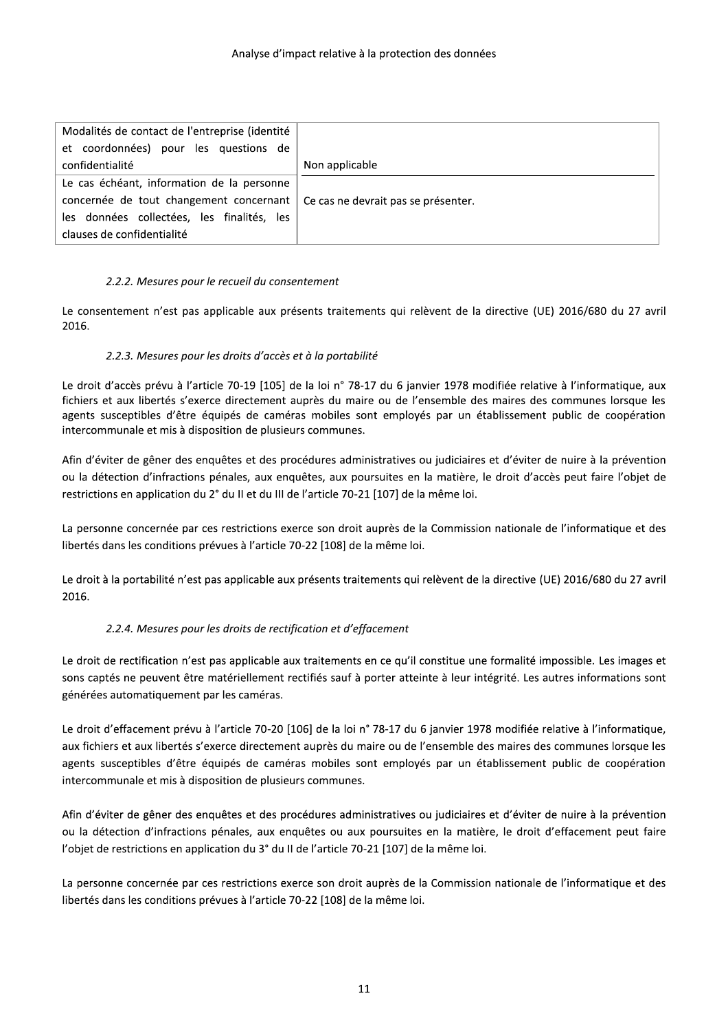| | |
|---|---|
| Modalités de contact de l'entreprise (identité et coordonnées) pour les questions de confidentialité | Non applicable |
| Le cas échéant, information de la personne concernée de tout changement concernant les données collectées, les finalités, les clauses de confidentialité | Ce cas ne devrait pas se présenter. |

#### *2.2.2. Mesures pour le recueil du consentement*

Le consentement n'est pas applicable aux présents traitements qui relèvent de la directive (UE) 2016/680 du 27 avril 2016.

#### *2.2.3. Mesures pour les droits d'accès et à la portabilité*

Le droit d'accès prévu à l'article 70-19 [105] de la loi n° 78-17 du 6 janvier 1978 modifiée relative à l'informatique, aux fichiers et aux libertés s'exerce directement auprès du maire ou de l'ensemble des maires des communes lorsque les agents susceptibles d'être équipés de caméras mobiles sont employés par un établissement public de coopération intercommunale et mis à disposition de plusieurs communes.

Afin d'éviter de gêner des enquêtes et des procédures administratives ou judiciaires et d'éviter de nuire à la prévention ou la détection d'infractions pénales, aux enquêtes, aux poursuites en la matière, le droit d'accès peut faire l'objet de restrictions en application du 2° du II et du III de l'article 70-21 [107] de la même loi.

La personne concernée par ces restrictions exerce son droit auprès de la Commission nationale de l'informatique et des libertés dans les conditions prévues à l'article 70-22 [108] de la même loi.

Le droit à la portabilité n'est pas applicable aux présents traitements qui relèvent de la directive (UE) 2016/680 du 27 avril 2016.

#### *2.2.4. Mesures pour les droits de rectification et d'effacement*

Le droit de rectification n'est pas applicable aux traitements en ce qu'il constitue une formalité impossible. Les images et sons captés ne peuvent être matériellement rectifiés sauf à porter atteinte à leur intégrité. Les autres informations sont générées automatiquement par les caméras.

Le droit d'effacement prévu à l'article 70-20 [106] de la loi n° 78-17 du 6 janvier 1978 modifiée relative à l'informatique, aux fichiers et aux libertés s'exerce directement auprès du maire ou de l'ensemble des maires des communes lorsque les agents susceptibles d'être équipés de caméras mobiles sont employés par un établissement public de coopération intercommunale et mis à disposition de plusieurs communes.

Afin d'éviter de gêner des enquêtes et des procédures administratives ou judiciaires et d'éviter de nuire à la prévention ou la détection d'infractions pénales, aux enquêtes ou aux poursuites en la matière, le droit d'effacement peut faire l'objet de restrictions en application du 3° du II de l'article 70-21 [107] de la même loi.

La personne concernée par ces restrictions exerce son droit auprès de la Commission nationale de l'informatique et des libertés dans les conditions prévues à l'article 70-22 [108] de la même loi.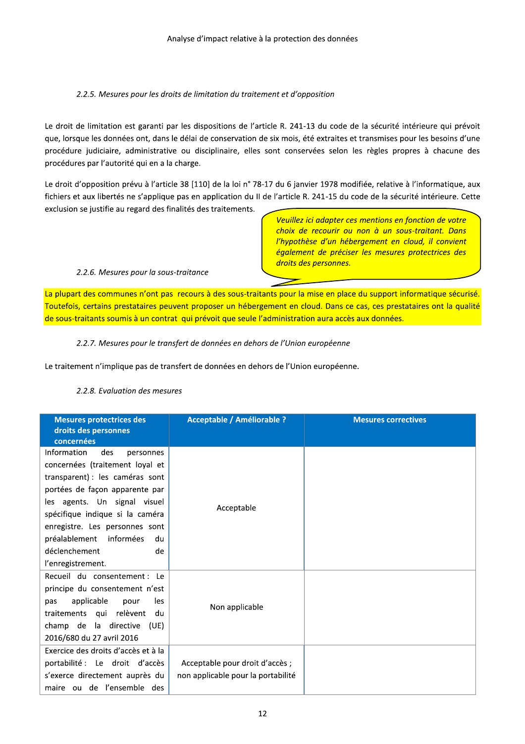##### *2.2.5. Mesures pour les droits de limitation du traitement et d'opposition*

Le droit de limitation est garanti par les dispositions de l'article R. 241-13 du code de la sécurité intérieure qui prévoit que, lorsque les données ont, dans le délai de conservation de six mois, été extraites et transmises pour les besoins d'une procédure judiciaire, administrative ou disciplinaire, elles sont conservées selon les règles propres à chacune des procédures par l'autorité qui en a la charge.

Le droit d'opposition prévu à l'article 38 [110] de la loi n° 78-17 du 6 janvier 1978 modifiée, relative à l'informatique, aux fichiers et aux libertés ne s'applique pas en application du II de l'article R. 241-15 du code de la sécurité intérieure. Cette exclusion se justifie au regard des finalités des traitements.

*Veuillez ici adapter ces mentions en fonction de votre choix de recourir ou non à un sous-traitant. Dans l'hypothèse d'un hébergement en cloud, il convient également de préciser les mesures protectrices des droits des personnes.*

##### *2.2.6. Mesures pour la sous-traitance*

La plupart des communes n'ont pas recours à des sous-traitants pour la mise en place du support informatique sécurisé. Toutefois, certains prestataires peuvent proposer un hébergement en cloud. Dans ce cas, ces prestataires ont la qualité de sous-traitants soumis à un contrat qui prévoit que seule l'administration aura accès aux données.

##### *2.2.7. Mesures pour le transfert de données en dehors de l'Union européenne*

Le traitement n'implique pas de transfert de données en dehors de l'Union européenne.

##### *2.2.8. Evaluation des mesures*

| Mesures protectrices des droits des personnes concernées | Acceptable / Améliorable ? | Mesures correctives |
|---|---|---|
| Information des personnes concernées (traitement loyal et transparent) : les caméras sont portées de façon apparente par les agents. Un signal visuel spécifique indique si la caméra enregistre. Les personnes sont préalablement informées du déclenchement de l'enregistrement. | Acceptable | |
| Recueil du consentement : Le principe du consentement n'est pas applicable pour les traitements qui relèvent du champ de la directive (UE) 2016/680 du 27 avril 2016 | Non applicable | |
| Exercice des droits d'accès et à la portabilité : Le droit d'accès s'exerce directement auprès du maire ou de l'ensemble des | Acceptable pour droit d'accès ; non applicable pour la portabilité | |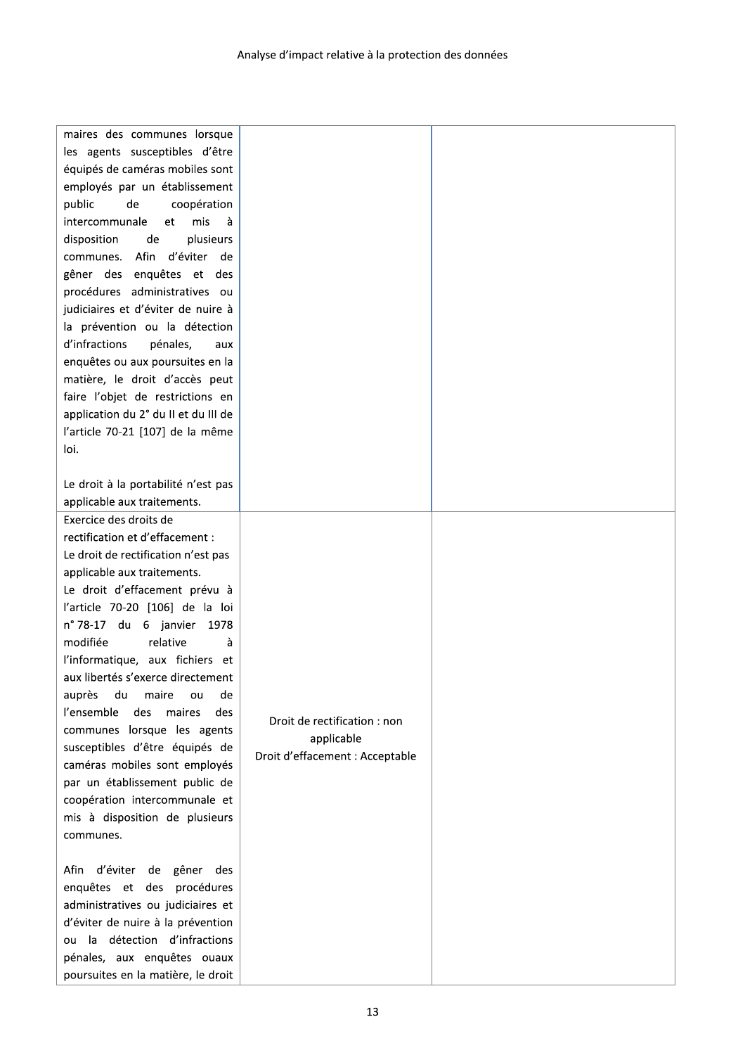| | | |
|---|---|---|
| maires des communes lorsque les agents susceptibles d'être équipés de caméras mobiles sont employés par un établissement public de coopération intercommunale et mis à disposition de plusieurs communes. Afin d'éviter de gêner des enquêtes et des procédures administratives ou judiciaires et d'éviter de nuire à la prévention ou la détection d'infractions pénales, aux enquêtes ou aux poursuites en la matière, le droit d'accès peut faire l'objet de restrictions en application du 2° du II et du III de l'article 70-21 [107] de la même loi.<br><br>Le droit à la portabilité n'est pas applicable aux traitements. | | |
| Exercice des droits de rectification et d'effacement :<br>Le droit de rectification n'est pas applicable aux traitements.<br>Le droit d'effacement prévu à l'article 70-20 [106] de la loi n° 78-17 du 6 janvier 1978 modifiée relative à l'informatique, aux fichiers et aux libertés s'exerce directement auprès du maire ou de l'ensemble des maires des communes lorsque les agents susceptibles d'être équipés de caméras mobiles sont employés par un établissement public de coopération intercommunale et mis à disposition de plusieurs communes.<br><br>Afin d'éviter de gêner des enquêtes et des procédures administratives ou judiciaires et d'éviter de nuire à la prévention ou la détection d'infractions pénales, aux enquêtes ouaux poursuites en la matière, le droit | Droit de rectification : non applicable<br>Droit d'effacement : Acceptable | |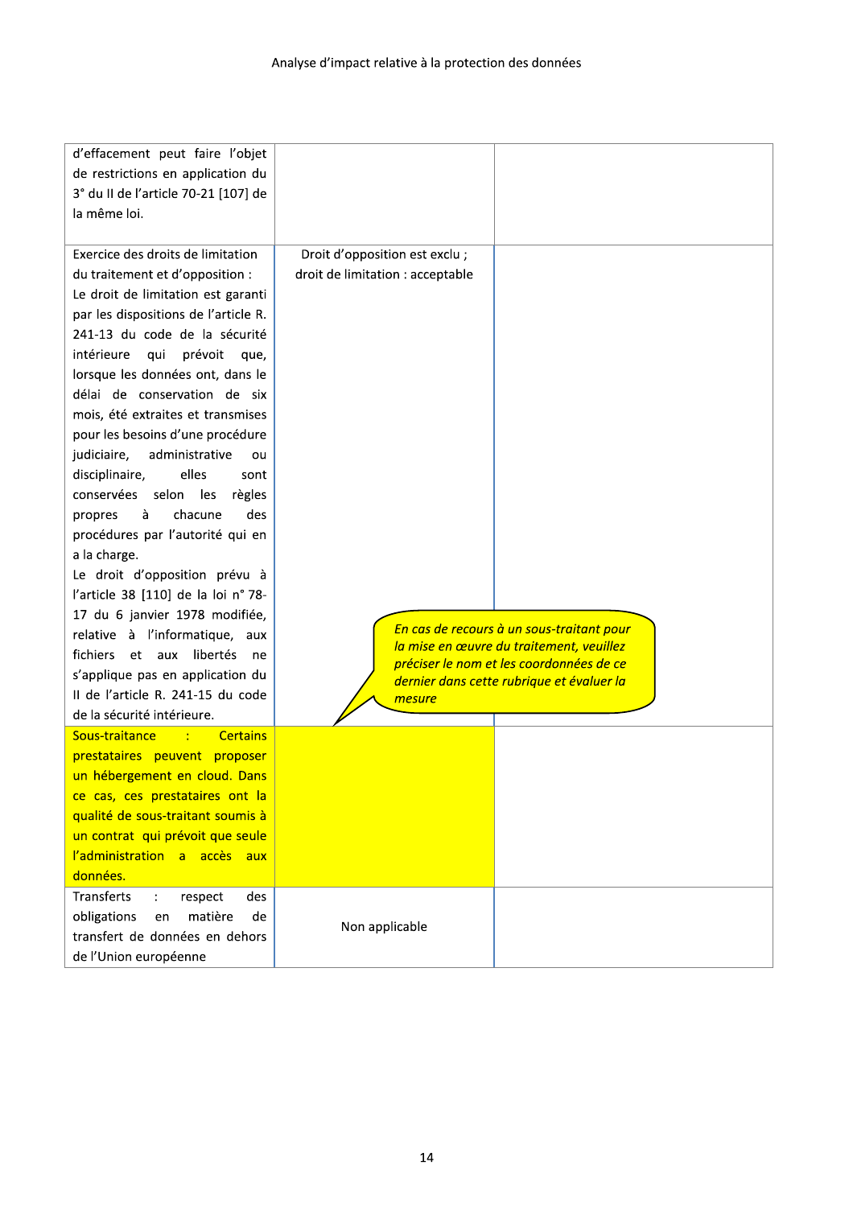| | | |
|---|---|---|
| d'effacement peut faire l'objet de restrictions en application du 3° du II de l'article 70-21 [107] de la même loi. | | |
| Exercice des droits de limitation du traitement et d'opposition : Le droit de limitation est garanti par les dispositions de l'article R. 241-13 du code de la sécurité intérieure qui prévoit que, lorsque les données ont, dans le délai de conservation de six mois, été extraites et transmises pour les besoins d'une procédure judiciaire, administrative ou disciplinaire, elles sont conservées selon les règles propres à chacune des procédures par l'autorité qui en a la charge. Le droit d'opposition prévu à l'article 38 [110] de la loi n° 78-17 du 6 janvier 1978 modifiée, relative à l'informatique, aux fichiers et aux libertés ne s'applique pas en application du II de l'article R. 241-15 du code de la sécurité intérieure. | Droit d'opposition est exclu ; droit de limitation : acceptable | |
| Sous-traitance : Certains prestataires peuvent proposer un hébergement en cloud. Dans ce cas, ces prestataires ont la qualité de sous-traitant soumis à un contrat qui prévoit que seule l'administration a accès aux données. | | |
| Transferts : respect des obligations en matière de transfert de données en dehors de l'Union européenne | Non applicable | |

*En cas de recours à un sous-traitant pour la mise en œuvre du traitement, veuillez préciser le nom et les coordonnées de ce dernier dans cette rubrique et évaluer la mesure*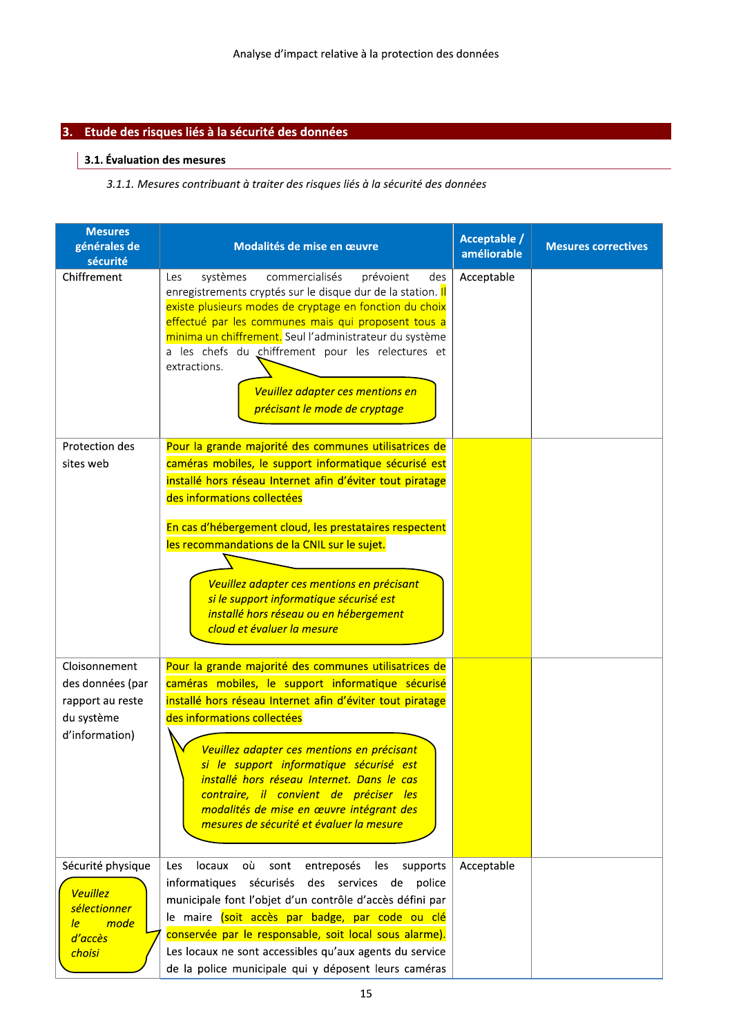## 3. Etude des risques liés à la sécurité des données

### 3.1. Évaluation des mesures

*3.1.1. Mesures contribuant à traiter des risques liés à la sécurité des données*

| Mesures générales de sécurité | Modalités de mise en œuvre | Acceptable / améliorable | Mesures correctives |
|---|---|---|---|
| Chiffrement | Les systèmes commercialisés prévoient des enregistrements cryptés sur le disque dur de la station. Il existe plusieurs modes de cryptage en fonction du choix effectué par les communes mais qui proposent tous a minima un chiffrement. Seul l'administrateur du système a les chefs du chiffrement pour les relectures et extractions. *Veuillez adapter ces mentions en précisant le mode de cryptage* | Acceptable | |
| Protection des sites web | Pour la grande majorité des communes utilisatrices de caméras mobiles, le support informatique sécurisé est installé hors réseau Internet afin d'éviter tout piratage des informations collectées<br><br>En cas d'hébergement cloud, les prestataires respectent les recommandations de la CNIL sur le sujet. *Veuillez adapter ces mentions en précisant si le support informatique sécurisé est installé hors réseau ou en hébergement cloud et évaluer la mesure* | | |
| Cloisonnement des données (par rapport au reste du système d'information) | Pour la grande majorité des communes utilisatrices de caméras mobiles, le support informatique sécurisé installé hors réseau Internet afin d'éviter tout piratage des informations collectées *Veuillez adapter ces mentions en précisant si le support informatique sécurisé est installé hors réseau Internet. Dans le cas contraire, il convient de préciser les modalités de mise en œuvre intégrant des mesures de sécurité et évaluer la mesure* | | |
| Sécurité physique *Veuillez sélectionner le mode d'accès choisi* | Les locaux où sont entreposés les supports informatiques sécurisés des services de police municipale font l'objet d'un contrôle d'accès défini par le maire (soit accès par badge, par code ou clé conservée par le responsable, soit local sous alarme). Les locaux ne sont accessibles qu'aux agents du service de la police municipale qui y déposent leurs caméras | Acceptable | |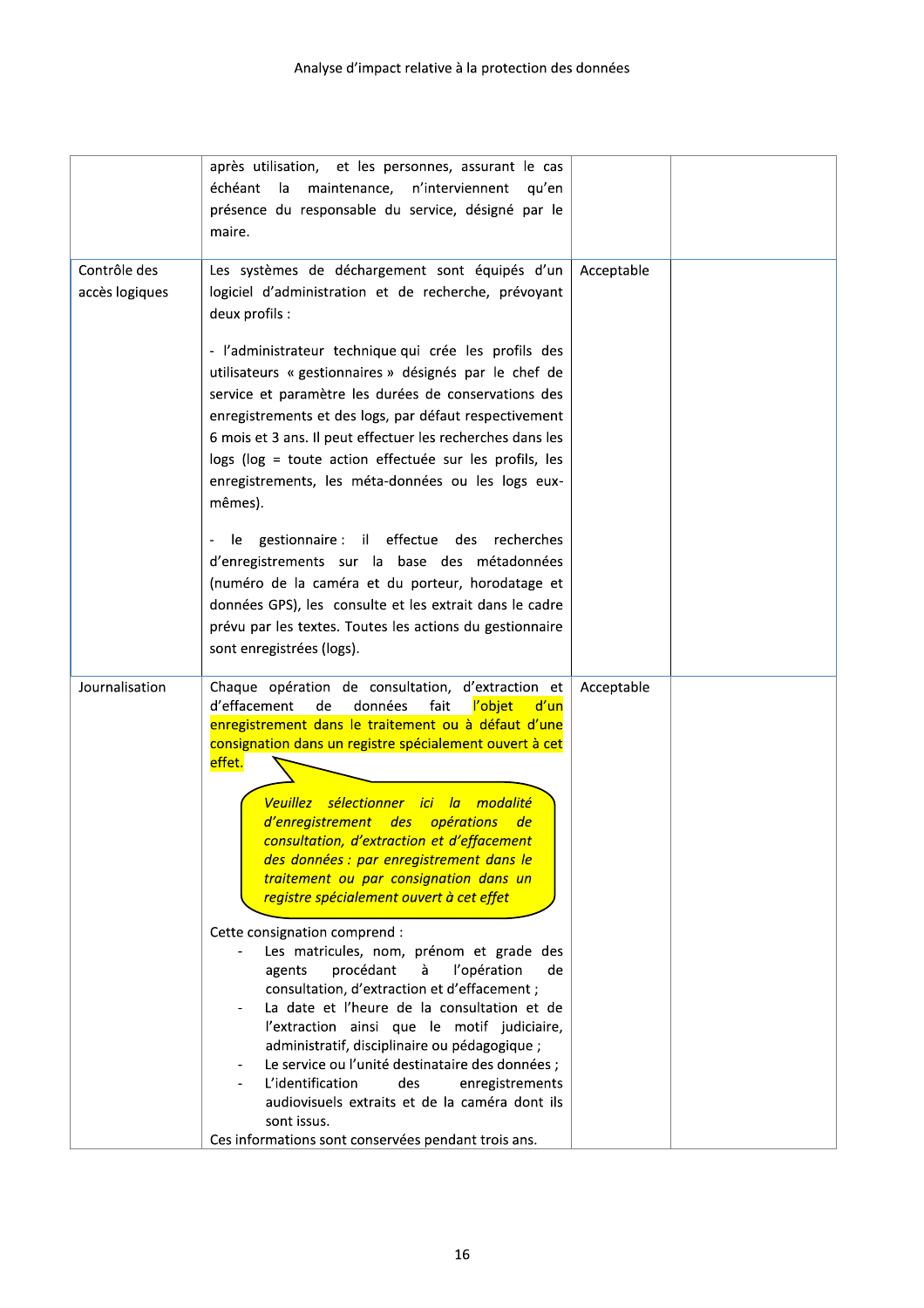| | | | |
|---|---|---|---|
| | après utilisation, et les personnes, assurant le cas échéant la maintenance, n'interviennent qu'en présence du responsable du service, désigné par le maire. | | |
| Contrôle des accès logiques | Les systèmes de déchargement sont équipés d'un logiciel d'administration et de recherche, prévoyant deux profils :<br><br>- l'administrateur technique qui crée les profils des utilisateurs « gestionnaires » désignés par le chef de service et paramètre les durées de conservations des enregistrements et des logs, par défaut respectivement 6 mois et 3 ans. Il peut effectuer les recherches dans les logs (log = toute action effectuée sur les profils, les enregistrements, les méta-données ou les logs eux-mêmes).<br><br>- le gestionnaire : il effectue des recherches d'enregistrements sur la base des métadonnées (numéro de la caméra et du porteur, horodatage et données GPS), les consulte et les extrait dans le cadre prévu par les textes. Toutes les actions du gestionnaire sont enregistrées (logs). | Acceptable | |
| Journalisation | Chaque opération de consultation, d'extraction et d'effacement de données fait l'objet d'un enregistrement dans le traitement ou à défaut d'une consignation dans un registre spécialement ouvert à cet effet.<br><br>*Veuillez sélectionner ici la modalité d'enregistrement des opérations de consultation, d'extraction et d'effacement des données : par enregistrement dans le traitement ou par consignation dans un registre spécialement ouvert à cet effet*<br><br>Cette consignation comprend :<br>- Les matricules, nom, prénom et grade des agents procédant à l'opération de consultation, d'extraction et d'effacement ;<br>- La date et l'heure de la consultation et de l'extraction ainsi que le motif judiciaire, administratif, disciplinaire ou pédagogique ;<br>- Le service ou l'unité destinataire des données ;<br>- L'identification des enregistrements audiovisuels extraits et de la caméra dont ils sont issus.<br><br>Ces informations sont conservées pendant trois ans. | Acceptable | |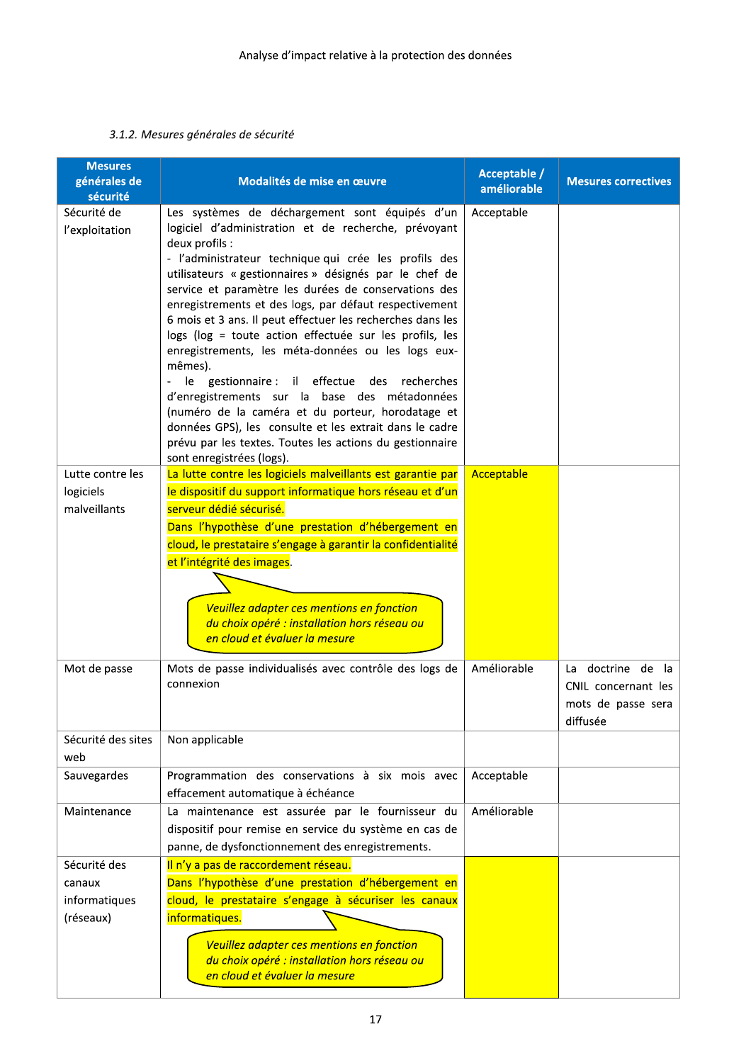*3.1.2. Mesures générales de sécurité*

| Mesures générales de sécurité | Modalités de mise en œuvre | Acceptable / améliorable | Mesures correctives |
|---|---|---|---|
| Sécurité de l'exploitation | Les systèmes de déchargement sont équipés d'un logiciel d'administration et de recherche, prévoyant deux profils :<br>- l'administrateur technique qui crée les profils des utilisateurs « gestionnaires » désignés par le chef de service et paramètre les durées de conservations des enregistrements et des logs, par défaut respectivement 6 mois et 3 ans. Il peut effectuer les recherches dans les logs (log = toute action effectuée sur les profils, les enregistrements, les méta-données ou les logs eux-mêmes).<br>- le gestionnaire : il effectue des recherches d'enregistrements sur la base des métadonnées (numéro de la caméra et du porteur, horodatage et données GPS), les consulte et les extrait dans le cadre prévu par les textes. Toutes les actions du gestionnaire sont enregistrées (logs). | Acceptable | |
| Lutte contre les logiciels malveillants | La lutte contre les logiciels malveillants est garantie par le dispositif du support informatique hors réseau et d'un serveur dédié sécurisé.<br>Dans l'hypothèse d'une prestation d'hébergement en cloud, le prestataire s'engage à garantir la confidentialité et l'intégrité des images.<br>*Veuillez adapter ces mentions en fonction du choix opéré : installation hors réseau ou en cloud et évaluer la mesure* | Acceptable | |
| Mot de passe | Mots de passe individualisés avec contrôle des logs de connexion | Améliorable | La doctrine de la CNIL concernant les mots de passe sera diffusée |
| Sécurité des sites web | Non applicable | | |
| Sauvegardes | Programmation des conservations à six mois avec effacement automatique à échéance | Acceptable | |
| Maintenance | La maintenance est assurée par le fournisseur du dispositif pour remise en service du système en cas de panne, de dysfonctionnement des enregistrements. | Améliorable | |
| Sécurité des canaux informatiques (réseaux) | Il n'y a pas de raccordement réseau.<br>Dans l'hypothèse d'une prestation d'hébergement en cloud, le prestataire s'engage à sécuriser les canaux informatiques.<br>*Veuillez adapter ces mentions en fonction du choix opéré : installation hors réseau ou en cloud et évaluer la mesure* | | |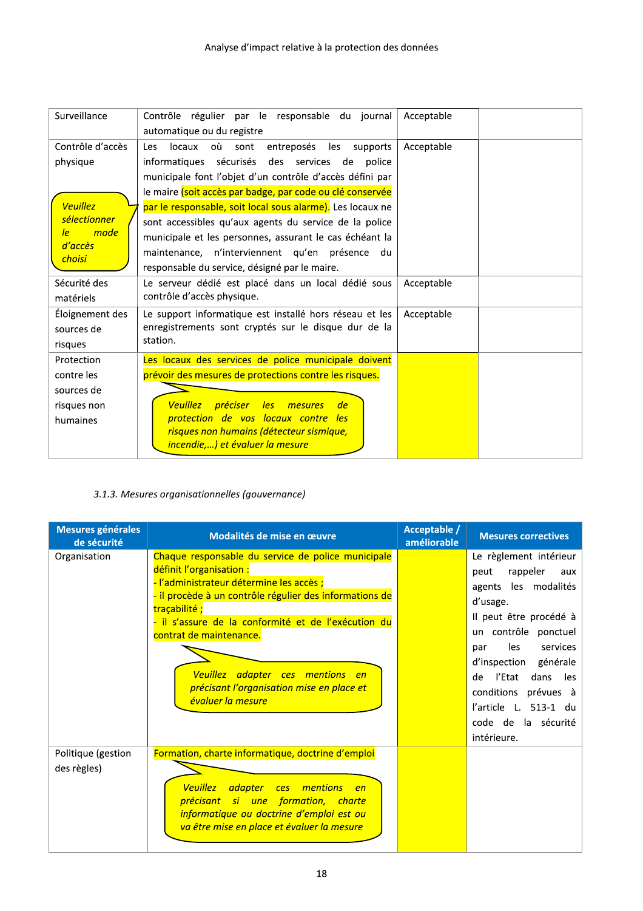| | | | |
|---|---|---|---|
| Surveillance | Contrôle régulier par le responsable du journal automatique ou du registre | Acceptable | |
| Contrôle d'accès physique *Veuillez sélectionner le mode d'accès choisi* | Les locaux où sont entreposés les supports informatiques sécurisés des services de police municipale font l'objet d'un contrôle d'accès défini par le maire (soit accès par badge, par code ou clé conservée par le responsable, soit local sous alarme). Les locaux ne sont accessibles qu'aux agents du service de la police municipale et les personnes, assurant le cas échéant la maintenance, n'interviennent qu'en présence du responsable du service, désigné par le maire. | Acceptable | |
| Sécurité des matériels | Le serveur dédié est placé dans un local dédié sous contrôle d'accès physique. | Acceptable | |
| Éloignement des sources de risques | Le support informatique est installé hors réseau et les enregistrements sont cryptés sur le disque dur de la station. | Acceptable | |
| Protection contre les sources de risques non humaines | Les locaux des services de police municipale doivent prévoir des mesures de protections contre les risques. *Veuillez préciser les mesures de protection de vos locaux contre les risques non humains (détecteur sismique, incendie,…) et évaluer la mesure* | | |

*3.1.3. Mesures organisationnelles (gouvernance)*

| Mesures générales de sécurité | Modalités de mise en œuvre | Acceptable / améliorable | Mesures correctives |
|---|---|---|---|
| Organisation | Chaque responsable du service de police municipale définit l'organisation :<br>- l'administrateur détermine les accès ;<br>- il procède à un contrôle régulier des informations de traçabilité ;<br>- il s'assure de la conformité et de l'exécution du contrat de maintenance.<br>*Veuillez adapter ces mentions en précisant l'organisation mise en place et évaluer la mesure* | | Le règlement intérieur peut rappeler aux agents les modalités d'usage.<br>Il peut être procédé à un contrôle ponctuel par les services d'inspection générale de l'Etat dans les conditions prévues à l'article L. 513-1 du code de la sécurité intérieure. |
| Politique (gestion des règles) | Formation, charte informatique, doctrine d'emploi<br>*Veuillez adapter ces mentions en précisant si une formation, charte informatique ou doctrine d'emploi est ou va être mise en place et évaluer la mesure* | | |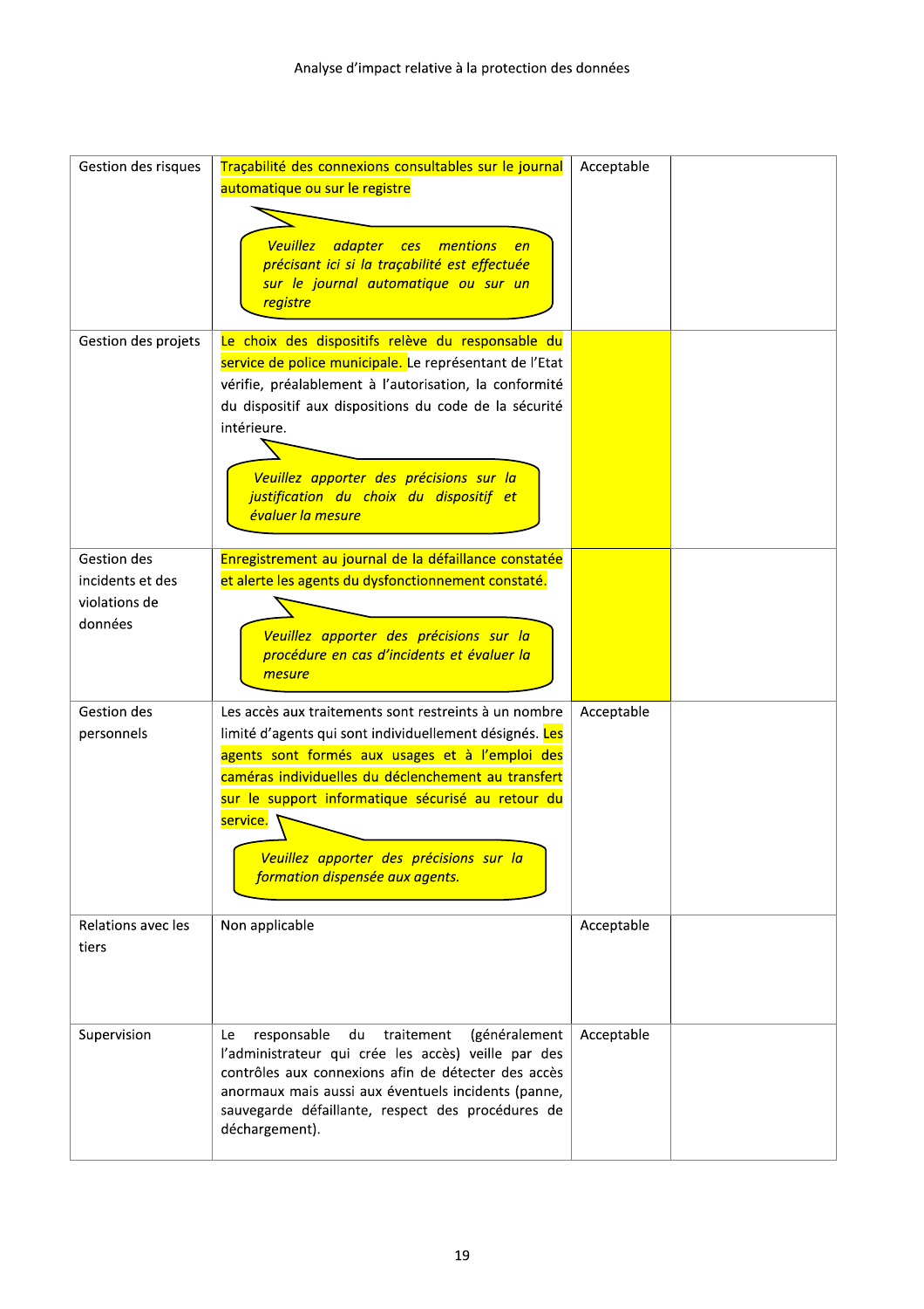| Gestion des risques | Traçabilité des connexions consultables sur le journal automatique ou sur le registre<br><br>*Veuillez adapter ces mentions en précisant ici si la traçabilité est effectuée sur le journal automatique ou sur un registre* | Acceptable | |
|---|---|---|---|
| Gestion des projets | Le choix des dispositifs relève du responsable du service de police municipale. Le représentant de l'Etat vérifie, préalablement à l'autorisation, la conformité du dispositif aux dispositions du code de la sécurité intérieure.<br><br>*Veuillez apporter des précisions sur la justification du choix du dispositif et évaluer la mesure* | | |
| Gestion des incidents et des violations de données | Enregistrement au journal de la défaillance constatée et alerte les agents du dysfonctionnement constaté.<br><br>*Veuillez apporter des précisions sur la procédure en cas d'incidents et évaluer la mesure* | | |
| Gestion des personnels | Les accès aux traitements sont restreints à un nombre limité d'agents qui sont individuellement désignés. Les agents sont formés aux usages et à l'emploi des caméras individuelles du déclenchement au transfert sur le support informatique sécurisé au retour du service.<br><br>*Veuillez apporter des précisions sur la formation dispensée aux agents.* | Acceptable | |
| Relations avec les tiers | Non applicable | Acceptable | |
| Supervision | Le responsable du traitement (généralement l'administrateur qui crée les accès) veille par des contrôles aux connexions afin de détecter des accès anormaux mais aussi aux éventuels incidents (panne, sauvegarde défaillante, respect des procédures de déchargement). | Acceptable | |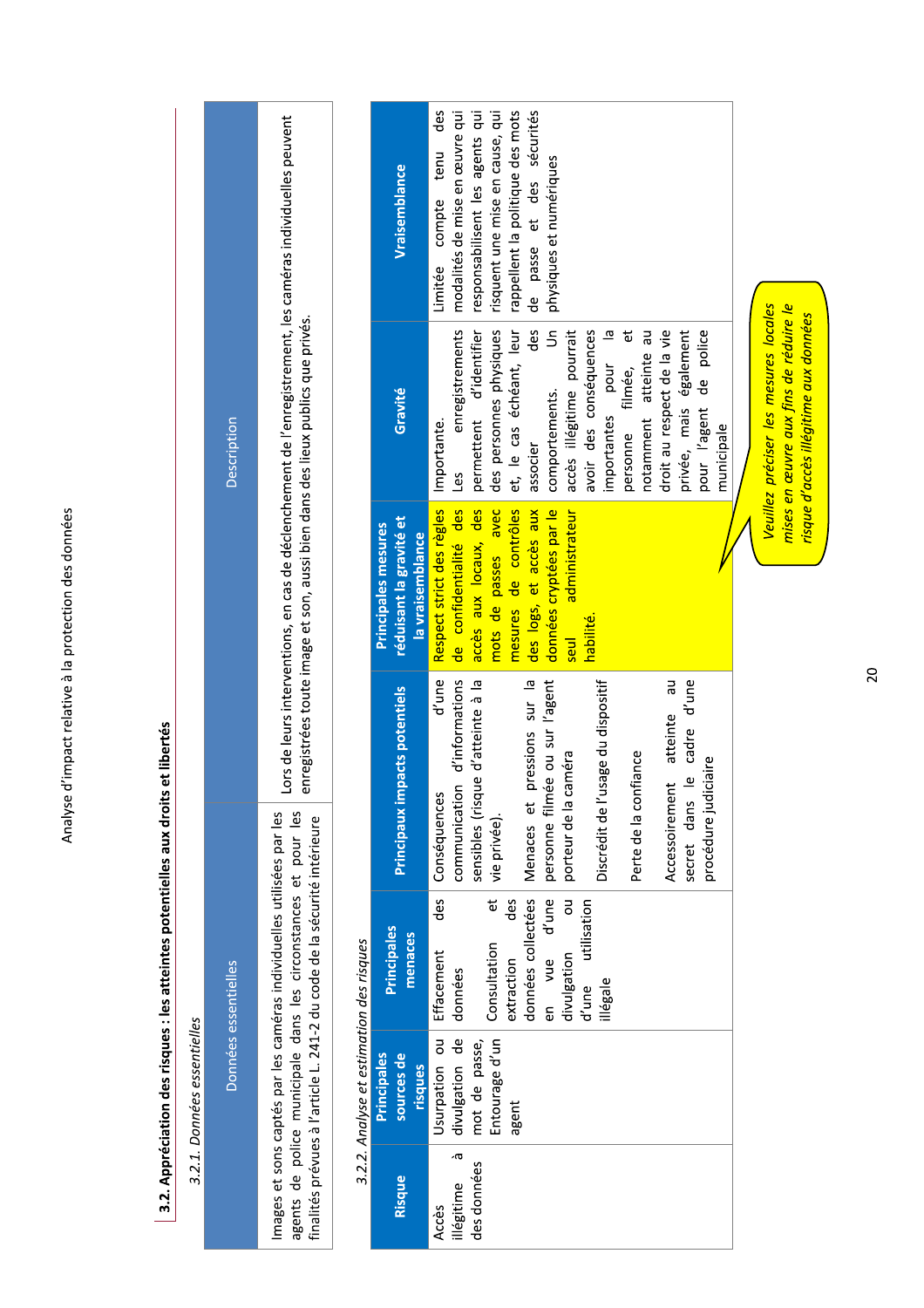## 3.2. Appréciation des risques : les atteintes potentielles aux droits et libertés

*3.2.1. Données essentielles*

| Données essentielles | Description |
|---|---|
| Images et sons captés par les caméras individuelles utilisées par les agents de police municipale dans les circonstances et pour les finalités prévues à l'article L. 241-2 du code de la sécurité intérieure | Lors de leurs interventions, en cas de déclenchement de l'enregistrement, les caméras individuelles peuvent enregistrées toute image et son, aussi bien dans des lieux publics que privés. |

*3.2.2. Analyse et estimation des risques*

| Risque | Principales sources de risques | Principales menaces | Principaux impacts potentiels | Principales mesures réduisant la gravité et la vraisemblance | Gravité | Vraisemblance |
|---|---|---|---|---|---|---|
| Accès illégitime à des données | Usurpation ou divulgation de mot de passe, Entourage d'un agent | Effacement des données<br><br>Consultation et extraction des données collectées en vue d'une divulgation ou d'une utilisation illégale | Conséquences d'une communication d'informations sensibles (risque d'atteinte à la vie privée).<br><br>Menaces et pressions sur la personne filmée ou sur l'agent porteur de la caméra<br><br>Discrédit de l'usage du dispositif<br><br>Perte de la confiance<br><br>Accessoirement atteinte au secret dans le cadre d'une procédure judiciaire | Respect strict des règles de confidentialité des accès aux locaux, des mots de passes avec mesures de contrôles des logs, et accès aux données cryptées par le seul administrateur habilité. | Importante.<br>Les enregistrements permettent d'identifier des personnes physiques et, le cas échéant, leur associer des comportements. Un accès illégitime pourrait avoir des conséquences importantes pour la personne filmée, et notamment atteinte au droit au respect de la vie privée, mais également pour l'agent de police municipale | Limitée compte tenu des modalités de mise en œuvre qui responsabilisent les agents qui risquent une mise en cause, qui rappellent la politique des mots de passe et des sécurités physiques et numériques |

*Veuillez préciser les mesures locales mises en œuvre aux fins de réduire le risque d'accès illégitime aux données*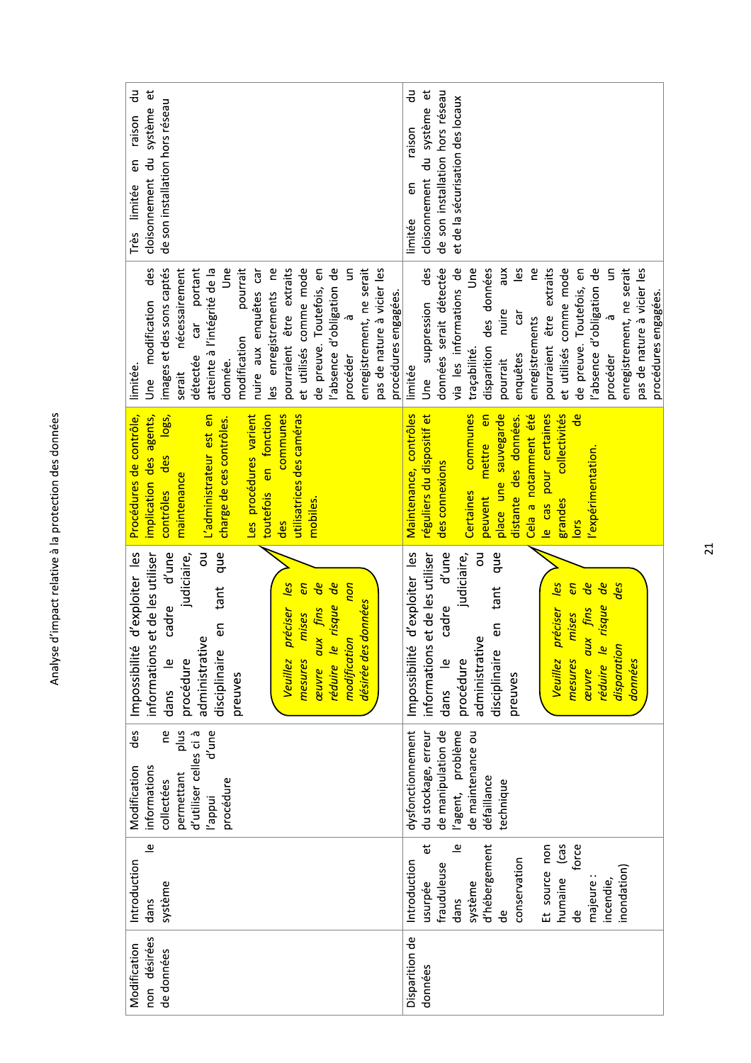| Modification non désirées de données | Introduction dans le système | Modification des informations collectées ne permettant plus d'utiliser celles ci à l'appui d'une procédure | Impossibilité d'exploiter les informations et de les utiliser dans le cadre d'une procédure judiciaire, administrative ou disciplinaire en tant que preuves<br><br>*Veuillez préciser les mesures mises en œuvre aux fins de réduire le risque de modification non désirée des données* | Procédures de contrôle, implication des agents, contrôles des logs, maintenance<br><br>L'administrateur est en charge de ces contrôles.<br><br>Les procédures varient toutefois en fonction des communes utilisatrices des caméras mobiles. | limitée.<br>Une modification des images et des sons captés serait nécessairement détectée car portant atteinte à l'intégrité de la donnée. Une modification pourrait nuire aux enquêtes car les enregistrements ne pourraient être extraits et utilisés comme mode de preuve. Toutefois, en l'absence d'obligation de procéder à un enregistrement, ne serait pas de nature à vicier les procédures engagées. | Très limitée en raison du cloisonnement du système et de son installation hors réseau |
|---|---|---|---|---|---|---|
| Disparition de données | Introduction usurpée et frauduleuse dans le système d'hébergement de conservation<br><br>Et source non humaine (cas de force majeure : incendie, inondation) | dysfonctionnement du stockage, erreur de manipulation de l'agent, problème de maintenance ou défaillance technique | Impossibilité d'exploiter les informations et de les utiliser dans le cadre d'une procédure judiciaire, administrative ou disciplinaire en tant que preuves<br><br>*Veuillez préciser les mesures mises en œuvre aux fins de réduire le risque de disparation des données* | Maintenance, contrôles réguliers du dispositif et des connexions<br><br>Certaines communes peuvent mettre en place une sauvegarde distante des données. Cela a notamment été le cas pour certaines grandes collectivités lors de l'expérimentation. | limitée<br>Une suppression des données serait détectée via les informations de traçabilité. Une disparition des données pourrait nuire aux enquêtes car les enregistrements ne pourraient être extraits et utilisés comme mode de preuve. Toutefois, en l'absence d'obligation de procéder à un enregistrement, ne serait pas de nature à vicier les procédures engagées. | limitée en raison du cloisonnement du système et de son installation hors réseau et de la sécurisation des locaux |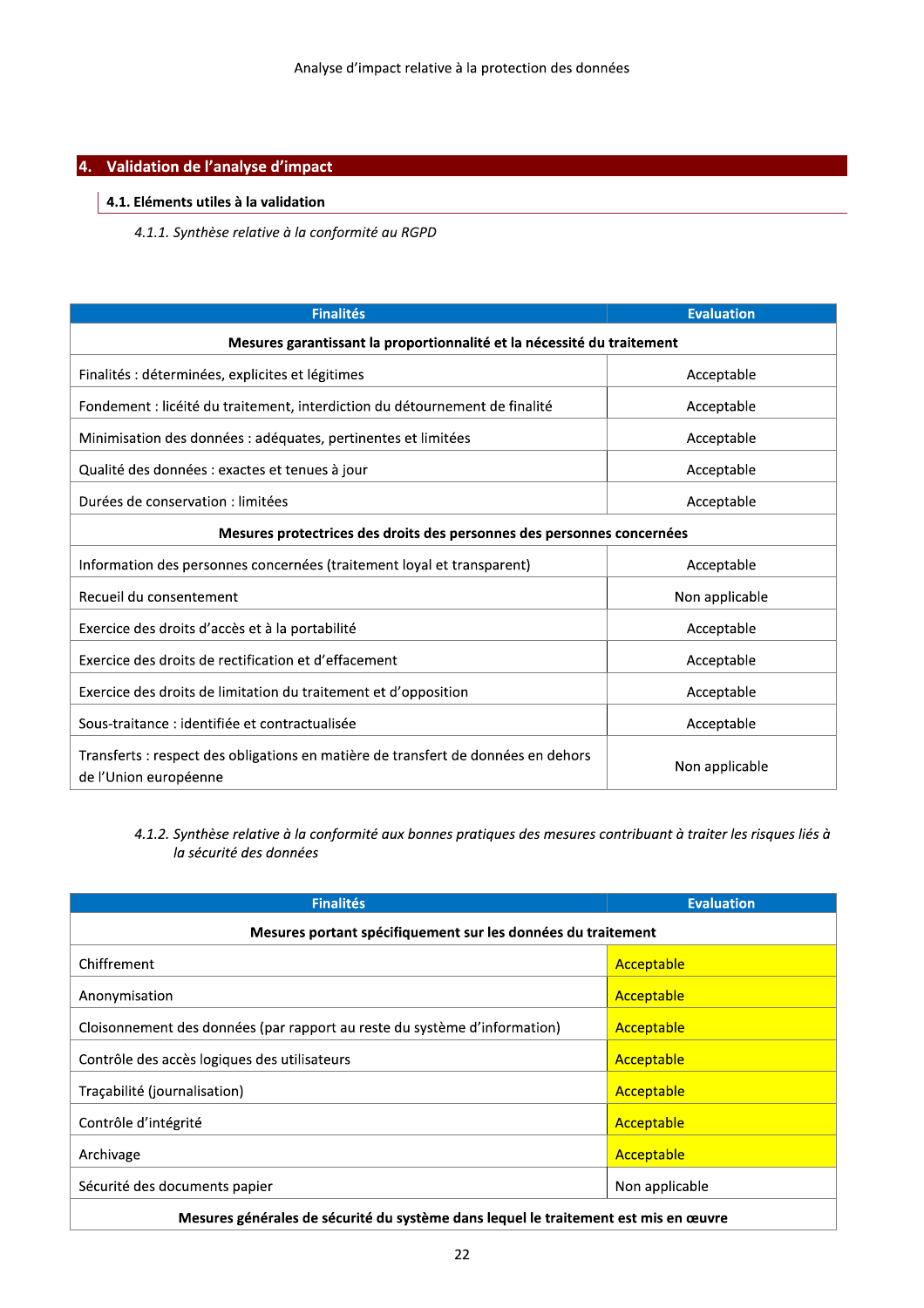## 4. Validation de l'analyse d'impact

### 4.1. Eléments utiles à la validation

*4.1.1. Synthèse relative à la conformité au RGPD*

| Finalités | Evaluation |
|---|---|
| **Mesures garantissant la proportionnalité et la nécessité du traitement** | |
| Finalités : déterminées, explicites et légitimes | Acceptable |
| Fondement : licéité du traitement, interdiction du détournement de finalité | Acceptable |
| Minimisation des données : adéquates, pertinentes et limitées | Acceptable |
| Qualité des données : exactes et tenues à jour | Acceptable |
| Durées de conservation : limitées | Acceptable |
| **Mesures protectrices des droits des personnes des personnes concernées** | |
| Information des personnes concernées (traitement loyal et transparent) | Acceptable |
| Recueil du consentement | Non applicable |
| Exercice des droits d'accès et à la portabilité | Acceptable |
| Exercice des droits de rectification et d'effacement | Acceptable |
| Exercice des droits de limitation du traitement et d'opposition | Acceptable |
| Sous-traitance : identifiée et contractualisée | Acceptable |
| Transferts : respect des obligations en matière de transfert de données en dehors de l'Union européenne | Non applicable |

*4.1.2. Synthèse relative à la conformité aux bonnes pratiques des mesures contribuant à traiter les risques liés à la sécurité des données*

| Finalités | Evaluation |
|---|---|
| **Mesures portant spécifiquement sur les données du traitement** | |
| Chiffrement | Acceptable |
| Anonymisation | Acceptable |
| Cloisonnement des données (par rapport au reste du système d'information) | Acceptable |
| Contrôle des accès logiques des utilisateurs | Acceptable |
| Traçabilité (journalisation) | Acceptable |
| Contrôle d'intégrité | Acceptable |
| Archivage | Acceptable |
| Sécurité des documents papier | Non applicable |
| **Mesures générales de sécurité du système dans lequel le traitement est mis en œuvre** | |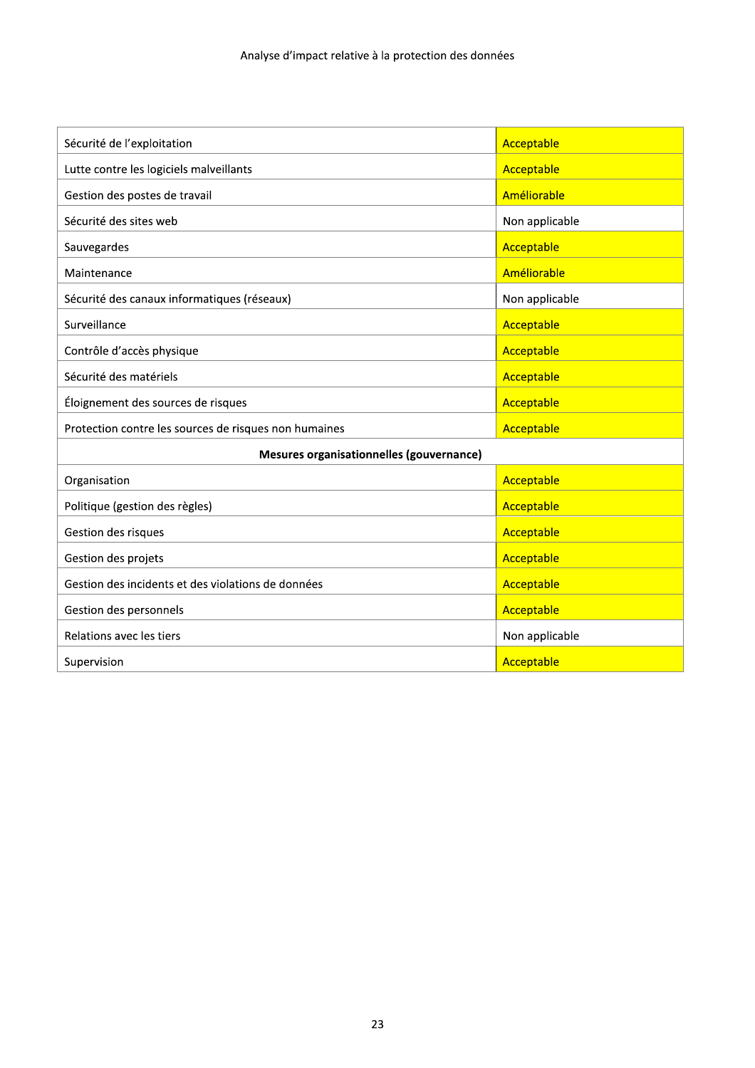| | |
|---|---|
| Sécurité de l’exploitation | Acceptable |
| Lutte contre les logiciels malveillants | Acceptable |
| Gestion des postes de travail | Améliorable |
| Sécurité des sites web | Non applicable |
| Sauvegardes | Acceptable |
| Maintenance | Améliorable |
| Sécurité des canaux informatiques (réseaux) | Non applicable |
| Surveillance | Acceptable |
| Contrôle d’accès physique | Acceptable |
| Sécurité des matériels | Acceptable |
| Éloignement des sources de risques | Acceptable |
| Protection contre les sources de risques non humaines | Acceptable |
| **Mesures organisationnelles (gouvernance)** | |
| Organisation | Acceptable |
| Politique (gestion des règles) | Acceptable |
| Gestion des risques | Acceptable |
| Gestion des projets | Acceptable |
| Gestion des incidents et des violations de données | Acceptable |
| Gestion des personnels | Acceptable |
| Relations avec les tiers | Non applicable |
| Supervision | Acceptable |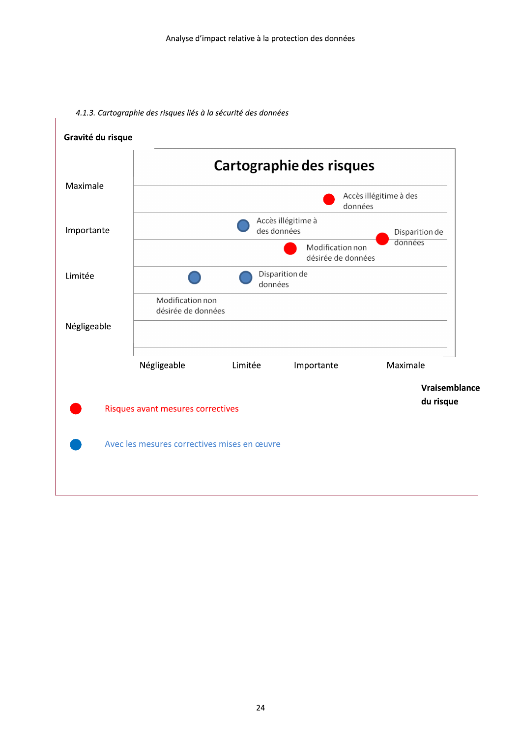*4.1.3. Cartographie des risques liés à la sécurité des données*

**Gravité du risque**

Cartographie des risques

Maximale

Importante

Limitée

Négligeable

Accès illégitime à des données

Accès illégitime à des données

Disparition de données

Modification non désirée de données

Disparition de données

Modification non désirée de données

Négligeable Limitée Importante Maximale

**Vraisemblance du risque**

Risques avant mesures correctives

Avec les mesures correctives mises en œuvre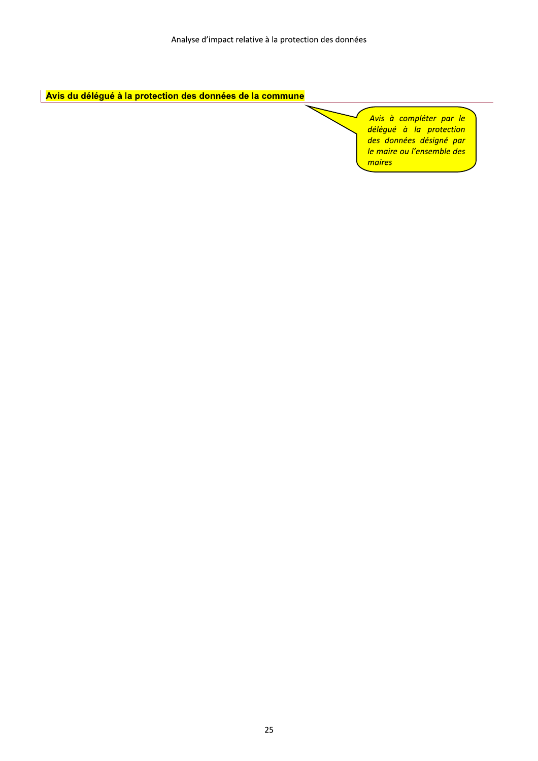## Avis du délégué à la protection des données de la commune

*Avis à compléter par le délégué à la protection des données désigné par le maire ou l'ensemble des maires*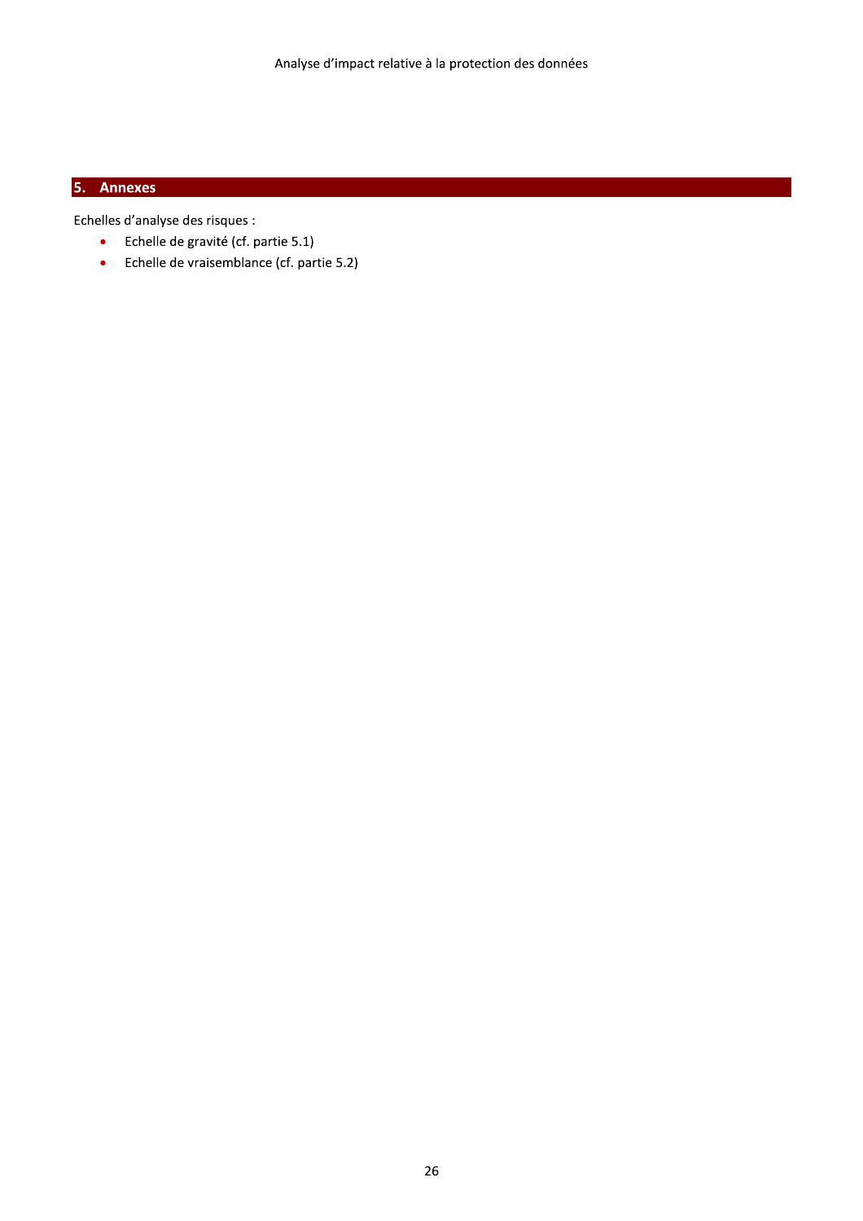## 5. Annexes

Echelles d'analyse des risques :

- Echelle de gravité (cf. partie 5.1)
- Echelle de vraisemblance (cf. partie 5.2)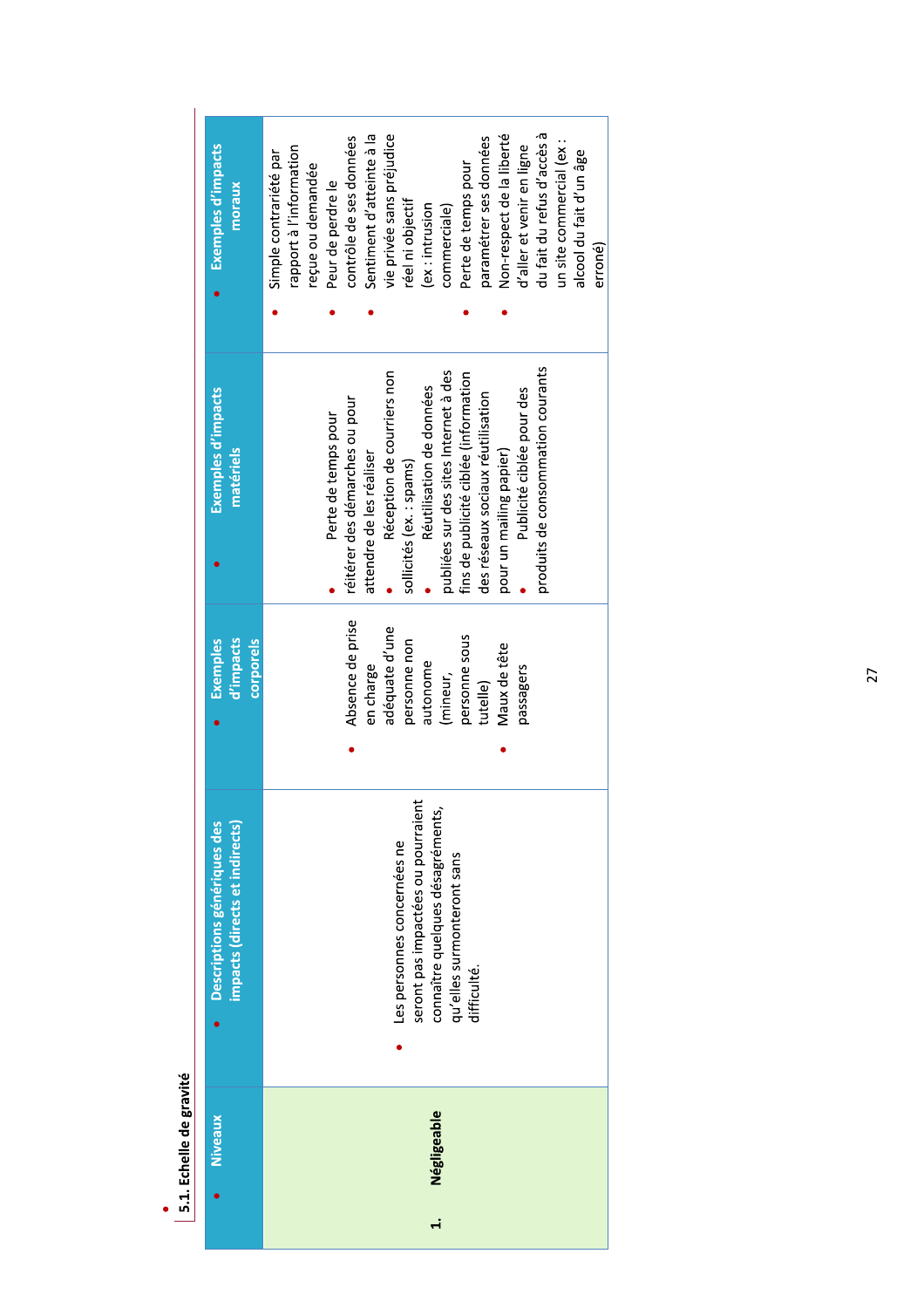### 5.1. Echelle de gravité

| Niveaux | Descriptions génériques des impacts (directs et indirects) | Exemples d'impacts corporels | Exemples d'impacts matériels | Exemples d'impacts moraux |
|---|---|---|---|---|
| 1. **Négligeable** | Les personnes concernées ne seront pas impactées ou pourraient connaître quelques désagréments, qu'elles surmonteront sans difficulté. | • Absence de prise en charge adéquate d'une personne non autonome (mineur, personne sous tutelle)<br>• Maux de tête passagers | • Perte de temps pour réitérer des démarches ou pour attendre de les réaliser<br>• Réception de courriers non sollicités (ex. : spams)<br>• Réutilisation de données publiées sur des sites Internet à des fins de publicité ciblée (information des réseaux sociaux réutilisation pour un mailing papier)<br>• Publicité ciblée pour des produits de consommation courants | • Simple contrariété par rapport à l'information reçue ou demandée<br>• Peur de perdre le contrôle de ses données<br>• Sentiment d'atteinte à la vie privée sans préjudice réel ni objectif (ex : intrusion commerciale)<br>• Perte de temps pour paramétrer ses données<br>• Non-respect de la liberté d'aller et venir en ligne du fait du refus d'accès à un site commercial (ex : alcool du fait d'un âge erroné) |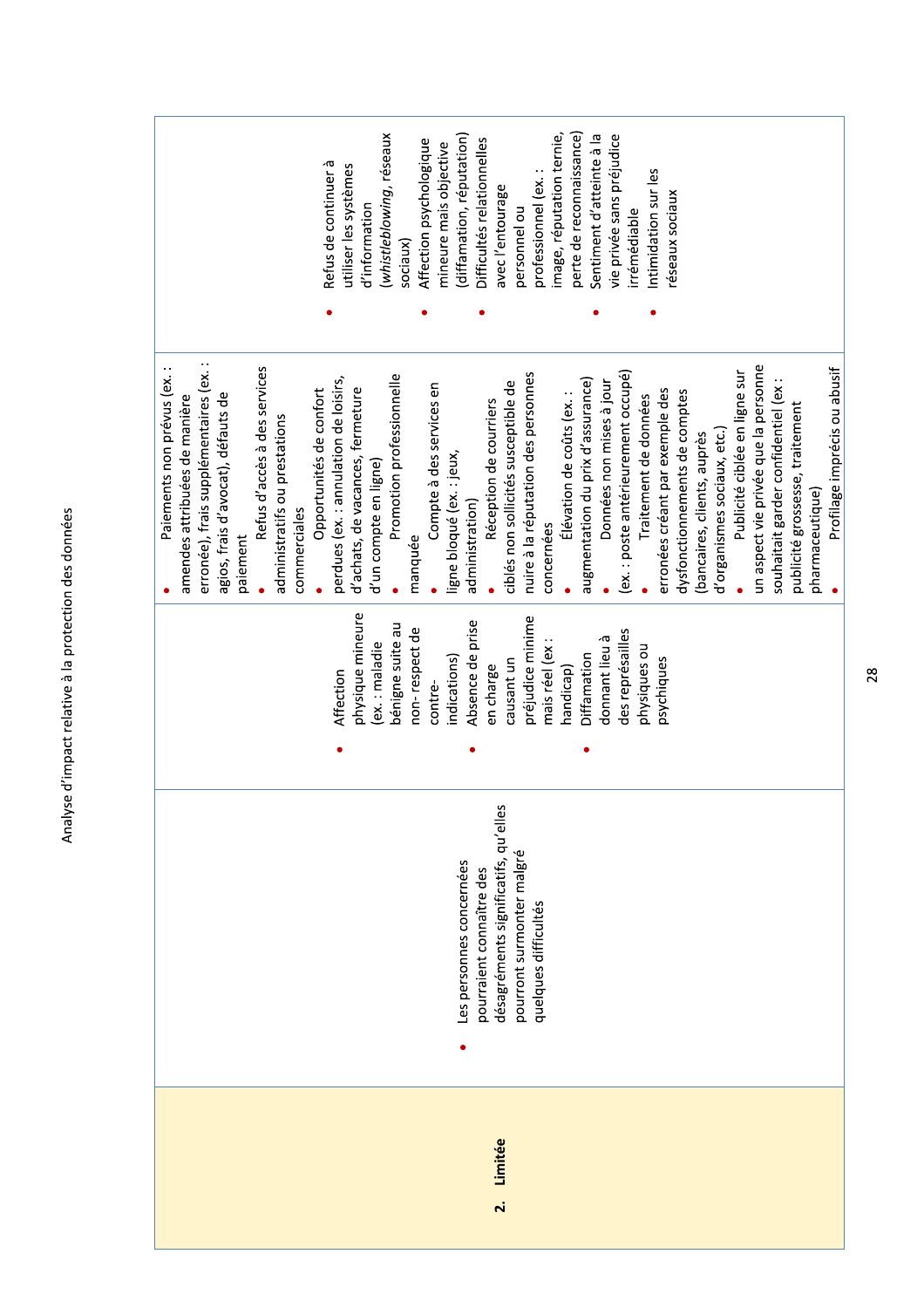| Niveau | Description générique des impacts (directs et indirects) | Exemples d'impacts corporels | Exemples d'impacts matériels | Exemples d'impacts moraux |
|---|---|---|---|---|
| **2. Limitée** | • Les personnes concernées pourraient connaître des désagréments significatifs, qu'elles pourront surmonter malgré quelques difficultés | • Affection physique mineure (ex. : maladie bénigne suite au non-respect de contre-indications)<br>• Absence de prise en charge causant un préjudice minime mais réel (ex : handicap)<br>• Diffamation donnant lieu à des représailles physiques ou psychiques | • Paiements non prévus (ex. : amendes attribuées de manière erronée), frais supplémentaires (ex. : agios, frais d'avocat), défauts de paiement<br>• Refus d'accès à des services administratifs ou prestations commerciales<br>• Opportunités de confort perdues (ex. : annulation de loisirs, d'achats, de vacances, fermeture d'un compte en ligne)<br>• Promotion professionnelle manquée<br>• Compte à des services en ligne bloqué (ex. : jeux, administration)<br>• Réception de courriers ciblés non sollicités susceptible de nuire à la réputation des personnes concernées<br>• Élévation de coûts (ex. : augmentation du prix d'assurance)<br>• Données non mises à jour (ex. : poste antérieurement occupé)<br>• Traitement de données erronées créant par exemple des dysfonctionnements de comptes (bancaires, clients, auprès d'organismes sociaux, etc.)<br>• Publicité ciblée en ligne sur un aspect vie privée que la personne souhaitait garder confidentiel (ex : publicité grossesse, traitement pharmaceutique)<br>• Profilage imprécis ou abusif | • Refus de continuer à utiliser les systèmes d'information (*whistleblowing*, réseaux sociaux)<br>• Affection psychologique mineure mais objective (diffamation, réputation)<br>• Difficultés relationnelles avec l'entourage personnel ou professionnel (ex. : image, réputation ternie, perte de reconnaissance)<br>• Sentiment d'atteinte à la vie privée sans préjudice irrémédiable<br>• Intimidation sur les réseaux sociaux |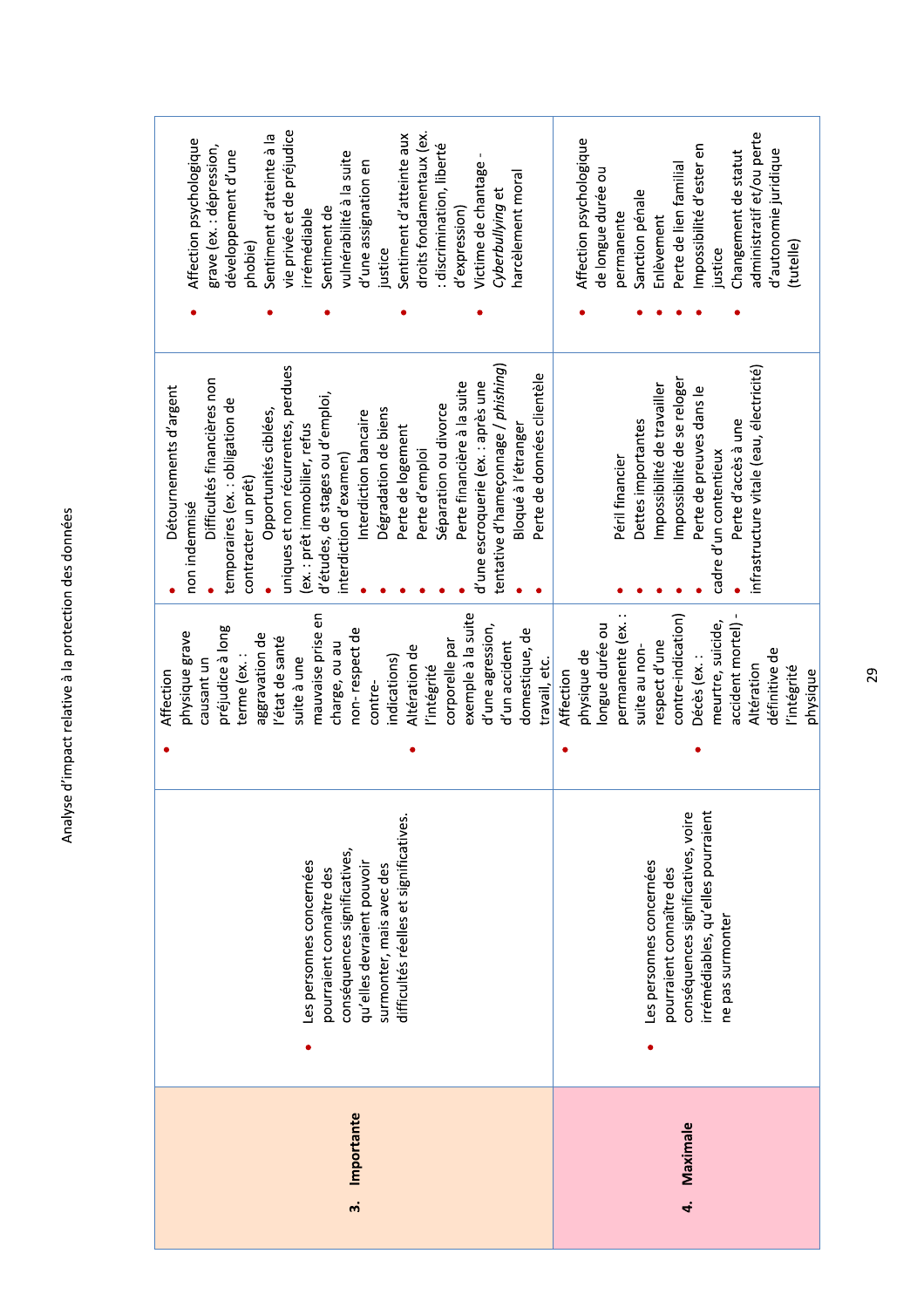| | | | | |
|---|---|---|---|---|
| **3. Importante** | • Les personnes concernées pourraient connaître des conséquences significatives, qu'elles devraient pouvoir surmonter, mais avec des difficultés réelles et significatives. | • Affection physique grave causant un préjudice à long terme (ex. : aggravation de l'état de santé suite à une mauvaise prise en charge, ou au non- respect de contre-indications)<br>• Altération de l'intégrité corporelle par exemple à la suite d'une agression, d'un accident domestique, de travail, etc. | • Détournements d'argent non indemnisé<br>• Difficultés financières non temporaires (ex. : obligation de contracter un prêt)<br>• Opportunités ciblées, uniques et non récurrentes, perdues (ex. : prêt immobilier, refus d'études, de stages ou d'emploi, interdiction d'examen)<br>• Interdiction bancaire<br>• Dégradation de biens<br>• Perte de logement<br>• Perte d'emploi<br>• Séparation ou divorce<br>• Perte financière à la suite d'une escroquerie (ex. : après une tentative d'hameçonnage / *phishing*)<br>• Bloqué à l'étranger<br>• Perte de données clientèle | • Affection psychologique grave (ex. : dépression, développement d'une phobie)<br>• Sentiment d'atteinte à la vie privée et de préjudice irrémédiable<br>• Sentiment de vulnérabilité à la suite d'une assignation en justice<br>• Sentiment d'atteinte aux droits fondamentaux (ex. : discrimination, liberté d'expression)<br>• Victime de chantage - *Cyberbullying* et harcèlement moral |
| **4. Maximale** | • Les personnes concernées pourraient connaître des conséquences significatives, voire irrémédiables, qu'elles pourraient ne pas surmonter | • Affection physique de longue durée ou permanente (ex. : suite au non-respect d'une contre-indication)<br>• Décès (ex. : meurtre, suicide, accident mortel) - Altération définitive de l'intégrité physique | • Péril financier<br>• Dettes importantes<br>• Impossibilité de travailler<br>• Impossibilité de se reloger<br>• Perte de preuves dans le cadre d'un contentieux<br>• Perte d'accès à une infrastructure vitale (eau, électricité) | • Affection psychologique de longue durée ou permanente<br>• Sanction pénale<br>• Enlèvement<br>• Perte de lien familial<br>• Impossibilité d'ester en justice<br>• Changement de statut administratif et/ou perte d'autonomie juridique (tutelle) |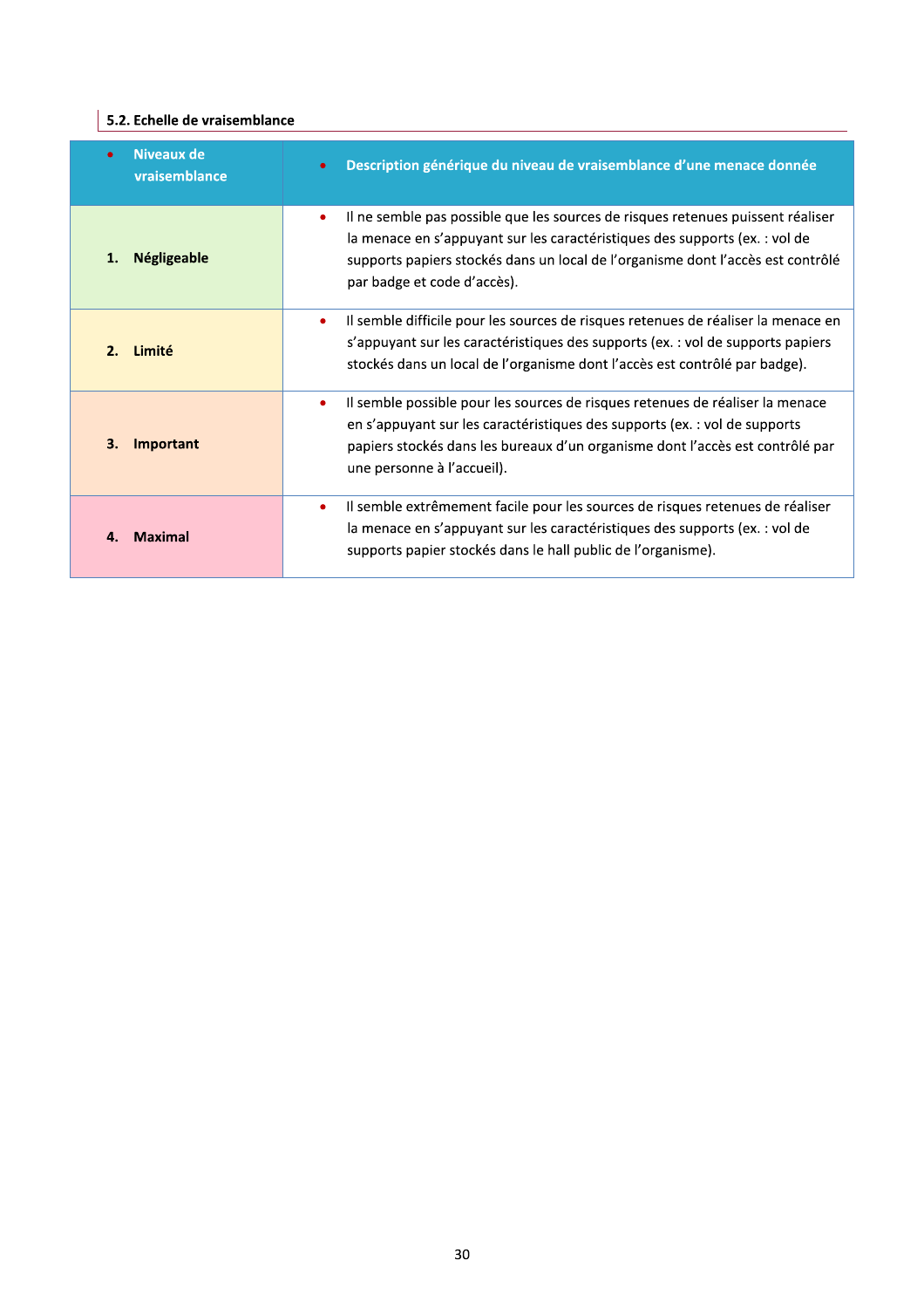### 5.2. Echelle de vraisemblance

| Niveaux de vraisemblance | Description générique du niveau de vraisemblance d'une menace donnée |
|---|---|
| **1. Négligeable** | Il ne semble pas possible que les sources de risques retenues puissent réaliser la menace en s'appuyant sur les caractéristiques des supports (ex. : vol de supports papiers stockés dans un local de l'organisme dont l'accès est contrôlé par badge et code d'accès). |
| **2. Limité** | Il semble difficile pour les sources de risques retenues de réaliser la menace en s'appuyant sur les caractéristiques des supports (ex. : vol de supports papiers stockés dans un local de l'organisme dont l'accès est contrôlé par badge). |
| **3. Important** | Il semble possible pour les sources de risques retenues de réaliser la menace en s'appuyant sur les caractéristiques des supports (ex. : vol de supports papiers stockés dans les bureaux d'un organisme dont l'accès est contrôlé par une personne à l'accueil). |
| **4. Maximal** | Il semble extrêmement facile pour les sources de risques retenues de réaliser la menace en s'appuyant sur les caractéristiques des supports (ex. : vol de supports papier stockés dans le hall public de l'organisme). |